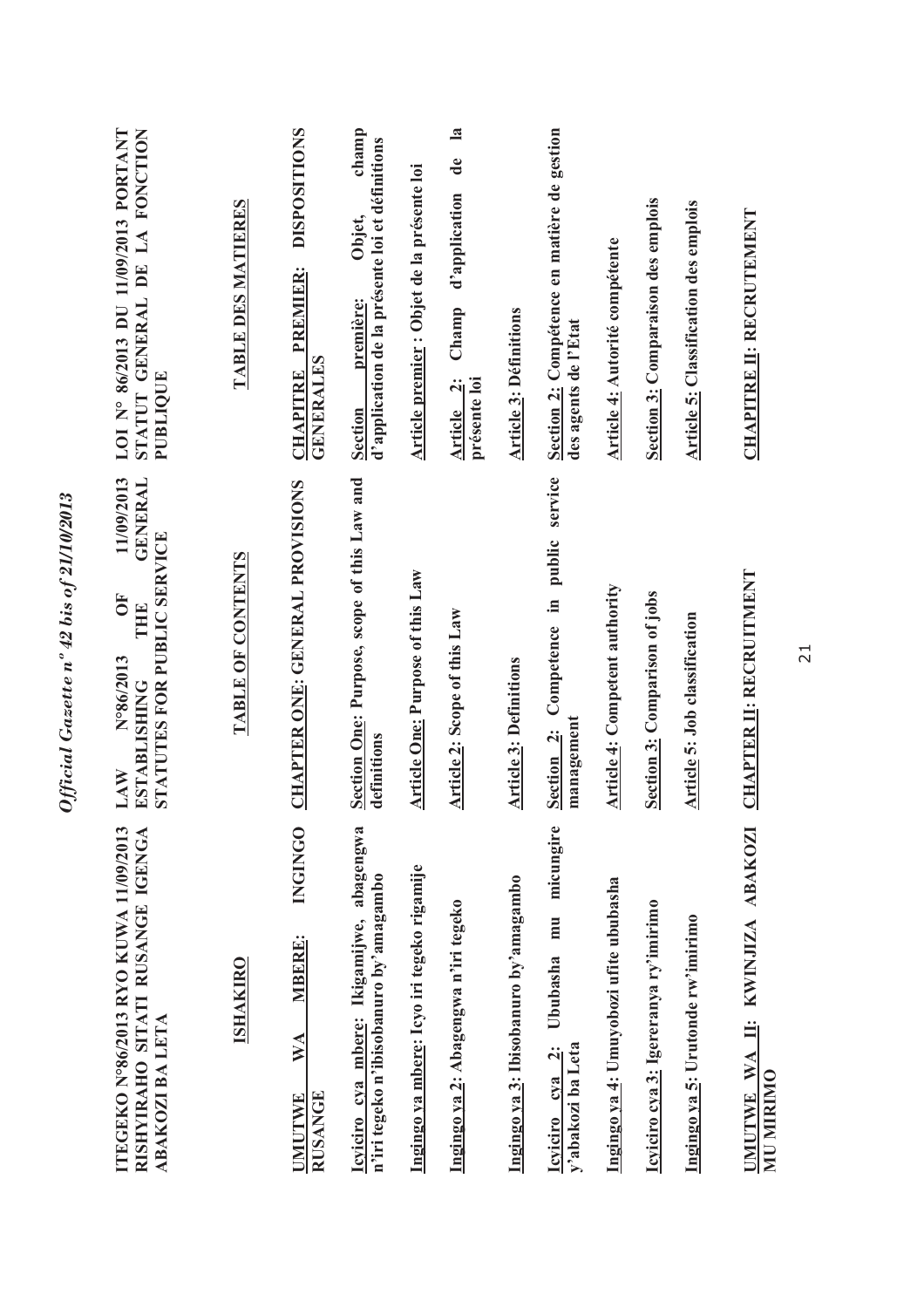**ITEGEKO N°86/2013 RYO KUWA 11/09/2013 RISHYIRAHO SITATI RUSANGE IGENGA ABAKOZI BA LETA**

**ISHAKIRO**

**UMUTWE WA MBERE: INGINGO RUSANGE**

**Icyiciro cya mbere: Ikigamijwe, abagengwa n'iri tegeko n'ibisobanuro by'amagambo**

**Ingingo ya mbere: Icyo iri tegeko rigamije**

**Ingingo ya 2: Abagengwa n'iri tegeko**

**Ingingo ya 3: Ibisobanuro by'amagambo**

**Icyiciro cya 2: Ububasha mu micungire y'abakozi ba Leta**

**Ingingo ya 4: Umuyobozi ufite ububasha**

**Icyiciro cya 3: Igereranya ry'imirimo**

**Ingingo ya 5: Urutonde rw'imirimo**

**UMUTWE WA II: KWINJIZA ABAKOZI MU MIRIMO**

**LAW N°86/2013 OF 11/09/2013 ESTABLISHING THE GENERAL STATUTES FOR PUBLIC SERVICE**

**TABLE OF CONTENTS**

**CHAPTER ONE: GENERAL PROVISIONS**

**Section One: Purpose, scope of this Law and definitions**

**Article One: Purpose of this Law**

**Article 2: Scope of this Law**

**Article 3: Definitions**

**Section 2: Competence in public service management**

**Article 4: Competent authority**

**Section 3: Comparison of jobs**

**Article 5: Job classification**

**CHAPTER II: RECRUITMENT**

**LOI N° 86/2013 DU 11/09/2013 PORTANT STATUT GENERAL DE LA FONCTION PUBLIQUE**

**TABLE DES MATIERES**

**CHAPITRE PREMIER: DISPOSITIONS GENERALES**

**Section première: Objet, champ d'application de la présente loi et définitions**

**Article premier : Objet de la présente loi**

**Article 2: Champ d'application de la présente loi**

**Article 3: Définitions**

**Section 2: Compétence en matière de gestion des agents de l'Etat**

**Article 4: Autorité compétente**

**Section 3: Comparaison des emplois**

**Article 5: Classification des emplois**

**CHAPITRE II: RECRUTEMENT**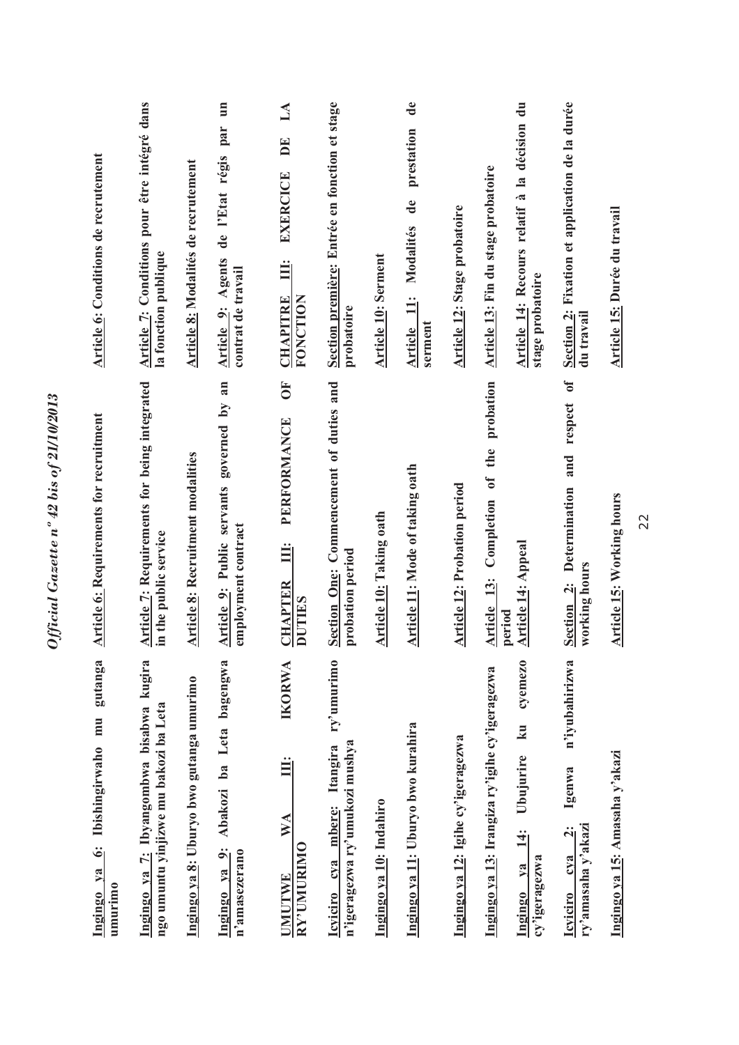| Kinyarwanda | English | Français |
|---|---|---|
| **Ingingo ya 6: Ibishingirwaho mu gutanga umurimo** | **Article 6: Requirements for recruitment** | **Article 6: Conditions de recrutement** |
| **Ingingo ya 7: Ibyangombwa bisabwa kugira ngo umuntu yinjizwe mu bakozi ba Leta** | **Article 7: Requirements for being integrated in the public service** | **Article 7: Conditions pour être intégré dans la fonction publique** |
| **Ingingo ya 8: Uburyo bwo gutanga umurimo** | **Article 8: Recruitment modalities** | **Article 8: Modalités de recrutement** |
| **Ingingo ya 9: Abakozi ba Leta bagengwa n'amasezerano** | **Article 9: Public servants governed by an employment contract** | **Article 9: Agents de l'Etat régis par un contrat de travail** |
| **UMUTWE WA III: IKORWA RY'UMURIMO** | **CHAPTER III: PERFORMANCE OF DUTIES** | **CHAPITRE III: EXERCICE DE LA FONCTION** |
| **Icyiciro cya mbere: Itangira ry'umurimo n'igeragezwa ry'umukozi mushya** | **Section One: Commencement of duties and probation period** | **Section première: Entrée en fonction et stage probatoire** |
| **Ingingo ya 10: Indahiro** | **Article 10: Taking oath** | **Article 10: Serment** |
| **Ingingo ya 11: Uburyo bwo kurahira** | **Article 11: Mode of taking oath** | **Article 11: Modalités de prestation de serment** |
| **Ingingo ya 12: Igihe cy'igeragezwa** | **Article 12: Probation period** | **Article 12: Stage probatoire** |
| **Ingingo ya 13: Irangiza ry'igihe cy'igeragezwa** | **Article 13: Completion of the probation period** | **Article 13: Fin du stage probatoire** |
| **Ingingo ya 14: Ubujurire ku cyemezo cy'igeragezwa** | **Article 14: Appeal** | **Article 14: Recours relatif à la décision du stage probatoire** |
| **Icyiciro cya 2: Igenwa n'iyubahirizwa ry'amasaha y'akazi** | **Section 2: Determination and respect of working hours** | **Section 2: Fixation et application de la durée du travail** |
| **Ingingo ya 15: Amasaha y'akazi** | **Article 15: Working hours** | **Article 15: Durée du travail** |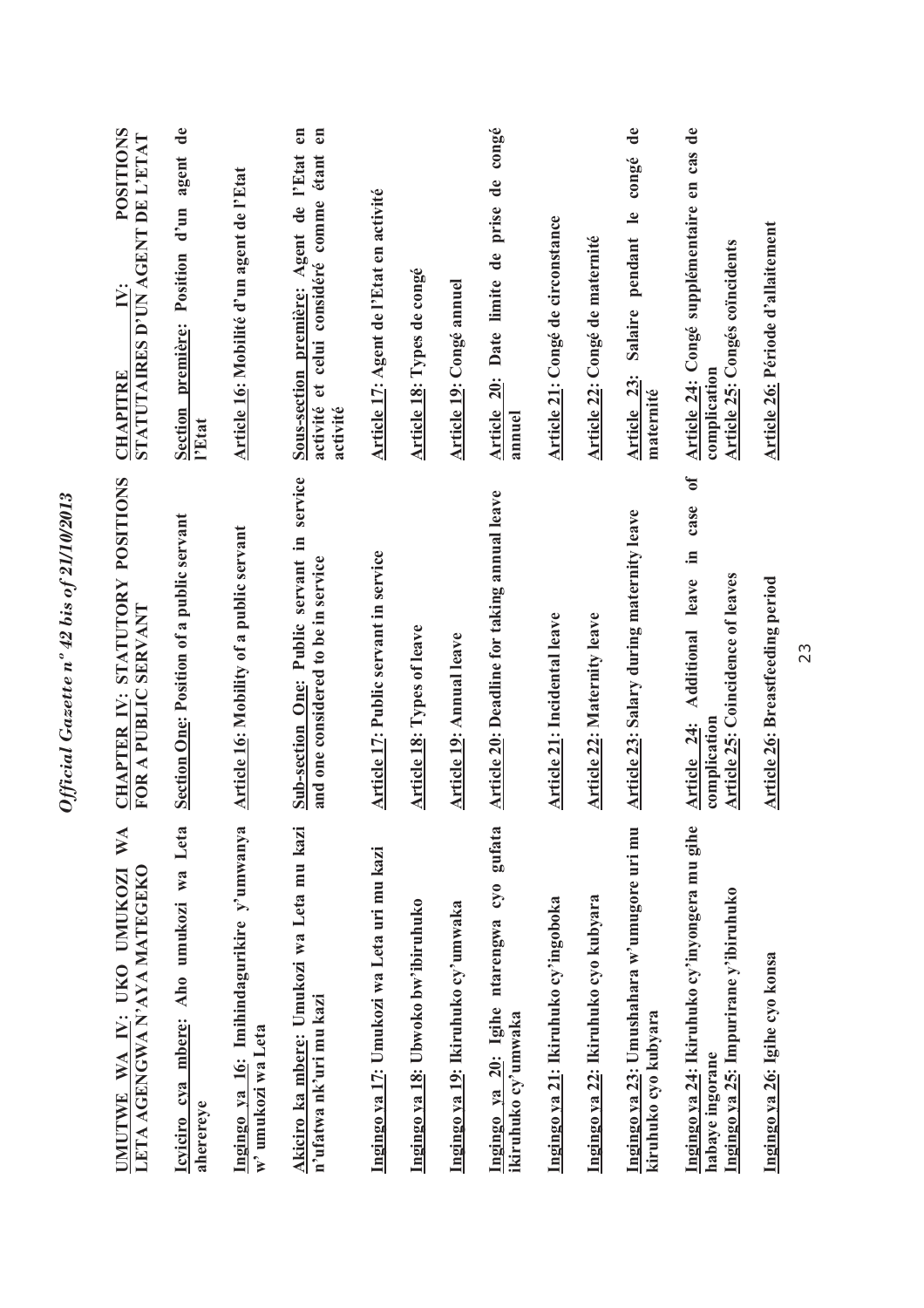**UMUTWE WA IV: UKO UMUKOZI WA LETA AGENGWA N'AYA MATEGEKO**

**Icyiciro cya mbere: Aho umukozi wa Leta aherereye**

**Ingingo ya 16: Imihindagurikire y'umwanya w' umukozi wa Leta**

**Akiciro ka mbere: Umukozi wa Leta mu kazi n'ufatwa nk'uri mu kazi**

**Ingingo ya 17: Umukozi wa Leta uri mu kazi**

**Ingingo ya 18: Ubwoko bw'ibiruhuko**

**Ingingo ya 19: Ikiruhuko cy'umwaka**

**Ingingo ya 20: Igihe ntarengwa cyo gufata ikiruhuko cy'umwaka**

**Ingingo ya 21: Ikiruhuko cy'ingoboka**

**Ingingo ya 22: Ikiruhuko cyo kubyara**

**Ingingo ya 23: Umushahara w'umugore uri mu kiruhuko cyo kubyara**

**Ingingo ya 24: Ikiruhuko cy'inyongera mu gihe habaye ingorane**

**Ingingo ya 25: Impurirane y'ibiruhuko**

**Ingingo ya 26: Igihe cyo konsa**

**CHAPTER IV: STATUTORY POSITIONS FOR A PUBLIC SERVANT**

**Section One: Position of a public servant**

**Article 16: Mobility of a public servant**

**Sub-section One: Public servant in service and one considered to be in service**

**Article 17: Public servant in service**

**Article 18: Types of leave**

**Article 19: Annual leave**

**Article 20: Deadline for taking annual leave**

**Article 21: Incidental leave**

**Article 22: Maternity leave**

**Article 23: Salary during maternity leave**

**Article 24: Additional leave in case of complication**

**Article 25: Coincidence of leaves**

**Article 26: Breastfeeding period**

**CHAPITRE IV: POSITIONS STATUTAIRES D'UN AGENT DE L'ETAT**

**Section première: Position d'un agent de l'Etat**

**Article 16: Mobilité d'un agent de l'Etat**

**Sous-section première: Agent de l'Etat en activité et celui considéré comme étant en activité**

**Article 17: Agent de l'Etat en activité**

**Article 18: Types de congé**

**Article 19: Congé annuel**

**Article 20: Date limite de prise de congé annuel**

**Article 21: Congé de circonstance**

**Article 22: Congé de maternité**

**Article 23: Salaire pendant le congé de maternité**

**Article 24: Congé supplémentaire en cas de complication**

**Article 25: Congés coïncidents**

**Article 26: Période d'allaitement**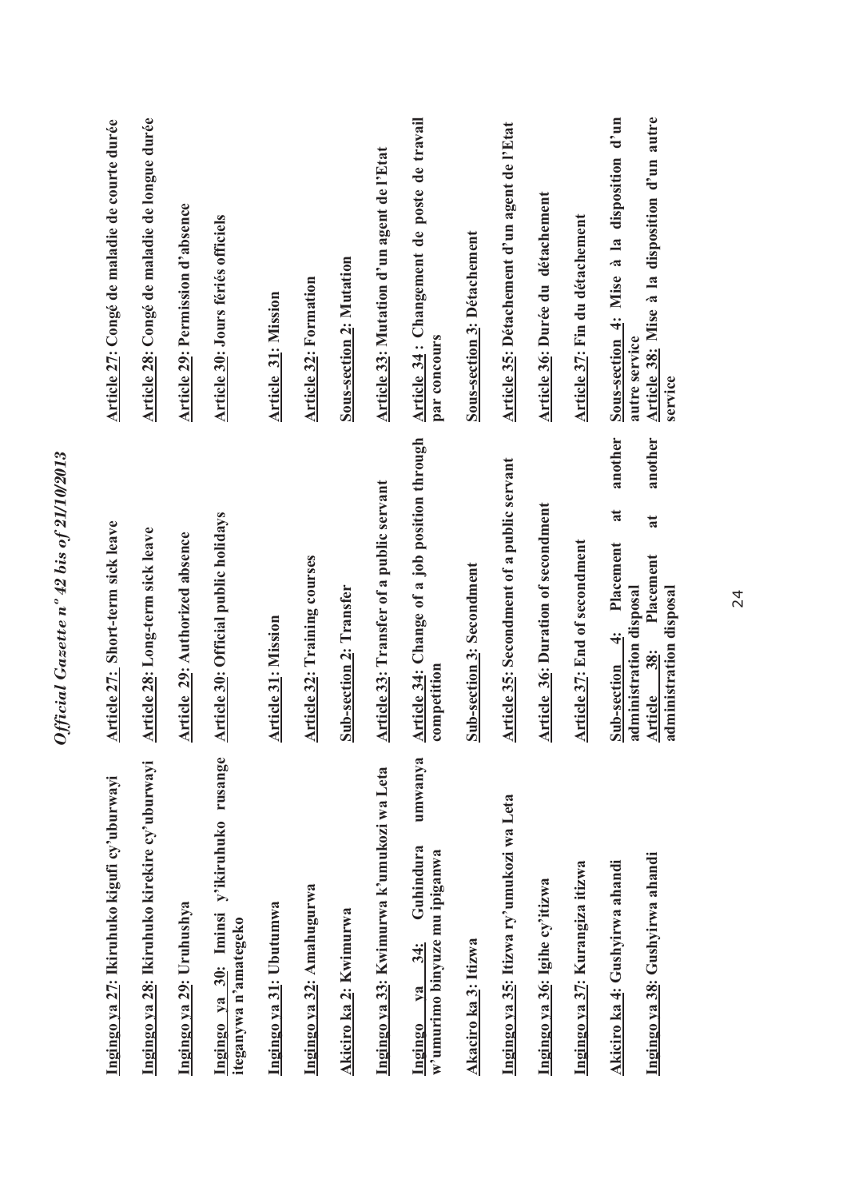| Kinyarwanda | English | Français |
|---|---|---|
| Ingingo ya 27: Ikiruhuko kigufi cy'uburwayi | Article 27: Short-term sick leave | Article 27: Congé de maladie de courte durée |
| Ingingo ya 28: Ikiruhuko kirekire cy'uburwayi | Article 28: Long-term sick leave | Article 28: Congé de maladie de longue durée |
| Ingingo ya 29: Uruhushya | Article 29: Authorized absence | Article 29: Permission d'absence |
| Ingingo ya 30: Iminsi y'ikiruhuko rusange iteganywa n'amategeko | Article 30: Official public holidays | Article 30: Jours fériés officiels |
| Ingingo ya 31: Ubutumwa | Article 31: Mission | Article 31: Mission |
| Ingingo ya 32: Amahugurwa | Article 32: Training courses | Article 32: Formation |
| Akiciro ka 2: Kwimurwa | Sub-section 2: Transfer | Sous-section 2: Mutation |
| Ingingo ya 33: Kwimurwa k'umukozi wa Leta | Article 33: Transfer of a public servant | Article 33: Mutation d'un agent de l'Etat |
| Ingingo ya 34: Guhindura umwanya w'umurimo binyuze mu ipiganwa | Article 34: Change of a job position through competition | Article 34 : Changement de poste de travail par concours |
| Akaciro ka 3: Itizwa | Sub-section 3: Secondment | Sous-section 3: Détachement |
| Ingingo ya 35: Itizwa ry'umukozi wa Leta | Article 35: Secondment of a public servant | Article 35: Détachement d'un agent de l'Etat |
| Ingingo ya 36: Igihe cy'itizwa | Article 36: Duration of secondment | Article 36: Durée du détachement |
| Ingingo ya 37: Kurangiza itizwa | Article 37: End of secondment | Article 37: Fin du détachement |
| Akiciro ka 4: Gushyirwa ahandi | Sub-section 4: Placement at another administration disposal | Sous-section 4: Mise à la disposition d'un autre service |
| Ingingo ya 38: Gushyirwa ahandi | Article 38: Placement at another administration disposal | Article 38: Mise à la disposition d'un autre service |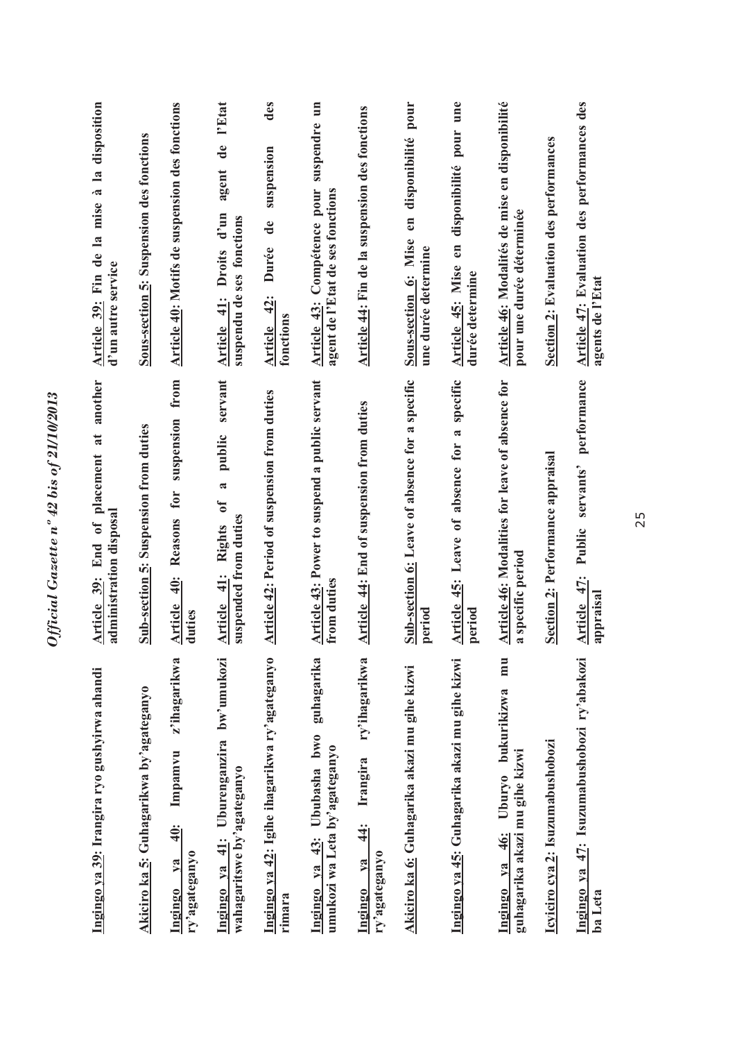Ingingo ya 39: Irangira ryo gushyirwa ahandi

Akiciro ka 5: Guhagarikwa by'agateganyo

Ingingo ya 40: Impamvu z'ihagarikwa ry'agateganyo

Ingingo ya 41: Uburenganzira bw'umukozi wahagaritswe by'agateganyo

Ingingo ya 42: Igihe ihagarikwa ry'agateganyo rimara

Ingingo ya 43: Ububasha bwo guhagarika umukozi wa Leta by'agateganyo

Ingingo ya 44: Irangira ry'ihagarikwa ry'agateganyo

Akiciro ka 6: Guhagarika akazi mu gihe kizwi

Ingingo ya 45: Guhagarika akazi mu gihe kizwi

Ingingo ya 46: Uburyo bukurikizwa mu guhagarika akazi mu gihe kizwi

Icyiciro cya 2: Isuzumabushobozi

Ingingo ya 47: Isuzumabushobozi ry'abakozi ba Leta

Article 39: End of placement at another administration disposal

Sub-section 5: Suspension from duties

Article 40: Reasons for suspension from duties

Article 41: Rights of a public servant suspended from duties

Article 42: Period of suspension from duties

Article 43: Power to suspend a public servant from duties

Article 44: End of suspension from duties

Sub-section 6: Leave of absence for a specific period

Article 45: Leave of absence for a specific period

Article 46: Modalities for leave of absence for a specific period

Section 2: Performance appraisal

Article 47: Public servants' performance appraisal

Article 39: Fin de la mise à la disposition d'un autre service

Sous-section 5: Suspension des fonctions

Article 40: Motifs de suspension des fonctions

Article 41: Droits d'un agent de l'Etat suspendu de ses fonctions

Article 42: Durée de suspension des fonctions

Article 43: Compétence pour suspendre un agent de l'Etat de ses fonctions

Article 44: Fin de la suspension des fonctions

Sous-section 6: Mise en disponibilité pour une durée determine

Article 45: Mise en disponibilité pour une durée determine

Article 46: Modalités de mise en disponibilité pour une durée déterminée

Section 2: Evaluation des performances

Article 47: Evaluation des performances des agents de l'Etat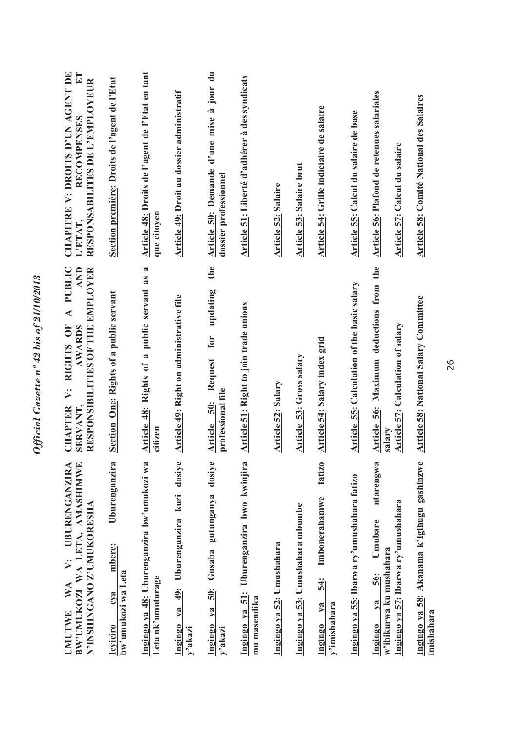| | | |
|---|---|---|
| **UMUTWE WA V: UBURENGANZIRA BW'UMUKOZI WA LETA, AMASHIMWE N'INSHINGANO Z'UMUKORESHA** | **CHAPTER V: RIGHTS OF A PUBLIC SERVANT, AWARDS AND RESPONSIBILITIES OF THE EMPLOYER** | **CHAPITRE V: DROITS D'UN AGENT DE L'ETAT, RECOMPENSES ET RESPONSABILITES DE L'EMPLOYEUR** |
| **Icyiciro cya mbere: Uburenganzira bw'umukozi wa Leta** | **Section One: Rights of a public servant** | **Section première: Droits de l'agent de l'Etat** |
| **Ingingo ya 48: Uburenganzira bw'umukozi wa Leta nk'umuturage** | **Article 48: Rights of a public servant as a citizen** | **Article 48: Droits de l'agent de l'Etat en tant que citoyen** |
| **Ingingo ya 49: Uburenganzira kuri dosiye y'akazi** | **Article 49: Right on administrative file** | **Article 49: Droit au dossier administratif** |
| **Ingingo ya 50: Gusaba gutunganya dosiye y'akazi** | **Article 50: Request for updating the professional file** | **Article 50: Demande d'une mise à jour du dossier professionnel** |
| **Ingingo ya 51: Uburenganzira bwo kwinjira mu masendika** | **Article 51: Right to join trade unions** | **Article 51: Liberté d'adhérer à des syndicats** |
| **Ingingo ya 52: Umushahara** | **Article 52: Salary** | **Article 52: Salaire** |
| **Ingingo ya 53: Umushahara mbumbe** | **Article 53: Gross salary** | **Article 53: Salaire brut** |
| **Ingingo ya 54: Imbonerahamwe fatizo y'imishahara** | **Article 54: Salary index grid** | **Article 54: Grille indiciaire de salaire** |
| **Ingingo ya 55: Ibarwa ry'umushahara fatizo** | **Article 55: Calculation of the basic salary** | **Article 55: Calcul du salaire de base** |
| **Ingingo ya 56: Umubare ntarengwa w'ibikurwa ku mushahara** | **Article 56: Maximum deductions from the salary** | **Article 56: Plafond de retenues salariales** |
| **Ingingo ya 57: Ibarwa ry'umushahara** | **Article 57: Calculation of salary** | **Article 57: Calcul du salaire** |
| **Ingingo ya 58: Akanama k'Igihugu gashinzwe imishahara** | **Article 58: National Salary Committee** | **Article 58: Comité National des Salaires** |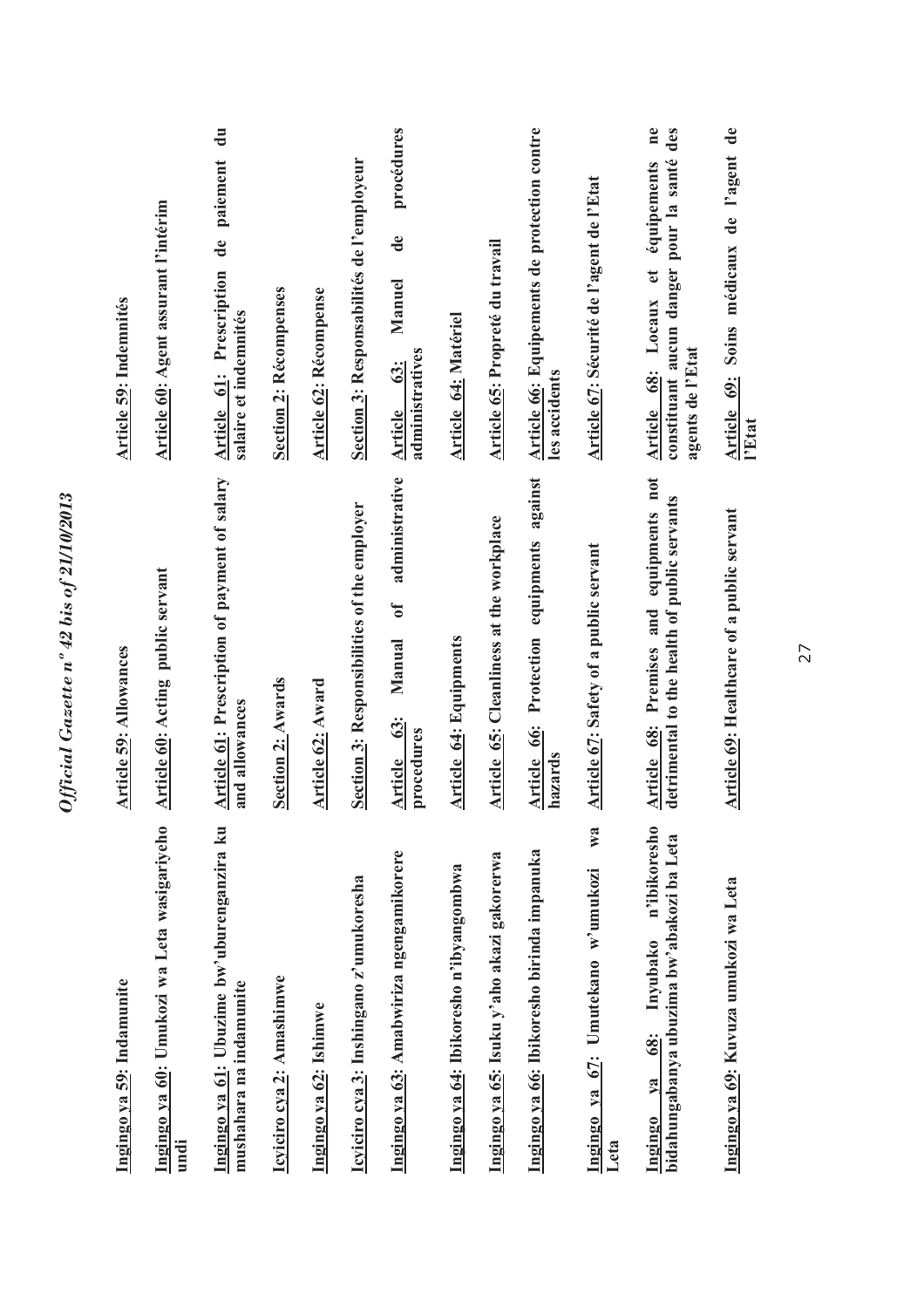| Ingingo ya 59: Indamunite | Article 59: Allowances | Article 59: Indemnités |
|---|---|---|
| Ingingo ya 60: Umukozi wa Leta wasigariyeho undi | Article 60: Acting public servant | Article 60: Agent assurant l'intérim |
| Ingingo ya 61: Ubuzime bw'uburenganzira ku mushahara na indamunite | Article 61: Prescription of payment of salary and allowances | Article 61: Prescription de paiement du salaire et indemnités |
| Icyiciro cya 2: Amashimwe | Section 2: Awards | Section 2: Récompenses |
| Ingingo ya 62: Ishimwe | Article 62: Award | Article 62: Récompense |
| Icyiciro cya 3: Inshingano z'umukoresha | Section 3: Responsibilities of the employer | Section 3: Responsabilités de l'employeur |
| Ingingo ya 63: Amabwiriza ngengamikorere | Article 63: Manual of administrative procedures | Article 63: Manuel de procédures administratives |
| Ingingo ya 64: Ibikoresho n'ibyangombwa | Article 64: Equipments | Article 64: Matériel |
| Ingingo ya 65: Isuku y'aho akazi gakorerwa | Article 65: Cleanliness at the workplace | Article 65: Propreté du travail |
| Ingingo ya 66: Ibikoresho birinda impanuka | Article 66: Protection equipments against hazards | Article 66: Equipements de protection contre les accidents |
| Ingingo ya 67: Umutekano w'umukozi wa Leta | Article 67: Safety of a public servant | Article 67: Sécurité de l'agent de l'Etat |
| Ingingo ya 68: Inyubako n'ibikoresho bidahungabanya ubuzima bw'abakozi ba Leta | Article 68: Premises and equipments not detrimental to the health of public servants | Article 68: Locaux et équipements ne constituant aucun danger pour la santé des agents de l'Etat |
| Ingingo ya 69: Kuvuza umukozi wa Leta | Article 69: Healthcare of a public servant | Article 69: Soins médicaux de l'agent de l'Etat |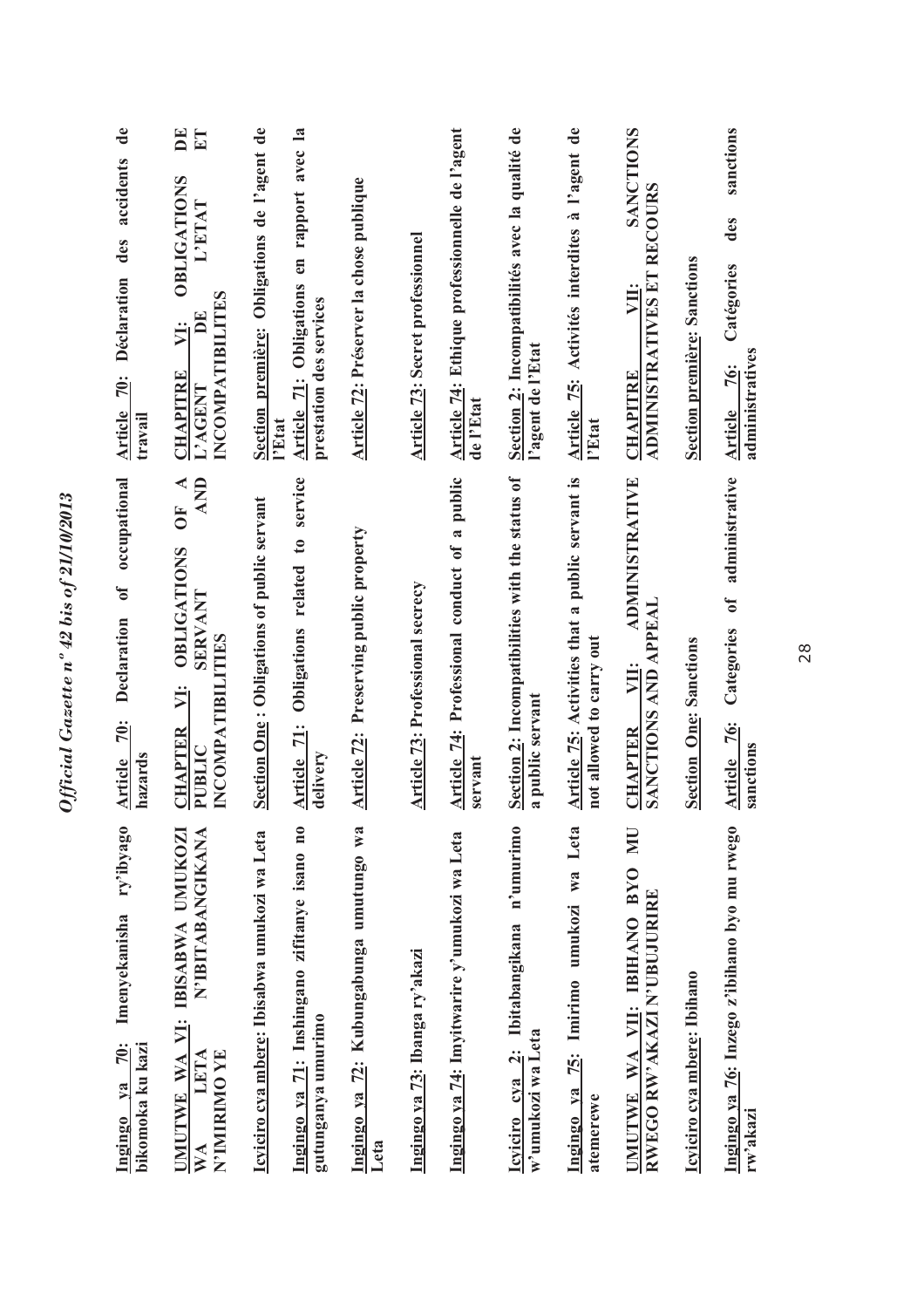| | | |
|---|---|---|
| **Ingingo ya 70: Imenyekanisha ry'ibyago bikomoka ku kazi** | **Article 70: Declaration of occupational hazards** | **Article 70: Déclaration des accidents de travail** |
| **UMUTWE WA VI: IBISABWA UMUKOZI WA LETA N'IBITABANGIKANA N'IMIRIMO YE** | **CHAPTER VI: OBLIGATIONS OF A PUBLIC SERVANT AND INCOMPATIBILITIES** | **CHAPITRE VI: OBLIGATIONS DE L'AGENT DE L'ETAT ET INCOMPATIBILITES** |
| **Icyiciro cya mbere: Ibisabwa umukozi wa Leta** | **Section One : Obligations of public servant** | **Section première: Obligations de l'agent de l'Etat** |
| **Ingingo ya 71: Inshingano zifitanye isano no gutunganya umurimo** | **Article 71: Obligations related to service delivery** | **Article 71: Obligations en rapport avec la prestation des services** |
| **Ingingo ya 72: Kubungabunga umutungo wa Leta** | **Article 72: Preserving public property** | **Article 72: Préserver la chose publique** |
| **Ingingo ya 73: Ibanga ry'akazi** | **Article 73: Professional secrecy** | **Article 73: Secret professionnel** |
| **Ingingo ya 74: Imyitwarire y'umukozi wa Leta** | **Article 74: Professional conduct of a public servant** | **Article 74: Ethique professionnelle de l'agent de l'Etat** |
| **Icyiciro cya 2: Ibitabangikana n'umurimo w'umukozi wa Leta** | **Section 2: Incompatibilities with the status of a public servant** | **Section 2: Incompatibilités avec la qualité de l'agent de l'Etat** |
| **Ingingo ya 75: Imirimo umukozi wa Leta atemerewe** | **Article 75: Activities that a public servant is not allowed to carry out** | **Article 75: Activités interdites à l'agent de l'Etat** |
| **UMUTWE WA VII: IBIHANO BYO MU RWEGO RW'AKAZI N'UBUJURIRE** | **CHAPTER VII: ADMINISTRATIVE SANCTIONS AND APPEAL** | **CHAPITRE VII: SANCTIONS ADMINISTRATIVES ET RECOURS** |
| **Icyiciro cya mbere: Ibihano** | **Section One: Sanctions** | **Section première: Sanctions** |
| **Ingingo ya 76: Inzego z'ibihano byo mu rwego rw'akazi** | **Article 76: Categories of administrative sanctions** | **Article 76: Catégories des sanctions administratives** |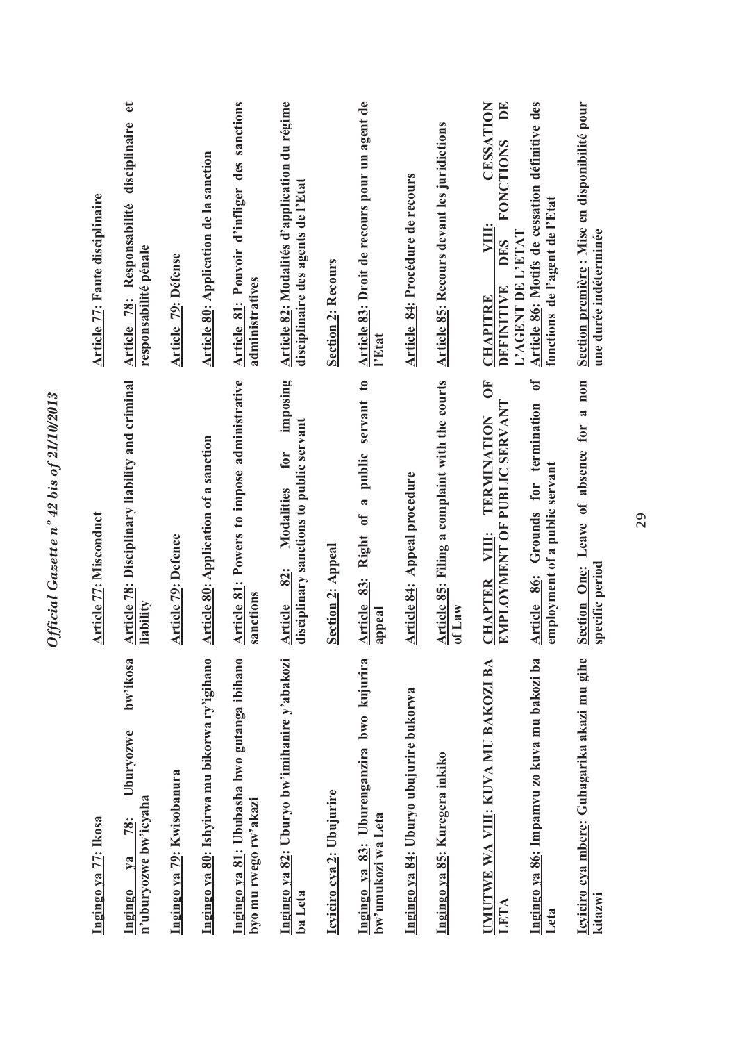| Kinyarwanda | English | Français |
|---|---|---|
| **Ingingo ya 77: Ikosa** | **Article 77: Misconduct** | **Article 77: Faute disciplinaire** |
| **Ingingo ya 78: Uburyozwe bw'ikosa n'uburyozwe bw'icyaha** | **Article 78: Disciplinary liability and criminal liability** | **Article 78: Responsabilité disciplinaire et responsabilité pénale** |
| **Ingingo ya 79: Kwisobanura** | **Article 79: Defence** | **Article 79: Défense** |
| **Ingingo ya 80: Ishyirwa mu bikorwa ry'igihano** | **Article 80: Application of a sanction** | **Article 80: Application de la sanction** |
| **Ingingo ya 81: Ububasha bwo gutanga ibihano byo mu rwego rw'akazi** | **Article 81: Powers to impose administrative sanctions** | **Article 81: Pouvoir d'infliger des sanctions administratives** |
| **Ingingo ya 82: Uburyo bw'imihanire y'abakozi ba Leta** | **Article 82: Modalities for imposing disciplinary sanctions to public servant** | **Article 82: Modalités d'application du régime disciplinaire des agents de l'Etat** |
| **Icyiciro cya 2: Ubujurire** | **Section 2: Appeal** | **Section 2: Recours** |
| **Ingingo ya 83: Uburenganzira bwo kujurira bw'umukozi wa Leta** | **Article 83: Right of a public servant to appeal** | **Article 83: Droit de recours pour un agent de l'Etat** |
| **Ingingo ya 84: Uburyo ubujurire bukorwa** | **Article 84: Appeal procedure** | **Article 84: Procédure de recours** |
| **Ingingo ya 85: Kuregera inkiko** | **Article 85: Filing a complaint with the courts of Law** | **Article 85: Recours devant les juridictions** |
| **UMUTWE WA VIII: KUVA MU BAKOZI BA LETA** | **CHAPTER VIII: TERMINATION OF EMPLOYMENT OF PUBLIC SERVANT** | **CHAPITRE VIII: CESSATION DEFINITIVE DES FONCTIONS DE L'AGENT DE L'ETAT** |
| **Ingingo ya 86: Impamvu zo kuva mu bakozi ba Leta** | **Article 86: Grounds for termination of employment of a public servant** | **Article 86: Motifs de cessation définitive des fonctions de l'agent de l'Etat** |
| **Icyiciro cya mbere: Guhagarika akazi mu gihe kitazwi** | **Section One: Leave of absence for a non specific period** | **Section première: Mise en disponibilité pour une durée indéterminée** |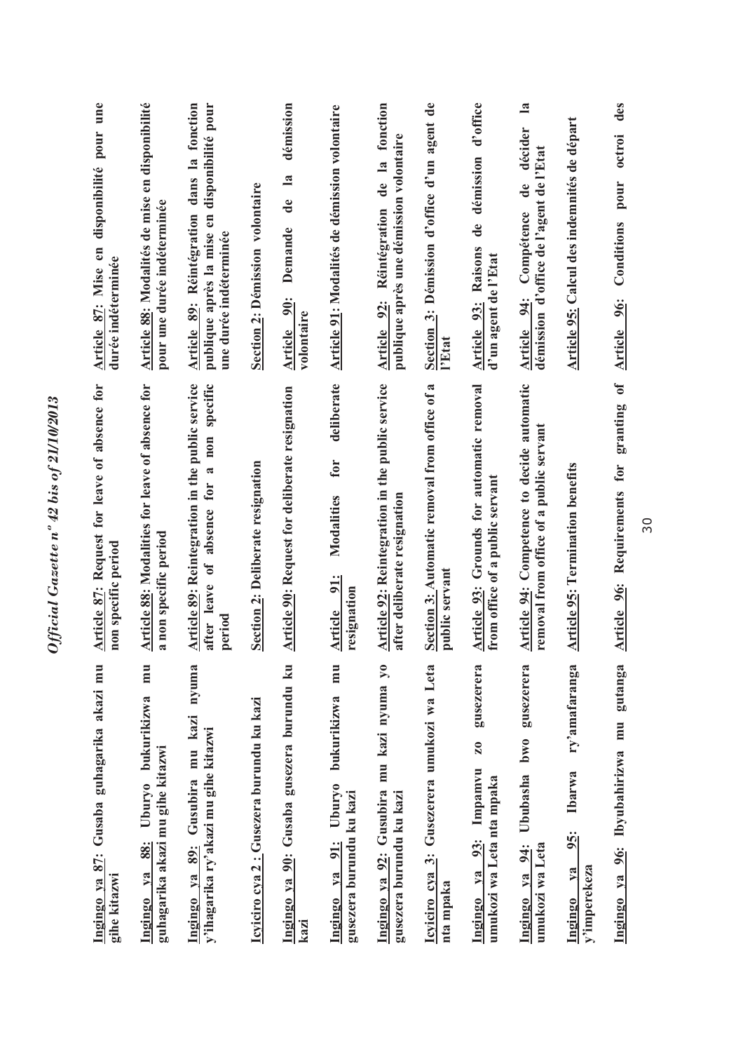| Kinyarwanda | English | Français |
|---|---|---|
| **Ingingo ya 87: Gusaba guhagarika akazi mu gihe kitazwi** | **Article 87: Request for leave of absence for non specific period** | **Article 87: Mise en disponibilité pour une durée indéterminée** |
| **Ingingo ya 88: Uburyo bukurikizwa mu guhagarika akazi mu gihe kitazwi** | **Article 88: Modalities for leave of absence for a non specific period** | **Article 88: Modalités de mise en disponibilité pour une durée indéterminée** |
| **Ingingo ya 89: Gusubira mu kazi nyuma y'ihagarika ry'akazi mu gihe kitazwi** | **Article 89: Reintegration in the public service after leave of absence for a non specific period** | **Article 89: Réintégration dans la fonction publique après la mise en disponibilité pour une durée indéterminée** |
| **Icyiciro cya 2 : Gusezera burundu ku kazi** | **Section 2: Deliberate resignation** | **Section 2: Démission volontaire** |
| **Ingingo ya 90: Gusaba gusezera burundu ku kazi** | **Article 90: Request for deliberate resignation** | **Article 90: Demande de la démission volontaire** |
| **Ingingo ya 91: Uburyo bukurikizwa mu gusezera burundu ku kazi** | **Article 91: Modalities for deliberate resignation** | **Article 91: Modalités de démission volontaire** |
| **Ingingo ya 92: Gusubira mu kazi nyuma yo gusezera burundu ku kazi** | **Article 92: Reintegration in the public service after deliberate resignation** | **Article 92: Réintégration de la fonction publique après une démission volontaire** |
| **Icyiciro cya 3: Gusezerera umukozi wa Leta nta mpaka** | **Section 3: Automatic removal from office of a public servant** | **Section 3: Démission d'office d'un agent de l'Etat** |
| **Ingingo ya 93: Impamvu zo gusezerera umukozi wa Leta nta mpaka** | **Article 93: Grounds for automatic removal from office of a public servant** | **Article 93: Raisons de démission d'office d'un agent de l'Etat** |
| **Ingingo ya 94: Ububasha bwo gusezerera umukozi wa Leta** | **Article 94: Competence to decide automatic removal from office of a public servant** | **Article 94: Compétence de décider la démission d'office de l'agent de l'Etat** |
| **Ingingo ya 95: Ibarwa ry'amafaranga y'imperekeza** | **Article 95: Termination benefits** | **Article 95: Calcul des indemnités de départ** |
| **Ingingo ya 96: Ibyubahirizwa mu gutanga** | **Article 96: Requirements for granting of** | **Article 96: Conditions pour octroi des** |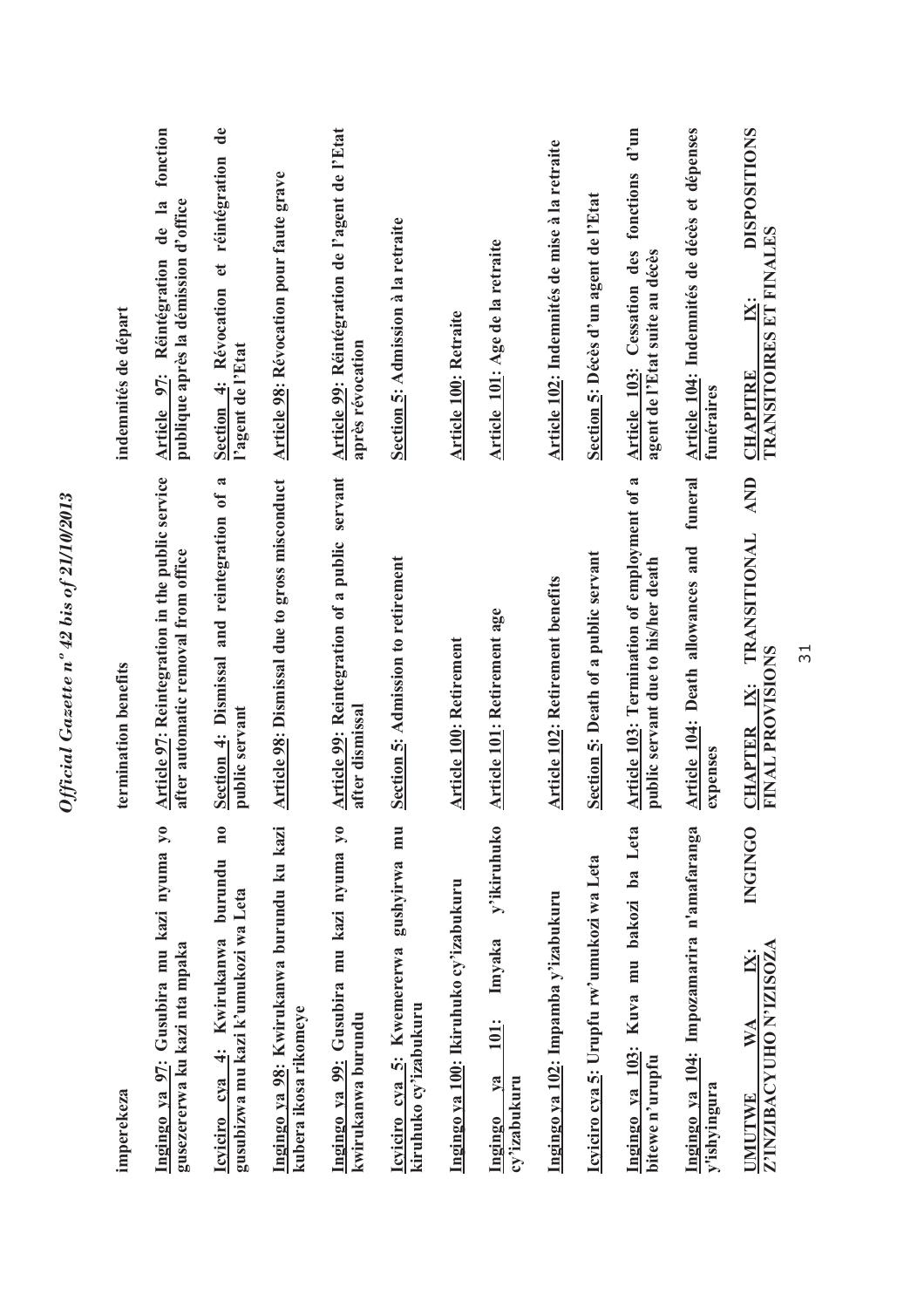| | | |
|---|---|---|
| **imperekeza** | **termination benefits** | **indemnités de départ** |
| **Ingingo ya 97: Gusubira mu kazi nyuma yo gusezererwa ku kazi nta mpaka** | **Article 97: Reintegration in the public service after automatic removal from office** | **Article 97: Réintégration de la fonction publique après la démission d'office** |
| **Icyiciro cya 4: Kwirukanwa burundu no gusubizwa mu kazi k'umukozi wa Leta** | **Section 4: Dismissal and reintegration of a public servant** | **Section 4: Révocation et réintégration de l'agent de l'Etat** |
| **Ingingo ya 98: Kwirukanwa burundu ku kazi kubera ikosa rikomeye** | **Article 98: Dismissal due to gross misconduct** | **Article 98: Révocation pour faute grave** |
| **Ingingo ya 99: Gusubira mu kazi nyuma yo kwirukanwa burundu** | **Article 99: Reintegration of a public servant after dismissal** | **Article 99: Réintégration de l'agent de l'Etat après révocation** |
| **Icyiciro cya 5: Kwemererwa gushyirwa mu kiruhuko cy'izabukuru** | **Section 5: Admission to retirement** | **Section 5: Admission à la retraite** |
| **Ingingo ya 100: Ikiruhuko cy'izabukuru** | **Article 100: Retirement** | **Article 100: Retraite** |
| **Ingingo ya 101: Imyaka y'ikiruhuko cy'izabukuru** | **Article 101: Retirement age** | **Article 101: Age de la retraite** |
| **Ingingo ya 102: Impamba y'izabukuru** | **Article 102: Retirement benefits** | **Article 102: Indemnités de mise à la retraite** |
| **Icyiciro cya 5: Urupfu rw'umukozi wa Leta** | **Section 5: Death of a public servant** | **Section 5: Décès d'un agent de l'Etat** |
| **Ingingo ya 103: Kuva mu bakozi ba Leta bitewe n'urupfu** | **Article 103: Termination of employment of a public servant due to his/her death** | **Article 103: Cessation des fonctions d'un agent de l'Etat suite au décès** |
| **Ingingo ya 104: Impozamarira n'amafaranga y'ishyingura** | **Article 104: Death allowances and funeral expenses** | **Article 104: Indemnités de décès et dépenses funéraires** |
| **UMUTWE WA IX: INGINGO Z'INZIBACYUHO N'IZISOZA** | **CHAPTER IX: TRANSITIONAL AND FINAL PROVISIONS** | **CHAPITRE IX: DISPOSITIONS TRANSITOIRES ET FINALES** |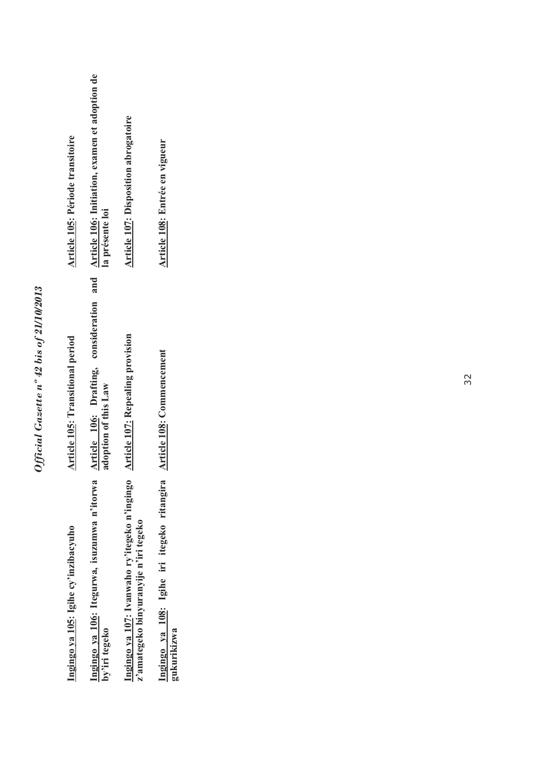**<u>Ingingo ya 105</u>: Igihe cy'inzibacyuho**

**<u>Ingingo ya 106</u>: Itegurwa, isuzumwa n'itorwa by'iri tegeko**

**<u>Ingingo ya 107</u>: Ivanwaho ry'itegeko n'ingingo z'amategeko binyuranyije n'iri tegeko**

**<u>Ingingo ya 108</u>: Igihe iri itegeko ritangira gukurikizwa**

**<u>Article 105</u>: Transitional period**

**<u>Article 106</u>: Drafting, consideration and adoption of this Law**

**<u>Article 107</u>: Repealing provision**

**<u>Article 108</u>: Commencement**

**<u>Article 105</u>: Période transitoire**

**<u>Article 106</u>: Initiation, examen et adoption de la présente loi**

**<u>Article 107</u>: Disposition abrogatoire**

**<u>Article 108</u>: Entrée en vigueur**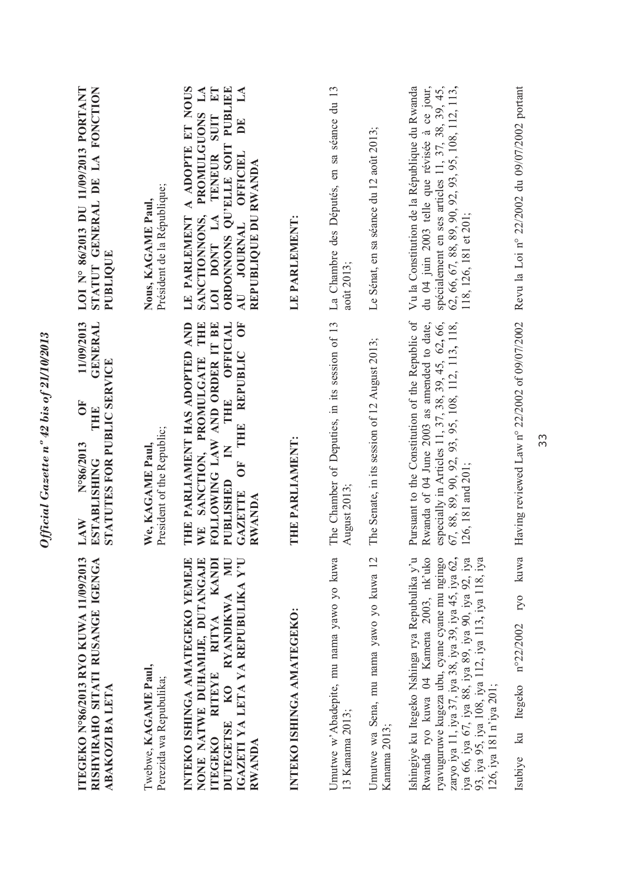**ITEGEKO N°86/2013 RYO KUWA 11/09/2013 RISHYIRAHO SITATI RUSANGE IGENGA ABAKOZI BA LETA**

Twebwe, **KAGAME Paul**,
Perezida wa Repubulika;

**INTEKO ISHINGA AMATEGEKO YEMEJE NONE NATWE DUHAMIJE, DUTANGAJE ITEGEKO RITEYE RITYA KANDI DUTEGETSE KO RYANDIKWA MU IGAZETI YA LETA YA REPUBULIKA Y'U RWANDA**

**INTEKO ISHINGA AMATEGEKO:**

Umutwe w'Abadepite, mu nama yawo yo kuwa 13 Kanama 2013;

Umutwe wa Sena, mu nama yawo yo kuwa 12 Kanama 2013;

Ishingiye ku Itegeko Nshinga rya Repubulika y'u Rwanda ryo kuwa 04 Kamena 2003, nk'uko ryavuguruwe kugeza ubu, cyane cyane mu ngingo zaryo iya 11, iya 37, iya 38, iya 39, iya 45, iya 62, iya 66, iya 67, iya 88, iya 89, iya 90, iya 92, iya 93, iya 95, iya 108, iya 112, iya 113, iya 118, iya 126, iya 181 n'iya 201;

Isubiye ku Itegeko n°22/2002 ryo kuwa

**LAW N°86/2013 OF 11/09/2013 ESTABLISHING THE GENERAL STATUTES FOR PUBLIC SERVICE**

**We, KAGAME Paul,**
President of the Republic;

**THE PARLIAMENT HAS ADOPTED AND WE SANCTION, PROMULGATE THE FOLLOWING LAW AND ORDER IT BE PUBLISHED IN THE OFFICIAL GAZETTE OF THE REPUBLIC OF RWANDA**

**THE PARLIAMENT:**

The Chamber of Deputies, in its session of 13 August 2013;

The Senate, in its session of 12 August 2013;

Pursuant to the Constitution of the Republic of Rwanda of 04 June 2003 as amended to date, especially in Articles 11, 37, 38, 39, 45, 62, 66, 67, 88, 89, 90, 92, 93, 95, 108, 112, 113, 118, 126, 181 and 201;

Having reviewed Law n° 22/2002 of 09/07/2002

**LOI N° 86/2013 DU 11/09/2013 PORTANT STATUT GENERAL DE LA FONCTION PUBLIQUE**

**Nous, KAGAME Paul,**
Président de la République;

**LE PARLEMENT A ADOPTE ET NOUS SANCTIONNONS, PROMULGUONS LA LOI DONT LA TENEUR SUIT ET ORDONNONS QU'ELLE SOIT PUBLIEE AU JOURNAL OFFICIEL DE LA REPUBLIQUE DU RWANDA**

**LE PARLEMENT:**

La Chambre des Députés, en sa séance du 13 août 2013;

Le Sénat, en sa séance du 12 août 2013;

Vu la Constitution de la République du Rwanda du 04 juin 2003 telle que révisée à ce jour, spécialement en ses articles 11, 37, 38, 39, 45, 62, 66, 67, 88, 89, 90, 92, 93, 95, 108, 112, 113, 118, 126, 181 et 201;

Revu la Loi n° 22/2002 du 09/07/2002 portant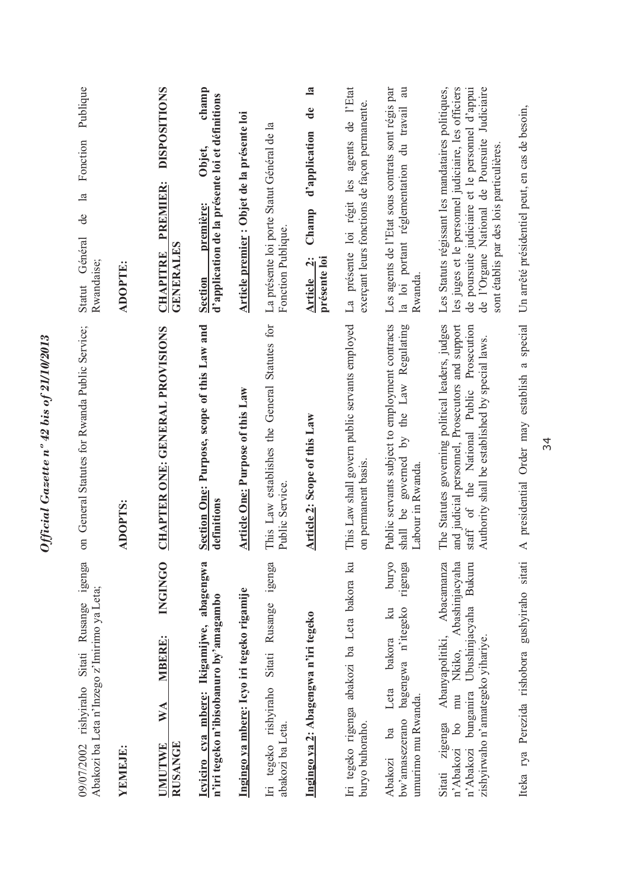09/07/2002 rishyiraho Sitati Rusange igenga Abakozi ba Leta n'Inzego z'Imirimo ya Leta;

**YEMEJE:**

**UMUTWE WA MBERE: INGINGO RUSANGE**

**Icyiciro cya mbere: Ikigamijwe, abagengwa n'iri tegeko n'ibisobanuro by'amagambo**

**Ingingo ya mbere: Icyo iri tegeko rigamije**

Iri tegeko rishyiraho Sitati Rusange igenga abakozi ba Leta.

**Ingingo ya 2: Abagengwa n'iri tegeko**

Iri tegeko rigenga abakozi ba Leta bakora ku buryo buhoraho.

Abakozi ba Leta bakora ku buryo bw'amasezerano bagengwa n'itegeko rigenga umurimo mu Rwanda.

Sitati zigenga Abanyapolitiki, Abacamanza n'Abakozi bo mu Nkiko, Abashinjacyaha n'Abakozi bunganira Ubushinjacyaha Bukuru zishyirwaho n'amategeko yihariye.

Iteka rya Perezida rishobora gushyiraho sitati

---

on General Statutes for Rwanda Public Service;

**ADOPTS:**

**CHAPTER ONE: GENERAL PROVISIONS**

**Section One: Purpose, scope of this Law and definitions**

**Article One: Purpose of this Law**

This Law establishes the General Statutes for Public Service.

**Article 2: Scope of this Law**

This Law shall govern public servants employed on permanent basis.

Public servants subject to employment contracts shall be governed by the Law Regulating Labour in Rwanda.

The Statutes governing political leaders, judges and judicial personnel, Prosecutors and support staff of the National Public Prosecution Authority shall be established by special laws.

A presidential Order may establish a special

---

Statut Général de la Fonction Publique Rwandaise;

**ADOPTE:**

**CHAPITRE PREMIER: DISPOSITIONS GENERALES**

**Section première: Objet, champ d'application de la présente loi et définitions**

**Article premier : Objet de la présente loi**

La présente loi porte Statut Général de la Fonction Publique.

**Article 2: Champ d'application de la présente loi**

La présente loi régit les agents de l'Etat exerçant leurs fonctions de façon permanente.

Les agents de l'Etat sous contrats sont régis par la loi portant réglementation du travail au Rwanda.

Les Statuts régissant les mandataires politiques, les juges et le personnel judiciaire, les officiers de poursuite judiciaire et le personnel d'appui de l'Organe National de Poursuite Judiciaire sont établis par des lois particulières.

Un arrêté présidentiel peut, en cas de besoin,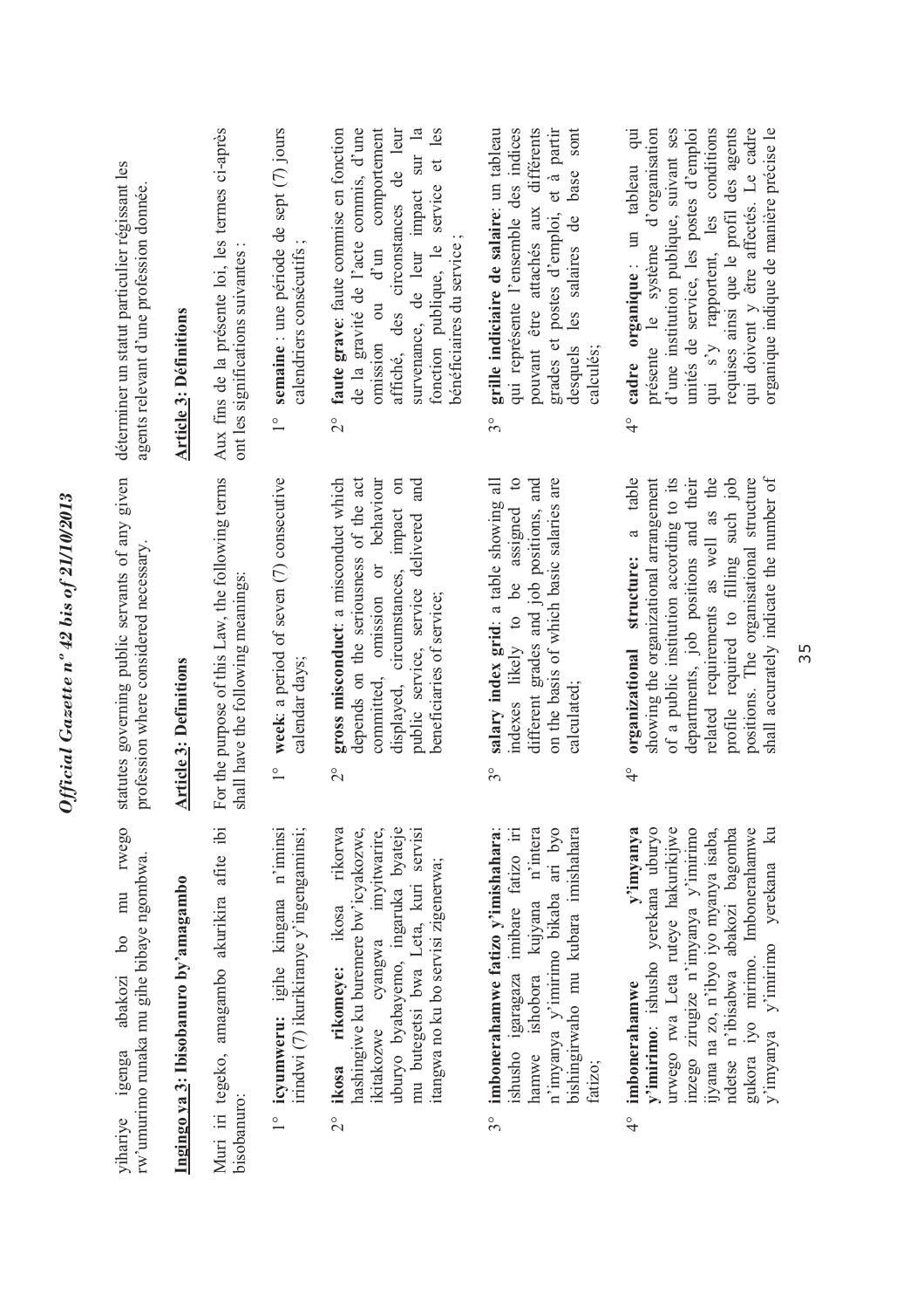yihariye igenga abakozi bo mu rwego rw'umurimo runaka mu gihe bibaye ngombwa.

**Ingingo ya 3: Ibisobanuro by'amagambo**

Muri iri tegeko, amagambo akurikira afite ibi bisobanuro:

1° **icyumweru:** igihe kingana n'iminsi irindwi (7) ikurikiranye y'ingengaminsi;

2° **ikosa rikomeye:** ikosa rikorwa hashingiwe ku buremere bw'icyakozwe, ikitakozwe cyangwa imyitwarire, uburyo byabayemo, ingaruka byateje mu butegetsi bwa Leta, kuri servisi itangwa no ku bo servisi zigenerwa;

3° **imbonerahamwe fatizo y'imishahara**: ishusho igaragaza imibare fatizo iri hamwe ishobora kujyana n'intera n'imyanya y'imirimo bikaba ari byo bishingirwaho mu kubara imishahara fatizo;

4° **imbonerahamwe y'imyanya y'imirimo**: ishusho yerekana uburyo urwego rwa Leta ruteye hakurikijwe inzego zirugize n'imyanya y'imirimo ijyana na zo, n'ibyo iyo myanya isaba, ndetse n'ibisabwa abakozi bagomba gukora iyo mirimo. Imbonerahamwe y'imyanya y'imirimo yerekana ku

statutes governing public servants of any given profession where considered necessary.

**Article 3: Definitions**

For the purpose of this Law, the following terms shall have the following meanings:

1° **week**: a period of seven (7) consecutive calendar days;

2° **gross misconduct**: a misconduct which depends on the seriousness of the act committed, omission or behaviour displayed, circumstances, impact on public service, service delivered and beneficiaries of service;

3° **salary index grid**: a table showing all indexes likely to be assigned to different grades and job positions, and on the basis of which basic salaries are calculated;

4° **organizational structure:** a table showing the organizational arrangement of a public institution according to its departments, job positions and their related requirements as well as the profile required to filling such job positions. The organisational structure shall accurately indicate the number of

déterminer un statut particulier régissant les agents relevant d'une profession donnée.

**Article 3: Définitions**

Aux fins de la présente loi, les termes ci-après ont les significations suivantes :

1° **semaine** : une période de sept (7) jours calendriers consécutifs ;

2° **faute grave**: faute commise en fonction de la gravité de l'acte commis, d'une omission ou d'un comportement affiché, des circonstances de leur survenance, de leur impact sur la fonction publique, le service et les bénéficiaires du service ;

3° **grille indiciaire de salaire**: un tableau qui représente l'ensemble des indices pouvant être attachés aux différents grades et postes d'emploi, et à partir desquels les salaires de base sont calculés;

4° **cadre organique** : un tableau qui présente le système d'organisation d'une institution publique, suivant ses unités de service, les postes d'emploi qui s'y rapportent, les conditions requises ainsi que le profil des agents qui doivent y être affectés. Le cadre organique indique de manière précise le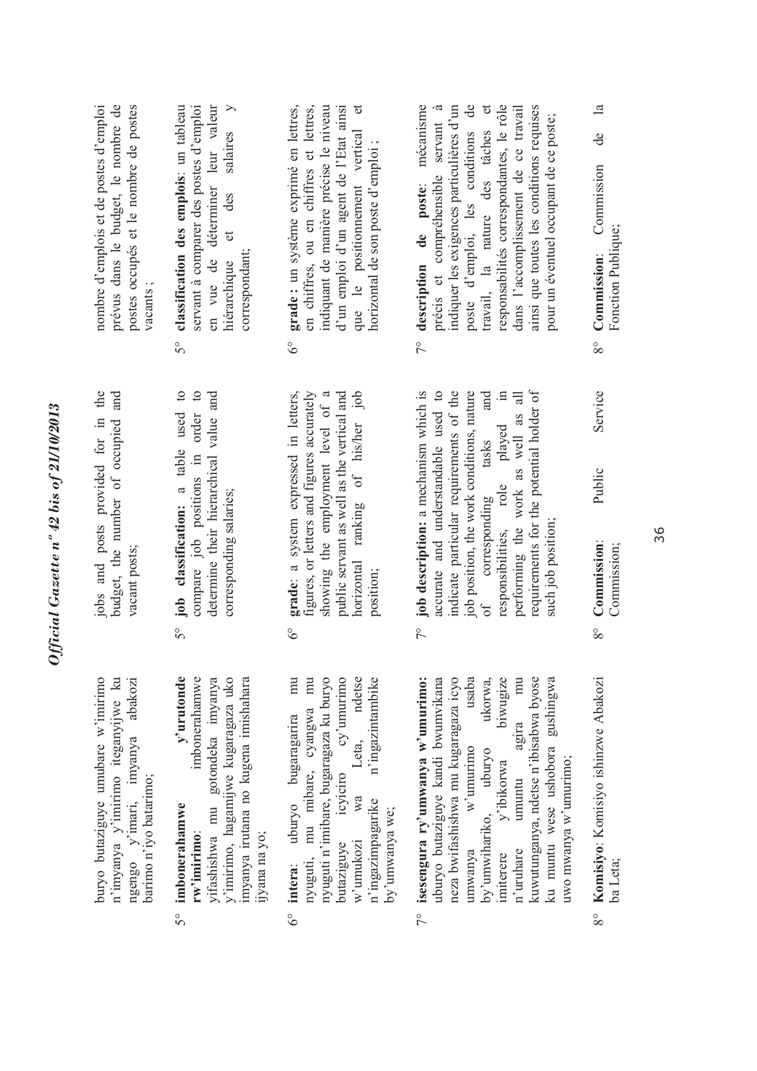buryo butaziguye umubare w'imirimo n'imyanya y'imirimo iteganyijwe ku ngengo y'imari, imyanya abakozi barimo n'iyo batarimo;

5° **imbonerahamwe y'urutonde rw'imirimo**: imbonerahamwe yifashishwa mu gutondeka imyanya y'imirimo, hagamijwe kugaragaza uko imyanya irutana no kugena imishahara ijyana na yo;

6° **intera**: uburyo bugaragarira mu nyuguti, mu mibare, cyangwa mu nyuguti n'imibare, bugaragaza ku buryo butaziguye icyiciro cy'umurimo w'umukozi wa Leta, ndetse n'ingazimpagarike n'ingazintambike by'umwanya we;

7° **isesengura ry'umwanya w'umurimo:** uburyo butaziguye kandi bwumvikana neza bwifashishwa mu kugaragaza icyo umwanya w'umurimo usaba by'umwihariko, uburyo ukorwa, imiterere y'ibikorwa biwugize n'uruhare umuntu agira mu kuwutunganya, ndetse n'ibisabwa byose ku muntu wese ushobora gushingwa uwo mwanya w'umurimo;

8° **Komisiyo**: Komisiyo ishinzwe Abakozi ba Leta;

jobs and posts provided for in the budget, the number of occupied and vacant posts;

5° **job classification:** a table used to compare job positions in order to determine their hierarchical value and corresponding salaries;

6° **grade**: a system expressed in letters, figures, or letters and figures accurately showing the employment level of a public servant as well as the vertical and horizontal ranking of his/her job position;

7° **job description:** a mechanism which is accurate and understandable used to indicate particular requirements of the job position, the work conditions, nature of corresponding tasks and responsibilities, role played in performing the work as well as all requirements for the potential holder of such job position;

8° **Commission**: Public Service Commission;

nombre d'emplois et de postes d'emploi prévus dans le budget, le nombre de postes occupés et le nombre de postes vacants ;

5° **classification des emplois**: un tableau servant à comparer des postes d'emploi en vue de déterminer leur valeur hiérarchique et des salaires y correspondant;

6° **grade :** un système exprimé en lettres, en chiffres, ou en chiffres et lettres, indiquant de manière précise le niveau d'un emploi d'un agent de l'Etat ainsi que le positionnement vertical et horizontal de son poste d'emploi ;

7° **description de poste**: mécanisme précis et compréhensible servant à indiquer les exigences particulières d'un poste d'emploi, les conditions de travail, la nature des tâches et responsabilités correspondantes, le rôle dans l'accomplissement de ce travail ainsi que toutes les conditions requises pour un éventuel occupant de ce poste;

8° **Commission**: Commission de la Fonction Publique;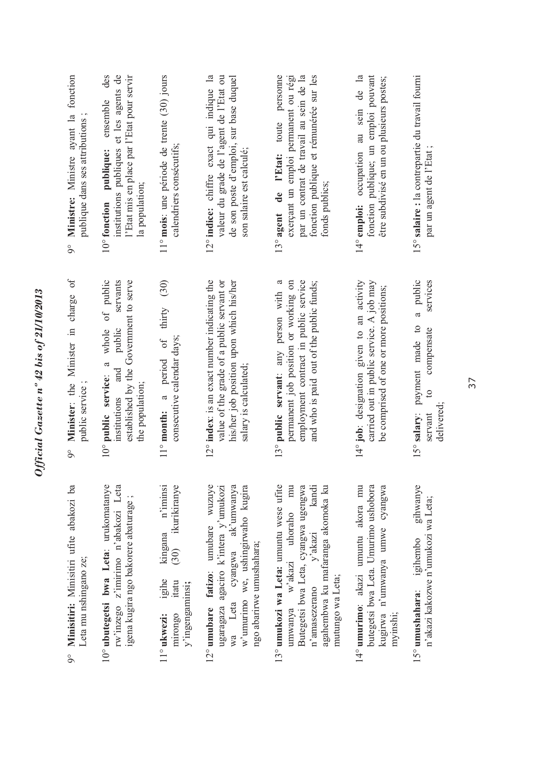9° **Minisitiri:** Minisitiri ufite abakozi ba Leta mu nshingano ze;

10° **ubutegetsi bwa Leta**: urukomatanye rw'inzego z'imirimo n'abakozi Leta igena kugira ngo bakorere abaturage ;

11° **ukwezi:** igihe kingana n'iminsi mirongo itatu (30) ikurikiranye y'ingengaminsi**;**

12° **umubare fatizo**: umubare wuzuye ugaragaza agaciro k'intera y'umukozi wa Leta cyangwa ak'umwanya w'umurimo we, ushingirwaho kugira ngo abarirwe umushahara;

13° **umukozi wa Leta:** umuntu wese ufite umwanya w'akazi uhoraho mu Butegetsi bwa Leta, cyangwa ugengwa n'amasezerano y'akazi kandi agahembwa ku mafaranga akomoka ku mutungo wa Leta;

14° **umurimo**: akazi umuntu akora mu butegetsi bwa Leta. Umurimo ushobora kugirwa n'umwanya umwe cyangwa myinshi;

15° **umushahara**: igihembo gihwanye n'akazi kakozwe n'umukozi wa Leta;

9° **Minister**: the Minister in charge of public service ;

10° **public service**: a whole of public institutions and public servants established by the Government to serve the population;

11° **month:** a period of thirty (30) consecutive calendar days;

12° **index**: is an exact number indicating the value of the grade of a public servant or his/her job position upon which his/her salary is calculated;

13° **public servant**: any person with a permanent job position or working on employment contract in public service and who is paid out of the public funds;

14° **job**: designation given to an activity carried out in public service. A job may be comprised of one or more positions;

15° **salary**: payment made to a public servant to compensate services delivered;

9° **Ministre:** Ministre ayant la fonction publique dans ses attributions ;

10° **fonction publique:** ensemble des institutions publiques et les agents de l'Etat mis en place par l'Etat pour servir la population;

11° **mois**: une période de trente (30) jours calendriers consécutifs;

12° **indice:** chiffre exact qui indique la valeur du grade de l'agent de l'Etat ou de son poste d'emploi, sur base duquel son salaire est calculé;

13° **agent de l'Etat:** toute personne exerçant un emploi permanent ou régi par un contrat de travail au sein de la fonction publique et rémunérée sur les fonds publics;

14° **emploi:** occupation au sein de la fonction publique; un emploi pouvant être subdivisé en un ou plusieurs postes;

15° **salaire :** la contrepartie du travail fourni par un agent de l'Etat ;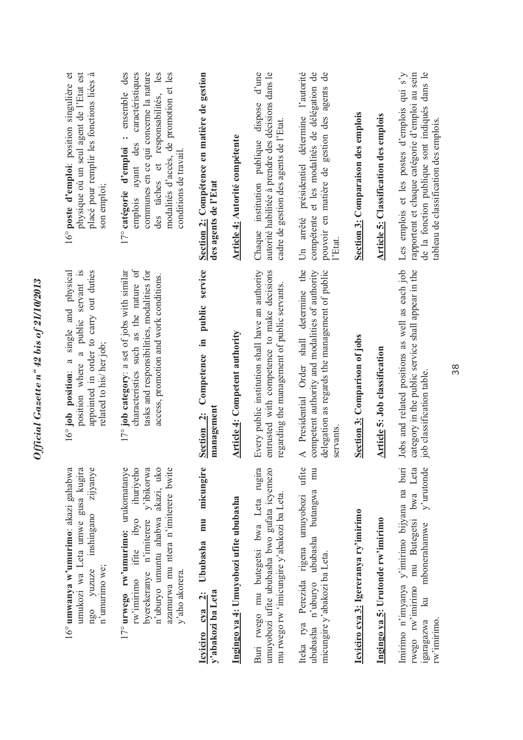16° **umwanya w'umurimo**: akazi gahabwa umukozi wa Leta umwe gusa kugira ngo yuzuze inshingano zijyanye n'umurimo we;

17° **urwego rw'umurimo**: urukomatanye rw'imirimo ifite ibyo ihuriyeho byerekeranye n'imiterere y'ibikorwa n'uburyo umuntu ahabwa akazi, uko azamurwa mu ntera n'imiterere bwite y'aho akorera.

**Icyiciro cya 2: Ububasha mu micungire y'abakozi ba Leta**

**Ingingo ya 4: Umuyobozi ufite ububasha**

Buri rwego mu butegetsi bwa Leta rugira umuyobozi ufite ububasha bwo gufata icyemezo mu rwego rw'imicungire y'abakozi ba Leta.

Iteka rya Perezida rigena umuyobozi ufite ububasha n'uburyo ububasha butangwa mu micungire y'abakozi ba Leta.

**Icyiciro cya 3: Igereranya ry'imirimo**

**Ingingo ya 5: Urutonde rw'imirimo**

Imirimo n'imyanya y'imirimo bijyana na buri rwego rw'imirimo mu Butegetsi bwa Leta igaragazwa ku mbonerahamwe y'urutonde rw'imirimo.

16° **job position**: a single and physical position where a public servant is appointed in order to carry out duties related to his/ her job;

17° **job category**: a set of jobs with similar characteristics such as the nature of tasks and responsibilities, modalities for access, promotion and work conditions.

**Section 2: Competence in public service management**

**Article 4: Competent authority**

Every public institution shall have an authority entrusted with competence to make decisions regarding the management of public servants.

A Presidential Order shall determine the competent authority and modalities of authority delegation as regards the management of public servants.

**Section 3: Comparison of jobs**

**Article 5: Job classification**

Jobs and related positions as well as each job category in the public service shall appear in the job classification table.

16° **poste d'emploi**: position singulière et physique où un seul agent de l'Etat est placé pour remplir les fonctions liées à son emploi;

17° **catégorie d'emploi** : ensemble des emplois ayant des caractéristiques communes en ce qui concerne la nature des tâches et responsabilités, les modalités d'accès, de promotion et les conditions de travail.

**Section 2: Compétence en matière de gestion des agents de l'Etat**

**Article 4: Autorité compétente**

Chaque institution publique dispose d'une autorité habilitée à prendre des décisions dans le cadre de gestion des agents de l'Etat.

Un arrêté présidentiel détermine l'autorité compétente et les modalités de délégation de pouvoir en matière de gestion des agents de l'Etat.

**Section 3: Comparaison des emplois**

**Article 5: Classification des emplois**

Les emplois et les postes d'emplois qui s'y rapportent et chaque catégorie d'emploi au sein de la fonction publique sont indiqués dans le tableau de classification des emplois.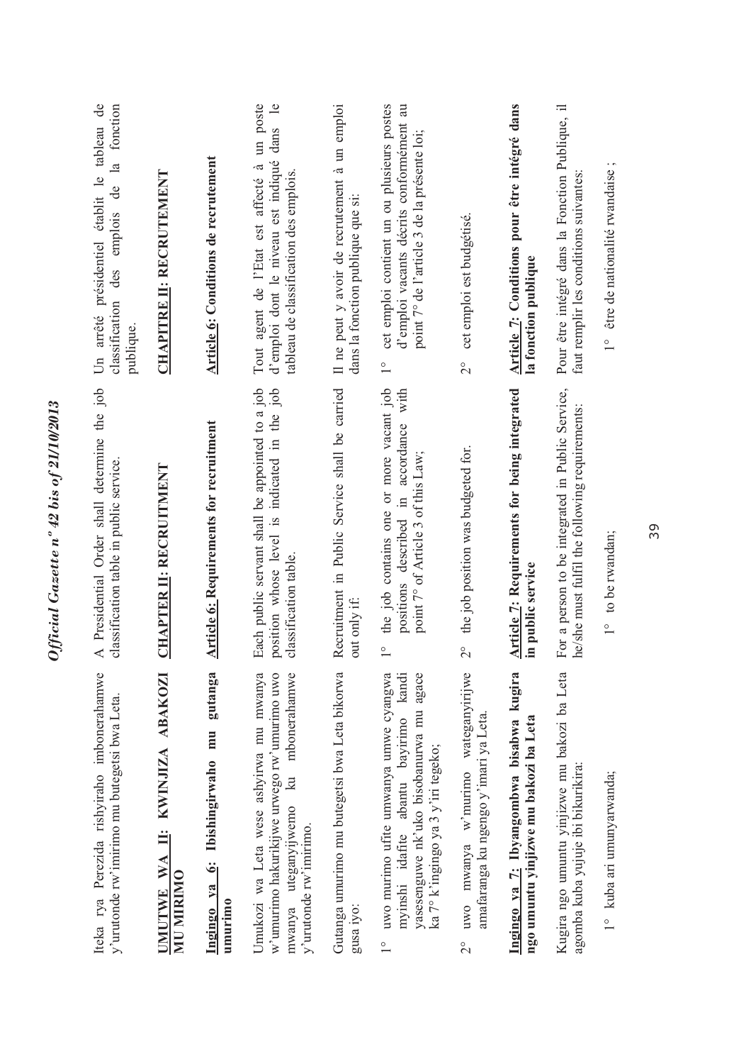Iteka rya Perezida rishyiraho imbonerahamwe y'urutonde rw'imirimo mu butegetsi bwa Leta.

## UMUTWE WA II: KWINJIZA ABAKOZI MU MIRIMO

**Ingingo ya 6: Ibishingirwaho mu gutanga umurimo**

Umukozi wa Leta wese ashyirwa mu mwanya w'umurimo hakurikijwe urwego rw'umurimo uwo mwanya uteganyijwemo ku mbonerahamwe y'urutonde rw'imirimo.

Gutanga umurimo mu butegetsi bwa Leta bikorwa gusa iyo:

1° uwo murimo ufite umwanya umwe cyangwa myinshi idafite abantu bayirimo kandi yasesenguwe nk'uko bisobanurwa mu agace ka 7° k'ingingo ya 3 y'iri tegeko;

2° uwo mwanya w'murimo wateganyirijwe amafaranga ku ngengo y'imari ya Leta.

**Ingingo ya 7: Ibyangombwa bisabwa kugira ngo umuntu yinjizwe mu bakozi ba Leta**

Kugira ngo umuntu yinjizwe mu bakozi ba Leta agomba kuba yujuje ibi bikurikira:

1° kuba ari umunyarwanda;

A Presidential Order shall determine the job classification table in public service.

## CHAPTER II: RECRUITMENT

**Article 6: Requirements for recruitment**

Each public servant shall be appointed to a job position whose level is indicated in the job classification table.

Recruitment in Public Service shall be carried out only if:

1° the job contains one or more vacant job positions described in accordance with point 7° of Article 3 of this Law;

2° the job position was budgeted for.

**Article 7: Requirements for being integrated in public service**

For a person to be integrated in Public Service, he/she must fulfil the following requirements:

1° to be rwandan;

Un arrêté présidentiel établit le tableau de classification des emplois de la fonction publique.

## CHAPITRE II: RECRUTEMENT

**Article 6: Conditions de recrutement**

Tout agent de l'Etat est affecté à un poste d'emploi dont le niveau est indiqué dans le tableau de classification des emplois.

Il ne peut y avoir de recrutement à un emploi dans la fonction publique que si:

1° cet emploi contient un ou plusieurs postes d'emploi vacants décrits conformément au point 7° de l'article 3 de la présente loi;

2° cet emploi est budgétisé.

**Article 7: Conditions pour être intégré dans la fonction publique**

Pour être intégré dans la Fonction Publique, il faut remplir les conditions suivantes:

1° être de nationalité rwandaise ;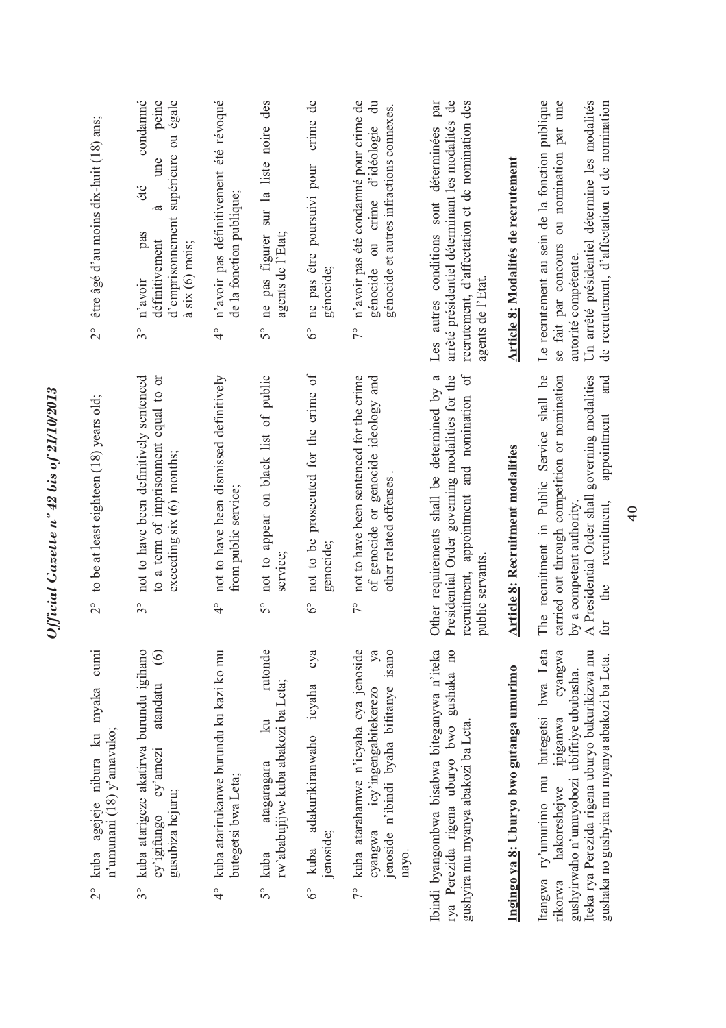2° kuba agejeje nibura ku myaka cumi n'umunani (18) y'amavuko;

3° kuba atarigeze akatirwa burundu igihano cy'igifungo cy'amezi atandatu (6) gusubiza hejuru;

4° kuba atarirukanwe burundu ku kazi ko mu butegetsi bwa Leta;

5° kuba atagaragara ku rutonde rw'ababujijwe kuba abakozi ba Leta;

6° kuba adakurikiranwaho icyaha cya jenoside;

7° kuba atarahamwe n'icyaha cya jenoside cyangwa icy'ingengabitekerezo ya jenoside n'ibindi byaha bifitanye isano nayo.

Ibindi byangombwa bisabwa biteganywa n'iteka rya Perezida rigena uburyo bwo gushaka no gushyira mu myanya abakozi ba Leta.

**Ingingo ya 8: Uburyo bwo gutanga umurimo**

Itangwa ry'umurimo mu butegetsi bwa Leta rikorwa hakoreshejwe ipiganwa cyangwa gushyirwaho n'umuyobozi ubifitiye ububasha.
Iteka rya Perezida rigena uburyo bukurikizwa mu gushaka no gushyira mu myanya abakozi ba Leta.

2° to be at least eighteen (18) years old;

3° not to have been definitively sentenced to a term of imprisonment equal to or exceeding six (6) months;

4° not to have been dismissed definitively from public service;

5° not to appear on black list of public service;

6° not to be prosecuted for the crime of genocide;

7° not to have been sentenced for the crime of genocide or genocide ideology and other related offenses .

Other requirements shall be determined by a Presidential Order governing modalities for the recruitment, appointment and nomination of public servants.

**Article 8: Recruitment modalities**

The recruitment in Public Service shall be carried out through competition or nomination by a competent authority.
A Presidential Order shall governing modalities for the recruitment, appointment and

2° être âgé d'au moins dix-huit (18) ans;

3° n'avoir pas été condamné définitivement à une peine d'emprisonnement supérieure ou égale à six (6) mois;

4° n'avoir pas définitivement été révoqué de la fonction publique;

5° ne pas figurer sur la liste noire des agents de l'Etat;

6° ne pas être poursuivi pour crime de génocide;

7° n'avoir pas été condamné pour crime de génocide ou crime d'idéologie du génocide et autres infractions connexes.

Les autres conditions sont déterminées par arrêté présidentiel déterminant les modalités de recrutement, d'affectation et de nomination des agents de l'Etat.

**Article 8: Modalités de recrutement**

Le recrutement au sein de la fonction publique se fait par concours ou nomination par une autorité compétente.
Un arrêté présidentiel détermine les modalités de recrutement, d'affectation et de nomination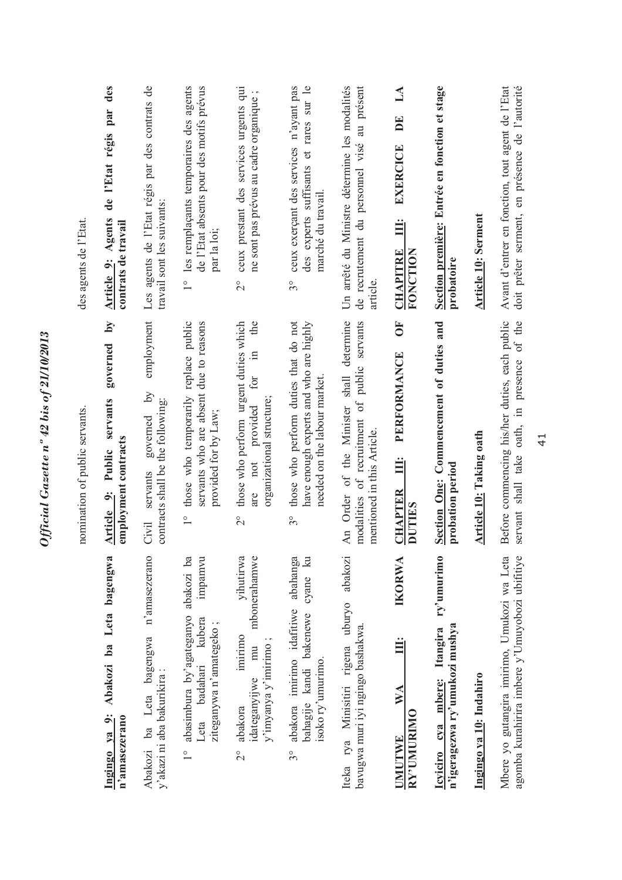nomination of public servants.

des agents de l'Etat.

**Ingingo ya 9: Abakozi ba Leta bagengwa n'amasezerano**

Abakozi ba Leta bagengwa n'amasezerano y'akazi ni aba bakurikira :

1° abasimbura by'agateganyo abakozi ba Leta badahari kubera impamvu ziteganywa n'amategeko ;

2° abakora imirimo yihutirwa idateganyijwe mu mbonerahamwe y'imyanya y'imirimo ;

3° abakora imirimo idafitiwe abahanga bahagije kandi bakenewe cyane ku isoko ry'umurimo.

Iteka rya Minisitiri rigena uburyo abakozi bavugwa muri iyi ngingo bashakwa.

**UMUTWE WA III: IKORWA RY'UMURIMO**

**Icyiciro cya mbere: Itangira ry'umurimo n'igeragezwa ry'umukozi mushya**

**Ingingo ya 10: Indahiro**

Mbere yo gutangira imirimo, Umukozi wa Leta agomba kurahirira imbere y'Umuyobozi ubifitiye

**Article 9: Public servants governed by employment contracts**

Civil servants governed by employment contracts shall be the following:

1° those who temporarily replace public servants who are absent due to reasons provided for by Law;

2° those who perform urgent duties which are not provided for in the organizational structure;

3° those who perform duties that do not have enough experts and who are highly needed on the labour market.

An Order of the Minister shall determine modalities of recruitment of public servants mentioned in this Article.

**CHAPTER III: PERFORMANCE OF DUTIES**

**Section One: Commencement of duties and probation period**

**Article 10: Taking oath**

Before commencing his/her duties, each public servant shall take oath, in presence of the

**Article 9: Agents de l'Etat régis par des contrats de travail**

Les agents de l'Etat régis par des contrats de travail sont les suivants:

1° les remplaçants temporaires des agents de l'Etat absents pour des motifs prévus par la loi;

2° ceux prestant des services urgents qui ne sont pas prévus au cadre organique ;

3° ceux exerçant des services n'ayant pas des experts suffisants et rares sur le marché du travail.

Un arrêté du Ministre détermine les modalités de recrutement du personnel visé au présent article.

**CHAPITRE III: EXERCICE DE LA FONCTION**

**Section première: Entrée en fonction et stage probatoire**

**Article 10: Serment**

Avant d'entrer en fonction, tout agent de l'Etat doit prêter serment, en présence de l'autorité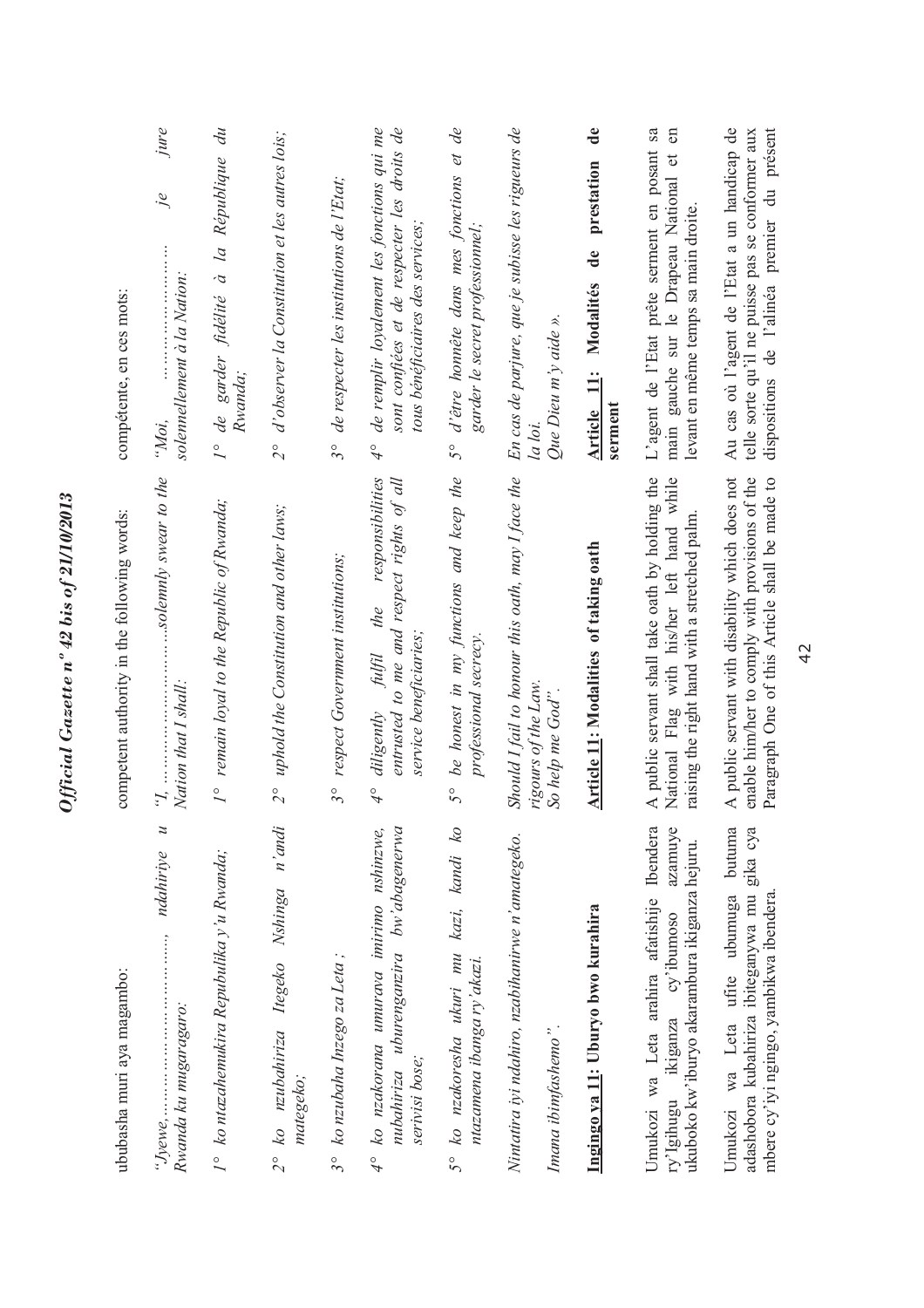ububasha muri aya magambo:

*"Jyewe,……………………………., ndahiriye u Rwanda ku mugaragaro:*

*1° ko ntazahemukira Repubulika y'u Rwanda;*

*2° ko nzubahiriza Itegeko Nshinga n'andi mategeko;*

*3° ko nzubaha Inzego za Leta ;*

*4° ko nzakorana umurava imirimo nshinzwe, nubahiriza uburenganzira bw'abagenerwa serivisi bose;*

*5° ko nzakoresha ukuri mu kazi, kandi ko ntazamena ibanga ry'akazi.*

*Nintatira iyi ndahiro, nzabihanirwe n'amategeko.*

*Imana ibimfashemo ".*

**Ingingo ya 11: Uburyo bwo kurahira**

Umukozi wa Leta arahira afatishije Ibendera ry'Igihugu ikiganza cy'ibumoso azamuye ukuboko kw'iburyo akarambura ikiganza hejuru.

Umukozi wa Leta ufite ubumuga butuma adashobora kubahiriza ibiteganywa mu gika cya mbere cy'iyi ngingo, yambikwa ibendera.

competent authority in the following words:

*"I, …………………………solemnly swear to the Nation that I shall:*

*1° remain loyal to the Republic of Rwanda;*

*2° uphold the Constitution and other laws;*

*3° respect Government institutions;*

*4° diligently fulfil the responsibilities entrusted to me and respect rights of all service beneficiaries;*

*5° be honest in my functions and keep the professional secrecy.*

*Should I fail to honour this oath, may I face the rigours of the Law.*
*So help me God".*

**Article 11: Modalities of taking oath**

A public servant shall take oath by holding the National Flag with his/her left hand while raising the right hand with a stretched palm.

A public servant with disability which does not enable him/her to comply with provisions of the Paragraph One of this Article shall be made to

compétente, en ces mots:

*"Moi, ……………………… je jure solennellement à la Nation:*

*1° de garder fidélité à la République du Rwanda;*

*2° d'observer la Constitution et les autres lois;*

*3° de respecter les institutions de l'Etat;*

*4° de remplir loyalement les fonctions qui me sont confiées et de respecter les droits de tous bénéficiaires des services;*

*5° d'être honnête dans mes fonctions et de garder le secret professionnel;*

*En cas de parjure, que je subisse les rigueurs de la loi.*
*Que Dieu m'y aide ».*

**Article 11: Modalités de prestation de serment**

L'agent de l'Etat prête serment en posant sa main gauche sur le Drapeau National et en levant en même temps sa main droite.

Au cas où l'agent de l'Etat a un handicap de telle sorte qu'il ne puisse pas se conformer aux dispositions de l'alinéa premier du présent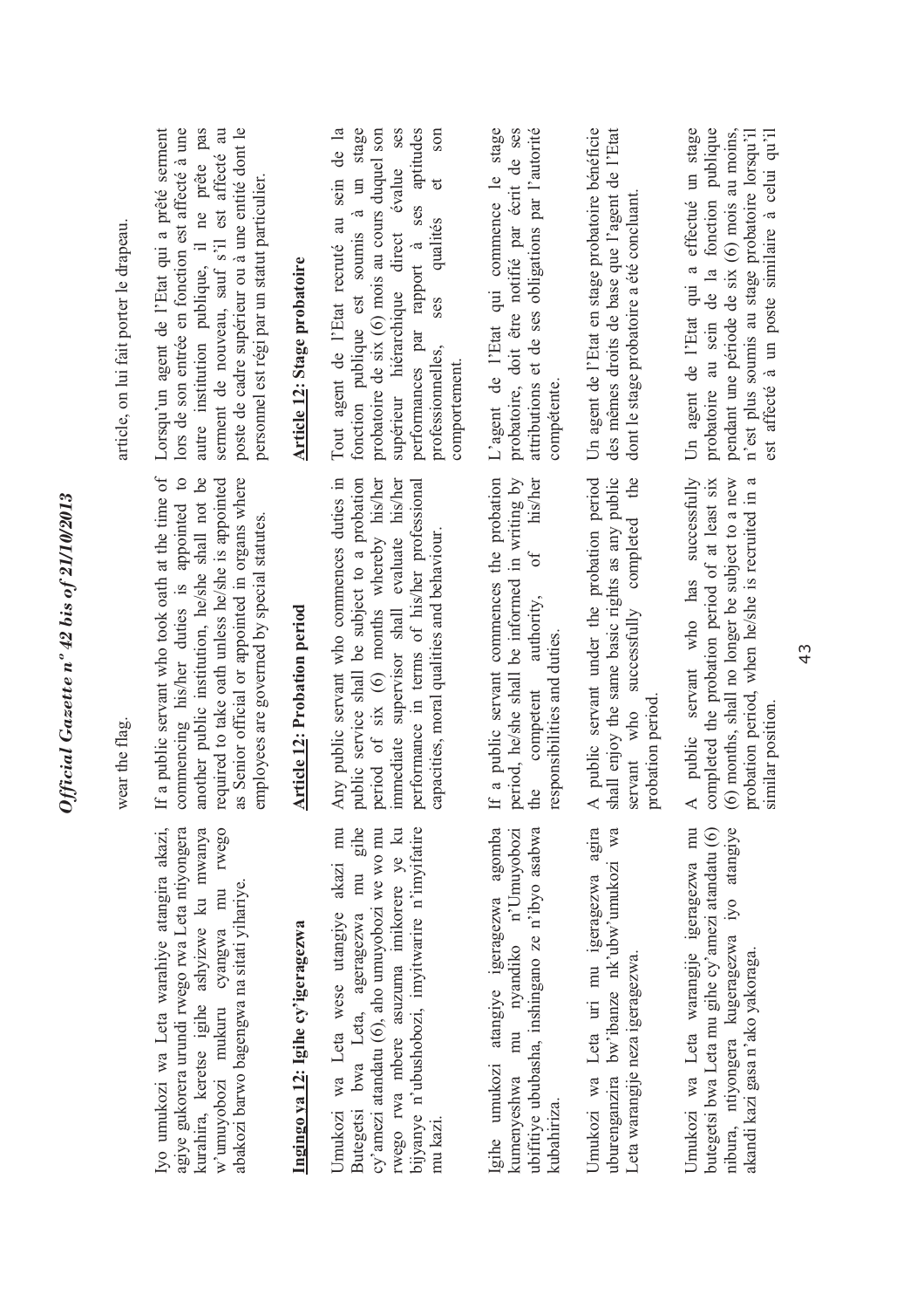Iyo umukozi wa Leta warahiye atangira akazi, agiye gukorera urundi rwego rwa Leta ntiyongera kurahira, keretse igihe ashyizwe ku mwanya w'umuyobozi mukuru cyangwa mu rwego abakozi barwo bagengwa na sitati yihariye.

## Ingingo ya 12: Igihe cy'igeragezwa

Umukozi wa Leta wese utangiye akazi mu Butegetsi bwa Leta, ageragezwa mu gihe cy'amezi atandatu (6), aho umuyobozi we wo mu rwego rwa mbere asuzuma imikorere ye ku bijyanye n'ubushobozi, imyitwarire n'imyifatire mu kazi.

Igihe umukozi atangiye igeragezwa agomba kumenyeshwa mu nyandiko n'Umuyobozi ubifitiye ububasha, inshingano ze n'ibyo asabwa kubahiriza.

Umukozi wa Leta uri mu igeragezwa agira uburenganzira bw'ibanze nk'ubw'umukozi wa Leta warangije neza igeragezwa.

Umukozi wa Leta warangije igeragezwa mu butegetsi bwa Leta mu gihe cy'amezi atandatu (6) nibura, ntiyongera kugeragezwa iyo atangiye akandi kazi gasa n'ako yakoraga.

wear the flag.

If a public servant who took oath at the time of commencing his/her duties is appointed to another public institution, he/she shall not be required to take oath unless he/she is appointed as Senior official or appointed in organs where employees are governed by special statutes.

## Article 12: Probation period

Any public servant who commences duties in public service shall be subject to a probation period of six (6) months whereby his/her immediate supervisor shall evaluate his/her performance in terms of his/her professional capacities, moral qualities and behaviour.

If a public servant commences the probation period, he/she shall be informed in writing by the competent authority, of his/her responsibilities and duties.

A public servant under the probation period shall enjoy the same basic rights as any public servant who successfully completed the probation period.

A public servant who has successfully completed the probation period of at least six (6) months, shall no longer be subject to a new probation period, when he/she is recruited in a similar position.

article, on lui fait porter le drapeau.

Lorsqu'un agent de l'Etat qui a prêté serment lors de son entrée en fonction est affecté à une autre institution publique, il ne prête pas serment de nouveau, sauf s'il est affecté au poste de cadre supérieur ou à une entité dont le personnel est régi par un statut particulier.

## Article 12: Stage probatoire

Tout agent de l'Etat recruté au sein de la fonction publique est soumis à un stage probatoire de six (6) mois au cours duquel son supérieur hiérarchique direct évalue ses performances par rapport à ses aptitudes professionnelles, ses qualités et son comportement.

L'agent de l'Etat qui commence le stage probatoire, doit être notifié par écrit de ses attributions et de ses obligations par l'autorité compétente.

Un agent de l'Etat en stage probatoire bénéficie des mêmes droits de base que l'agent de l'Etat dont le stage probatoire a été concluant.

Un agent de l'Etat qui a effectué un stage probatoire au sein de la fonction publique pendant une période de six (6) mois au moins, n'est plus soumis au stage probatoire lorsqu'il est affecté à un poste similaire à celui qu'il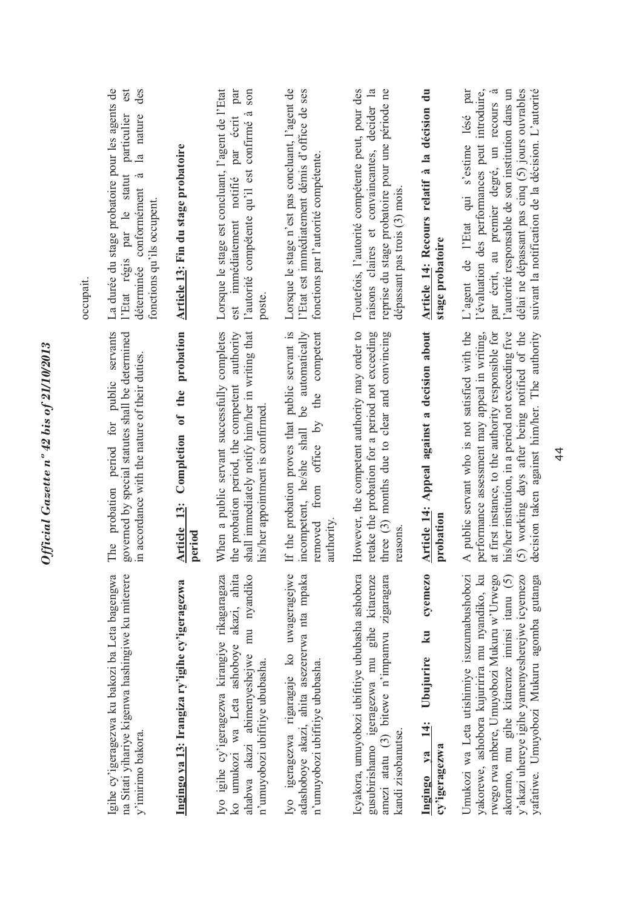Igihe cy'igeragezwa ku bakozi ba Leta bagengwa na Sitati yihariye kigenwa hashingiwe ku miterere y'imirimo bakora.

**Ingingo ya 13: Irangiza ry'igihe cy'igeragezwa**

Iyo igihe cy'igeragezwa kirangiye rikagaragaza ko umukozi wa Leta ashoboye akazi, ahita ahabwa akazi abimenyeshejwe mu nyandiko n'umuyobozi ubifitiye ububasha.

Iyo igeragezwa rigaragaje ko uwageragejwe adashoboye akazi, ahita asezererwa nta mpaka n'umuyobozi ubifitiye ububasha.

Icyakora, umuyobozi ubifitiye ububasha ashobora gusubirishamo igeragezwa mu gihe kitarenze amezi atatu (3) bitewe n'impamvu zigaragara kandi zisobanutse.

**Ingingo ya 14: Ubujurire ku cyemezo cy'igeragezwa**

Umukozi wa Leta utishimiye isuzumabushobozi yakorewe, ashobora kujuririra mu nyandiko, ku rwego rwa mbere, Umuyobozi Mukuru w'Urwego akoramo, mu gihe kitarenze iminsi itanu (5) y'akazi uhereye igihe yamenyesherejwe icyemezo yafatiwe. Umuyobozi Mukuru agomba gutanga

The probation period for public servants governed by special statutes shall be determined in accordance with the nature of their duties.

**Article 13: Completion of the probation period**

When a public servant successfully completes the probation period, the competent authority shall immediately notify him/her in writing that his/her appointment is confirmed.

If the probation proves that public servant is incompetent, he/she shall be automatically removed from office by the competent authority.

However, the competent authority may order to retake the probation for a period not exceeding three (3) months due to clear and convincing reasons.

**Article 14: Appeal against a decision about probation**

A public servant who is not satisfied with the performance assessment may appeal in writing, at first instance, to the authority responsible for his/her institution, in a period not exceeding five (5) working days after being notified of the decision taken against him/her. The authority

occupait.

La durée du stage probatoire pour les agents de l'Etat régis par le statut particulier est déterminée conformément à la nature des fonctions qu'ils occupent.

**Article 13: Fin du stage probatoire**

Lorsque le stage est concluant, l'agent de l'Etat est immédiatement notifié par écrit par l'autorité compétente qu'il est confirmé à son poste.

Lorsque le stage n'est pas concluant, l'agent de l'Etat est immédiatement démis d'office de ses fonctions par l'autorité compétente.

Toutefois, l'autorité compétente peut, pour des raisons claires et convaincantes, décider la reprise du stage probatoire pour une période ne dépassant pas trois (3) mois.

**Article 14: Recours relatif à la décision du stage probatoire**

L'agent de l'Etat qui s'estime lésé par l'évaluation des performances peut introduire, par écrit, au premier degré, un recours à l'autorité responsable de son institution dans un délai ne dépassant pas cinq (5) jours ouvrables suivant la notification de la décision. L'autorité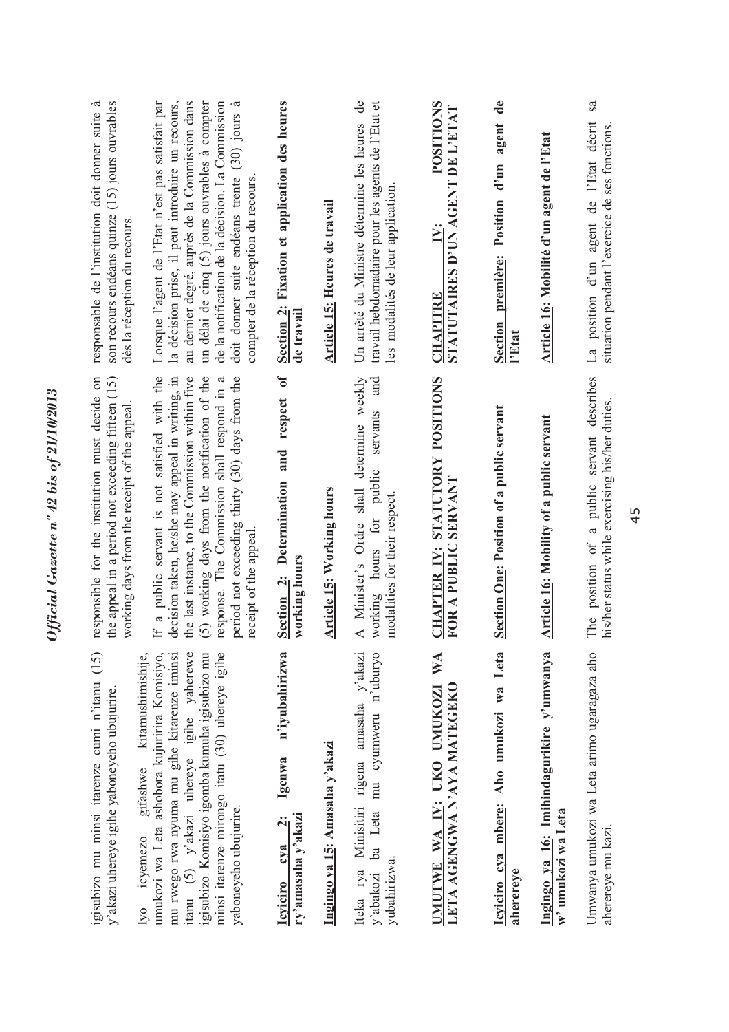igisubizo mu minsi itarenze cumi n'itanu (15) y'akazi uhereye igihe yaboneyeho ubujurire.

Iyo icyemezo gifashwe kitamushimishije, umukozi wa Leta ashobora kujuririra Komisiyo, mu rwego rwa nyuma mu gihe kitarenze iminsi itanu (5) y'akazi uhereye igihe yaherewe igisubizo. Komisiyo igomba kumuha igisubizo mu minsi itarenze mirongo itatu (30) uhereye igihe yaboneyeho ubujurire.

**Icyiciro cya 2: Igenwa n'iyubahirizwa ry'amasaha y'akazi**

**Ingingo ya 15: Amasaha y'akazi**

Iteka rya Minisitiri rigena amasaha y'akazi y'abakozi ba Leta mu cyumweru n'uburyo yubahirizwa.

**UMUTWE WA IV: UKO UMUKOZI WA LETA AGENGWA N'AYA MATEGEKO**

**Icyiciro cya mbere: Aho umukozi wa Leta aherereye**

**Ingingo ya 16: Imihindagurikire y'umwanya w' umukozi wa Leta**

Umwanya umukozi wa Leta arimo ugaragaza aho aherereye mu kazi.

responsible for the institution must decide on the appeal in a period not exceeding fifteen (15) working days from the receipt of the appeal.

If a public servant is not satisfied with the decision taken, he/she may appeal in writing, in the last instance, to the Commission within five (5) working days from the notification of the response. The Commission shall respond in a period not exceeding thirty (30) days from the receipt of the appeal.

**Section 2: Determination and respect of working hours**

**Article 15: Working hours**

A Minister's Ordre shall determine weekly working hours for public servants and modalities for their respect.

**CHAPTER IV: STATUTORY POSITIONS FOR A PUBLIC SERVANT**

**Section One: Position of a public servant**

**Article 16: Mobility of a public servant**

The position of a public servant describes his/her status while exercising his/her duties.

responsable de l'institution doit donner suite à son recours endéans quinze (15) jours ouvrables dès la réception du recours.

Lorsque l'agent de l'Etat n'est pas satisfait par la décision prise, il peut introduire un recours, au dernier degré, auprès de la Commission dans un délai de cinq (5) jours ouvrables à compter de la notification de la décision. La Commission doit donner suite endéans trente (30) jours à compter de la réception du recours.

**Section 2: Fixation et application des heures de travail**

**Article 15: Heures de travail**

Un arrêté du Ministre détermine les heures de travail hebdomadaire pour les agents de l'Etat et les modalités de leur application.

**CHAPITRE IV: POSITIONS STATUTAIRES D'UN AGENT DE L'ETAT**

**Section première: Position d'un agent de l'Etat**

**Article 16: Mobilité d'un agent de l'Etat**

La position d'un agent de l'Etat décrit sa situation pendant l'exercice de ses fonctions.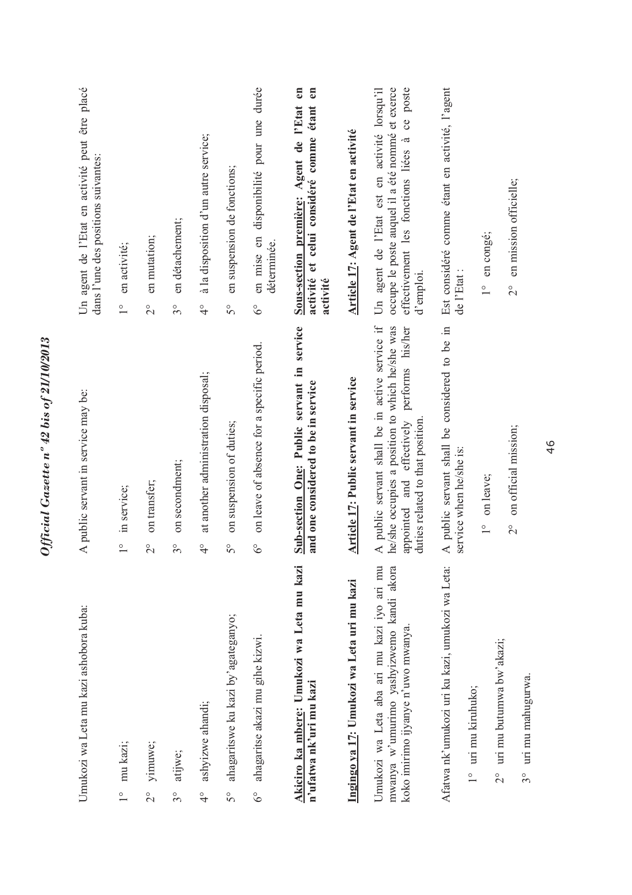Umukozi wa Leta mu kazi ashobora kuba:

1° mu kazi;

2° yimuwe;

3° atijwe;

4° ashyizwe ahandi;

5° ahagaritswe ku kazi by'agateganyo;

6° ahagaritse akazi mu gihe kizwi.

**Akiciro ka mbere: Umukozi wa Leta mu kazi n'ufatwa nk'uri mu kazi**

**Ingingo ya 17: Umukozi wa Leta uri mu kazi**

Umukozi wa Leta aba ari mu kazi iyo ari mu mwanya w'umurimo yashyizwemo kandi akora koko imirimo ijyanye n'uwo mwanya.

Afatwa nk'umukozi uri ku kazi, umukozi wa Leta:

1° uri mu kiruhuko;

2° uri mu butumwa bw'akazi;

3° uri mu mahugurwa.

A public servant in service may be:

1° in service;

2° on transfer;

3° on secondment;

4° at another administration disposal;

5° on suspension of duties;

6° on leave of absence for a specific period.

**Sub-section One: Public servant in service and one considered to be in service**

**Article 17: Public servant in service**

A public servant shall be in active service if he/she occupies a position to which he/she was appointed and effectively performs his/her duties related to that position.

A public servant shall be considered to be in service when he/she is:

1° on leave;

2° on official mission;

Un agent de l'Etat en activité peut être placé dans l'une des positions suivantes:

1° en activité;

2° en mutation;

3° en détachement;

4° à la disposition d'un autre service;

5° en suspension de fonctions;

6° en mise en disponibilité pour une durée déterminée.

**Sous-section première: Agent de l'Etat en activité et celui considéré comme étant en activité**

**Article 17: Agent de l'Etat en activité**

Un agent de l'Etat est en activité lorsqu'il occupe le poste auquel il a été nommé et exerce effectivement les fonctions liées à ce poste d'emploi.

Est considéré comme étant en activité, l'agent de l'Etat :

1° en congé;

2° en mission officielle;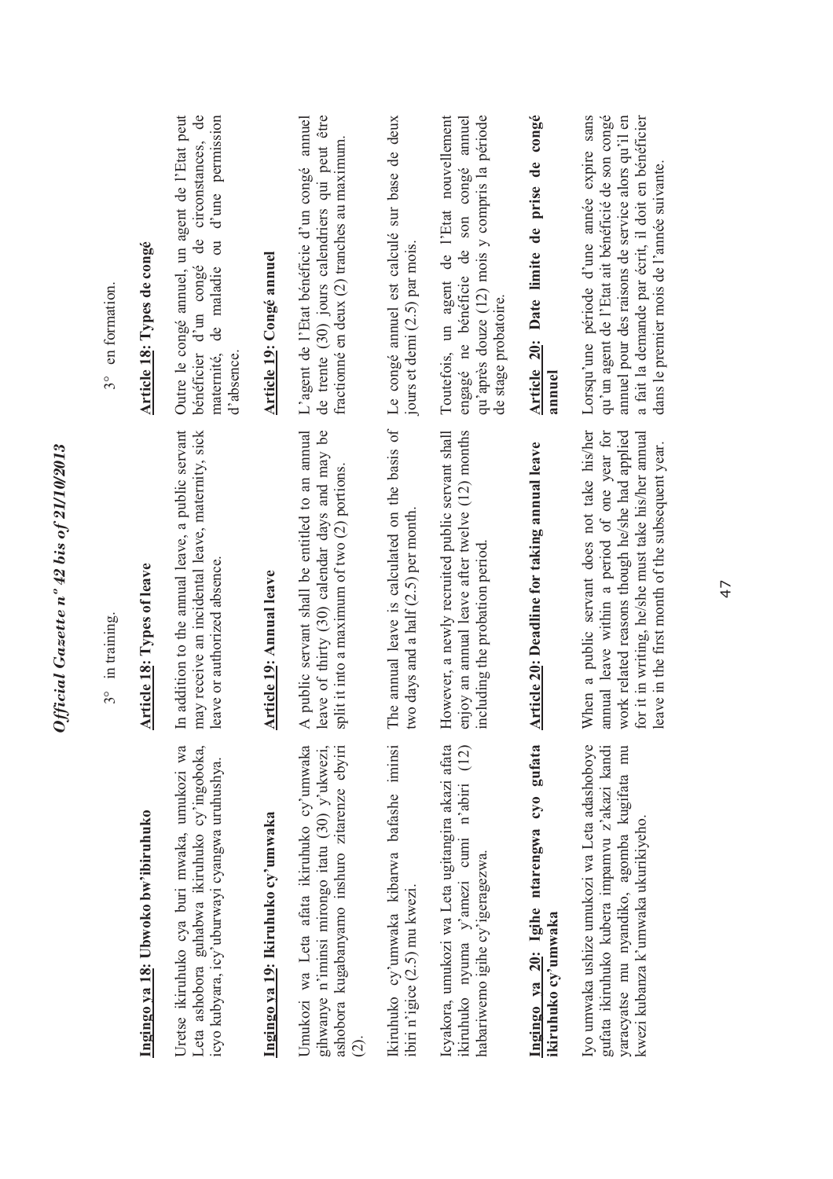3° in training.

3° en formation.

**Ingingo ya 18: Ubwoko bw'ibiruhuko**

Uretse ikiruhuko cya buri mwaka, umukozi wa Leta ashobora guhabwa ikiruhuko cy'ingoboka, icyo kubyara, icy'uburwayi cyangwa uruhushya.

**Article 18: Types of leave**

In addition to the annual leave, a public servant may receive an incidental leave, maternity, sick leave or authorized absence.

**Article 18: Types de congé**

Outre le congé annuel, un agent de l'Etat peut bénéficier d'un congé de circonstances, de maternité, de maladie ou d'une permission d'absence.

**Ingingo ya 19: Ikiruhuko cy'umwaka**

Umukozi wa Leta afata ikiruhuko cy'umwaka gihwanye n'iminsi mirongo itatu (30) y'ukwezi, ashobora kugabanyamo inshuro zitarenze ebyiri (2).

Ikiruhuko cy'umwaka kibarwa bafashe iminsi ibiri n'igice (2.5) mu kwezi.

Icyakora, umukozi wa Leta ugitangira akazi afata ikiruhuko nyuma y'amezi cumi n'abiri (12) habariwemo igihe cy'igeragezwa.

**Article 19: Annual leave**

A public servant shall be entitled to an annual leave of thirty (30) calendar days and may be split it into a maximum of two (2) portions.

The annual leave is calculated on the basis of two days and a half (2.5) per month.

However, a newly recruited public servant shall enjoy an annual leave after twelve (12) months including the probation period.

**Article 19: Congé annuel**

L'agent de l'Etat bénéficie d'un congé annuel de trente (30) jours calendriers qui peut être fractionné en deux (2) tranches au maximum.

Le congé annuel est calculé sur base de deux jours et demi (2.5) par mois.

Toutefois, un agent de l'Etat nouvellement engagé ne bénéficie de son congé annuel qu'après douze (12) mois y compris la période de stage probatoire.

**Ingingo ya 20: Igihe ntarengwa cyo gufata ikiruhuko cy'umwaka**

Iyo umwaka ushize umukozi wa Leta adashoboye gufata ikiruhuko kubera impamvu z'akazi kandi yaracyatse mu nyandiko, agomba kugifata mu kwezi kubanza k'umwaka ukurikiyeho.

**Article 20: Deadline for taking annual leave**

When a public servant does not take his/her annual leave within a period of one year for work related reasons though he/she had applied for it in writing, he/she must take his/her annual leave in the first month of the subsequent year.

**Article 20: Date limite de prise de congé annuel**

Lorsqu'une période d'une année expire sans qu'un agent de l'Etat ait bénéficié de son congé annuel pour des raisons de service alors qu'il en a fait la demande par écrit, il doit en bénéficier dans le premier mois de l'année suivante.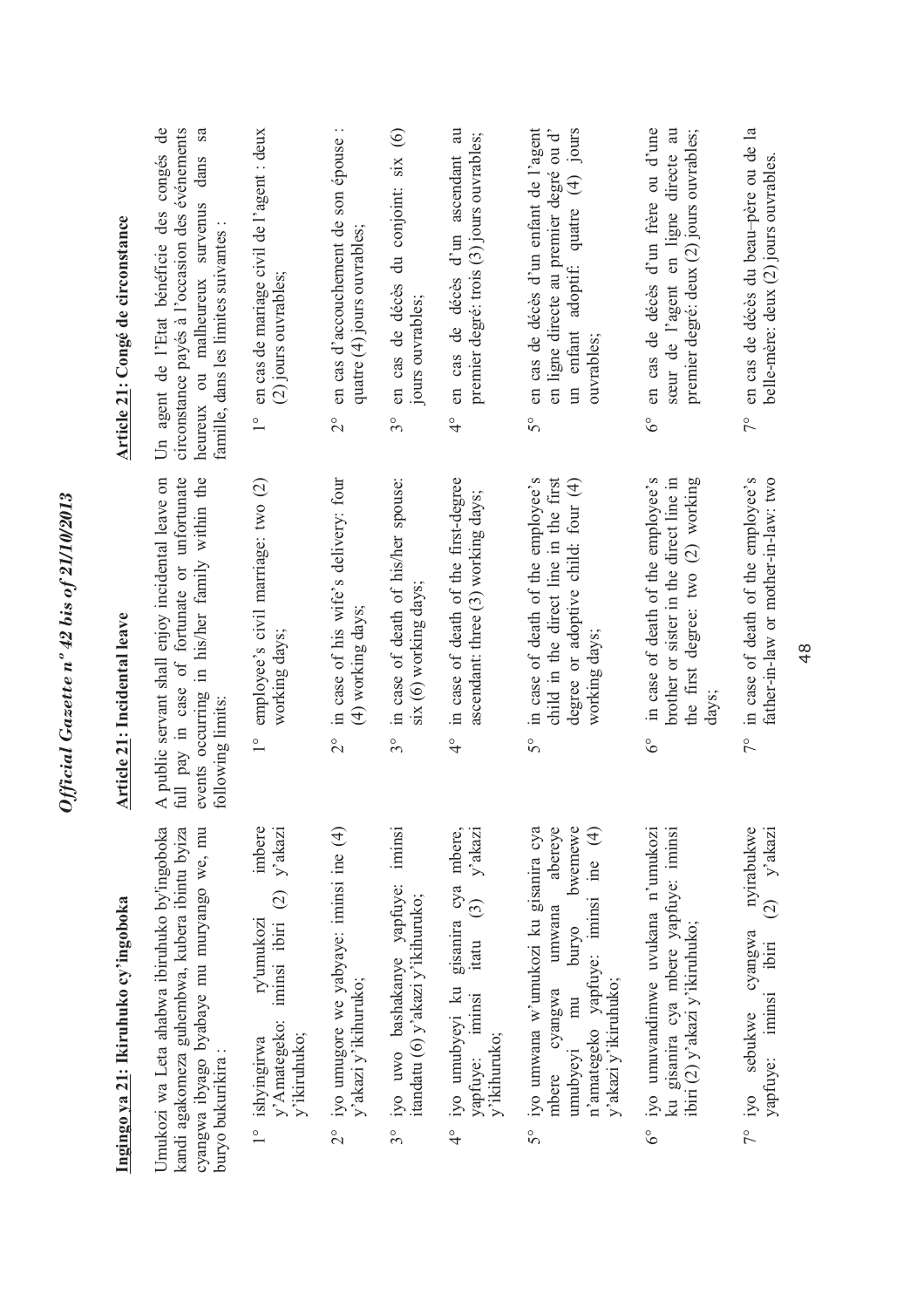## Ingingo ya 21: Ikiruhuko cy'ingoboka

Umukozi wa Leta ahabwa ibiruhuko by'ingoboka kandi agakomeza guhembwa, kubera ibintu byiza cyangwa ibyago byabaye mu muryango we, mu buryo bukurikira :

1° ishyingirwa ry'umukozi imbere y'Amategeko: iminsi ibiri (2) y'akazi y'ikiruhuko;

2° iyo umugore we yabyaye: iminsi ine (4) y'akazi y'ikiruhuko;

3° iyo uwo bashakanye yapfuye: iminsi itandatu (6) y'akazi y'ikiruhuko;

4° iyo umubyeyi ku gisanira cya mbere, yapfuye: iminsi itatu (3) y'akazi y'ikiruhuko;

5° iyo umwana w'umukozi ku gisanira cya mbere cyangwa umwana abereye umubyeyi mu buryo bwemewe n'amategeko yapfuye: iminsi ine (4) y'akazi y'ikiruhuko;

6° iyo umuvandimwe uvukana n'umukozi ku gisanira cya mbere yapfuye: iminsi ibiri (2) y'akazi y'ikiruhuko;

7° iyo sebukwe cyangwa nyirabukwe yapfuye: iminsi ibiri (2) y'akazi

## Article 21: Incidental leave

A public servant shall enjoy incidental leave on full pay in case of fortunate or unfortunate events occurring in his/her family within the following limits:

1° employee's civil marriage: two (2) working days;

2° in case of his wife's delivery: four (4) working days;

3° in case of death of his/her spouse: six (6) working days;

4° in case of death of the first-degree ascendant: three (3) working days;

5° in case of death of the employee's child in the direct line in the first degree or adoptive child: four (4) working days;

6° in case of death of the employee's brother or sister in the direct line in the first degree: two (2) working days;

7° in case of death of the employee's father-in-law or mother-in-law: two

## Article 21: Congé de circonstance

Un agent de l'Etat bénéficie des congés de circonstance payés à l'occasion des événements heureux ou malheureux survenus dans sa famille, dans les limites suivantes :

1° en cas de mariage civil de l'agent : deux (2) jours ouvrables;

2° en cas d'accouchement de son épouse : quatre (4) jours ouvrables;

3° en cas de décès du conjoint: six (6) jours ouvrables;

4° en cas de décès d'un ascendant au premier degré: trois (3) jours ouvrables;

5° en cas de décès d'un enfant de l'agent en ligne directe au premier degré ou d' un enfant adoptif: quatre (4) jours ouvrables;

6° en cas de décès d'un frère ou d'une sœur de l'agent en ligne directe au premier degré: deux (2) jours ouvrables;

7° en cas de décès du beau-père ou de la belle-mère: deux (2) jours ouvrables.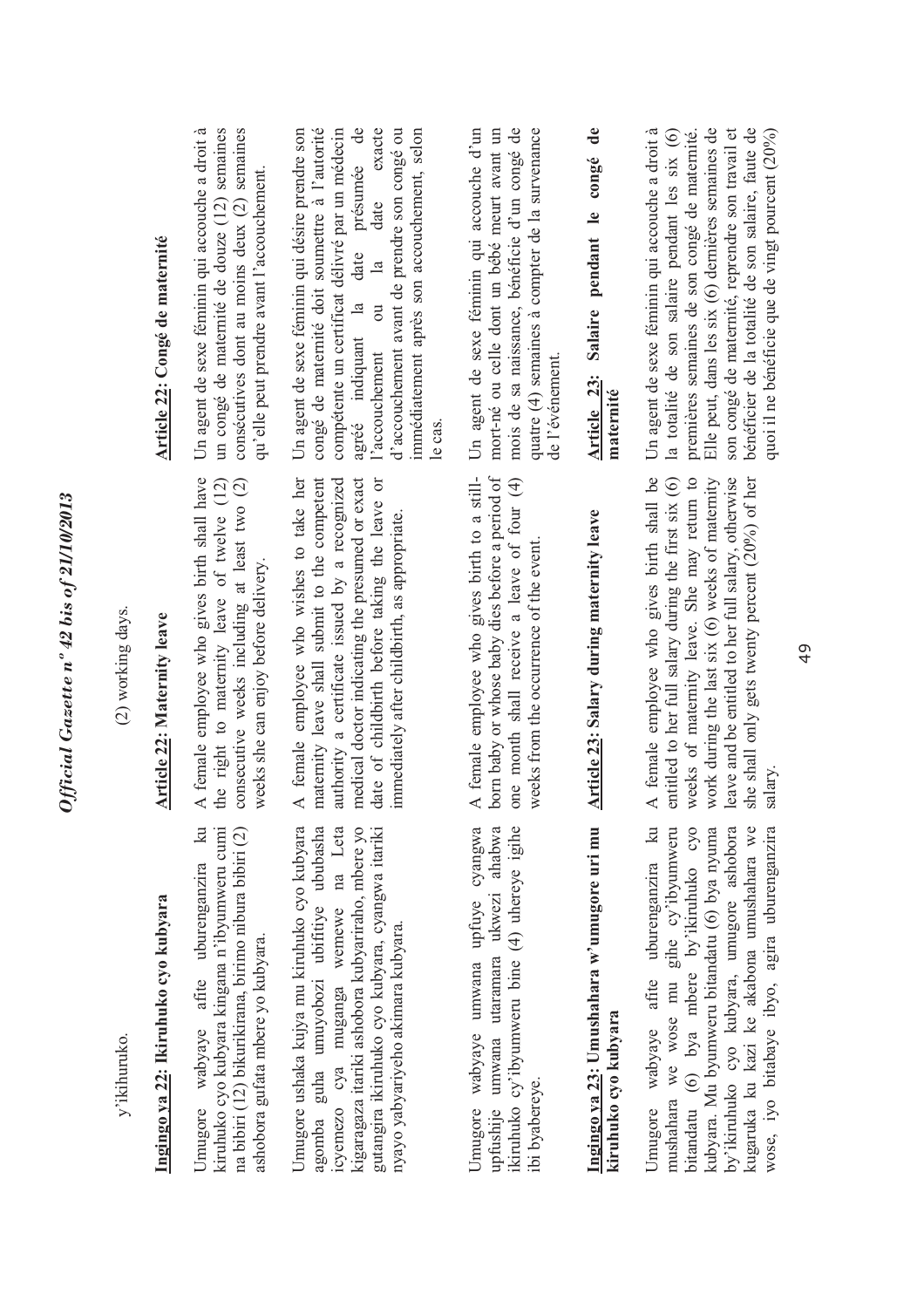y'ikiruhuko.

(2) working days.

### Ingingo ya 22: Ikiruhuko cyo kubyara

Umugore wabyaye afite uburenganzira ku kiruhuko cyo kubyara kingana n'ibyumweru cumi na bibiri (12) bikurikirana, birimo nibura bibiri (2) ashobora gufata mbere yo kubyara.

Umugore ushaka kujya mu kiruhuko cyo kubyara agomba guha umuyobozi ubifitiye ububasha icyemezo cya muganga wemewe na Leta kigaragaza itariki ashobora kubyariraho, mbere yo gutangira ikiruhuko cyo kubyara, cyangwa itariki nyayo yabyariyeho akimara kubyara.

Umugore wabyaye umwana upfuye cyangwa upfushije umwana utaramara ukwezi ahabwa ikiruhuko cy'ibyumweru bine (4) uhereye igihe ibi byabereye.

### Ingingo ya 23: Umushahara w'umugore uri mu kiruhuko cyo kubyara

Umugore wabyaye afite uburenganzira ku mushahara we wose mu gihe cy'ibyumweru bitandatu (6) bya mbere by'ikiruhuko cyo kubyara. Mu byumweru bitandatu (6) bya nyuma by'ikiruhuko cyo kubyara, umugore ashobora kugaruka ku kazi ke akabona umushahara we wose, iyo bitabaye ibyo, agira uburenganzira

### Article 22: Maternity leave

A female employee who gives birth shall have the right to maternity leave of twelve (12) consecutive weeks including at least two (2) weeks she can enjoy before delivery.

A female employee who wishes to take her maternity leave shall submit to the competent authority a certificate issued by a recognized medical doctor indicating the presumed or exact date of childbirth before taking the leave or immediately after childbirth, as appropriate.

A female employee who gives birth to a still-born baby or whose baby dies before a period of one month shall receive a leave of four (4) weeks from the occurrence of the event.

### Article 23: Salary during maternity leave

A female employee who gives birth shall be entitled to her full salary during the first six (6) weeks of maternity leave. She may return to work during the last six (6) weeks of maternity leave and be entitled to her full salary, otherwise she shall only gets twenty percent (20%) of her salary.

### Article 22: Congé de maternité

Un agent de sexe féminin qui accouche a droit à un congé de maternité de douze (12) semaines consécutives dont au moins deux (2) semaines qu'elle peut prendre avant l'accouchement.

Un agent de sexe féminin qui désire prendre son congé de maternité doit soumettre à l'autorité compétente un certificat délivré par un médecin agréé indiquant la date présumée de l'accouchement ou la date exacte d'accouchement avant de prendre son congé ou immédiatement après son accouchement, selon le cas.

Un agent de sexe féminin qui accouche d'un mort-né ou celle dont un bébé meurt avant un mois de sa naissance, bénéficie d'un congé de quatre (4) semaines à compter de la survenance de l'événement.

### Article 23: Salaire pendant le congé de maternité

Un agent de sexe féminin qui accouche a droit à la totalité de son salaire pendant les six (6) premières semaines de son congé de maternité. Elle peut, dans les six (6) dernières semaines de son congé de maternité, reprendre son travail et bénéficier de la totalité de son salaire, faute de quoi il ne bénéficie que de vingt pourcent (20%)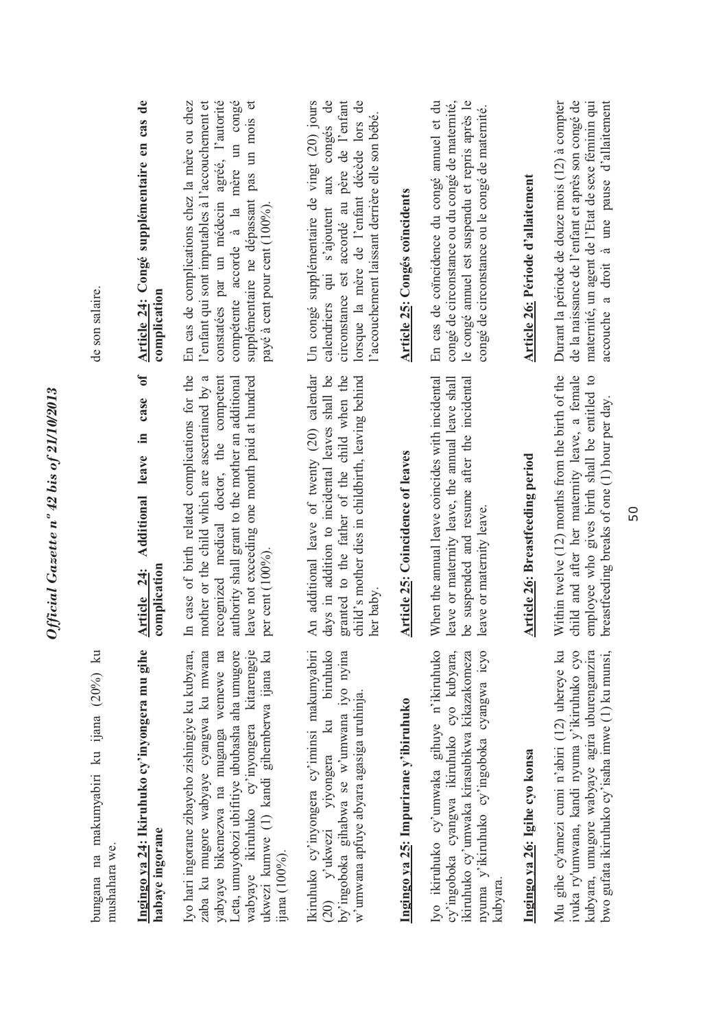bungana na makumyabiri ku ijana (20%) ku mushahara we.

**Ingingo ya 24: Ikiruhuko cy'inyongera mu gihe habaye ingorane**

Iyo hari ingorane zibayeho zishingiye ku kubyara, zaba ku mugore wabyaye cyangwa ku mwana yabyaye bikemezwa na muganga wemewe na Leta, umuyobozi ubifitiye ububasha aha umugore wabyaye ikiruhuko cy'inyongera kitarengeje ukwezi kumwe (1) kandi gihemberwa ijana ku ijana (100%).

Ikiruhuko cy'inyongera cy'iminsi makumyabiri (20) y'ukwezi yiyongera ku biruhuko by'ingoboka gihabwa se w'umwana iyo nyina w'umwana apfuye abyara agasiga uruhinja.

**Ingingo ya 25: Impurirane y'ibiruhuko**

Iyo ikiruhuko cy'umwaka gihuye n'ikiruhuko cy'ingoboka cyangwa ikiruhuko cyo kubyara, ikiruhuko cy'umwaka kirasubikwa kikazakomeza nyuma y'ikiruhuko cy'ingoboka cyangwa icyo kubyara.

**Ingingo ya 26: Igihe cyo konsa**

Mu gihe cy'amezi cumi n'abiri (12) uhereye ku ivuka ry'umwana, kandi nyuma y'ikiruhuko cyo kubyara, umugore wabyaye agira uburenganzira bwo gufata ikiruhuko cy'isaha imwe (1) ku munsi,

**Article 24: Additional leave in case of complication**

In case of birth related complications for the mother or the child which are ascertained by a recognized medical doctor, the competent authority shall grant to the mother an additional leave not exceeding one month paid at hundred per cent (100%).

An additional leave of twenty (20) calendar days in addition to incidental leaves shall be granted to the father of the child when the child's mother dies in childbirth, leaving behind her baby.

**Article 25: Coincidence of leaves**

When the annual leave coincides with incidental leave or maternity leave, the annual leave shall be suspended and resume after the incidental leave or maternity leave.

**Article 26: Breastfeeding period**

Within twelve (12) months from the birth of the child and after her maternity leave, a female employee who gives birth shall be entitled to breastfeeding breaks of one (1) hour per day.

de son salaire.

**Article 24: Congé supplémentaire en cas de complication**

En cas de complications chez la mère ou chez l'enfant qui sont imputables à l'accouchement et constatées par un médecin agréé, l'autorité compétente accorde à la mère un congé supplémentaire ne dépassant pas un mois et payé à cent pour cent (100%).

Un congé supplémentaire de vingt (20) jours calendriers qui s'ajoutent aux congés de circonstance est accordé au père de l'enfant lorsque la mère de l'enfant décède lors de l'accouchement laissant derrière elle son bébé.

**Article 25: Congés coïncidents**

En cas de coïncidence du congé annuel et du congé de circonstance ou du congé de maternité, le congé annuel est suspendu et repris après le congé de circonstance ou le congé de maternité.

**Article 26: Période d'allaitement**

Durant la période de douze mois (12) à compter de la naissance de l'enfant et après son congé de maternité, un agent de l'Etat de sexe féminin qui accouche a droit à une pause d'allaitement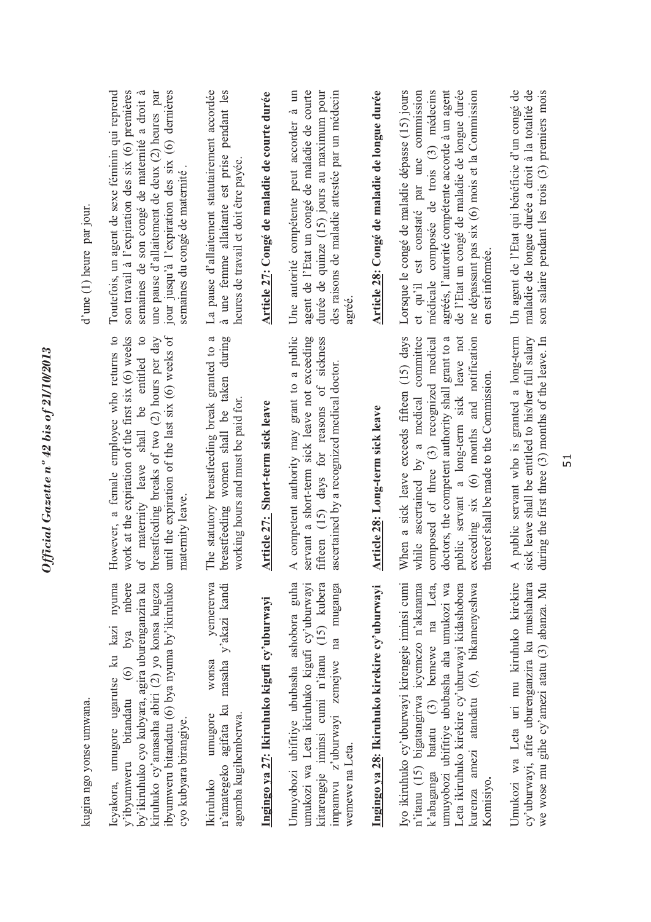kugira ngo yonse umwana.

Icyakora, umugore ugarutse ku kazi nyuma y'ibyumweru bitandatu (6) bya mbere by'ikiruhuko cyo kubyara, agira uburenganzira ku kiruhuko cy'amasaha abiri (2) yo konsa kugeza ibyumweru bitandatu (6) bya nyuma by'ikiruhuko cyo kubyara birangiye.

Ikiruhuko umugore wonsa yemererwa n'amategeko agifata ku masaha y'akazi kandi agomba kugihemberwa.

**Ingingo ya 27: Ikiruhuko kigufi cy'uburwayi**

Umuyobozi ubifitiye ububasha ashobora guha umukozi wa Leta ikiruhuko kigufi cy'uburwayi kitarengeje iminsi cumi n'itanu (15) kubera impamvu z'uburwayi zemejwe na muganga wemewe na Leta.

**Ingingo ya 28: Ikiruhuko kirekire cy'uburwayi**

Iyo ikiruhuko cy'uburwayi kirengeje iminsi cumi n'itanu (15) bigatangirwa icyemezo n'akanama k'abaganga batatu (3) bemewe na Leta, umuyobozi ubifitiye ububasha aha umukozi wa Leta ikiruhuko kirekire cy'uburwayi kidashobora kurenza amezi atandatu (6), bikamenyeshwa Komisiyo.

Umukozi wa Leta uri mu kiruhuko kirekire cy'uburwayi, afite uburenganzira ku mushahara we wose mu gihe cy'amezi atatu (3) abanza. Mu

However, a female employee who returns to work at the expiration of the first six (6) weeks of maternity leave shall be entitled to breastfeeding breaks of two (2) hours per day until the expiration of the last six (6) weeks of maternity leave.

The statutory breastfeeding break granted to a breastfeeding women shall be taken during working hours and must be paid for.

**Article 27: Short-term sick leave**

A competent authority may grant to a public servant a short-term sick leave not exceeding fifteen (15) days for reasons of sickness ascertained by a recognized medical doctor.

**Article 28: Long-term sick leave**

When a sick leave exceeds fifteen (15) days while ascertained by a medical committee composed of three (3) recognized medical doctors, the competent authority shall grant to a public servant a long-term sick leave not exceeding six (6) months and notification thereof shall be made to the Commission.

A public servant who is granted a long-term sick leave shall be entitled to his/her full salary during the first three (3) months of the leave. In

d'une (1) heure par jour.

Toutefois, un agent de sexe féminin qui reprend son travail à l'expiration des six (6) premières semaines de son congé de maternité a droit à une pause d'allaitement de deux (2) heures par jour jusqu'à l'expiration des six (6) dernières semaines du congé de maternité.

La pause d'allaitement statutairement accordée à une femme allaitante est prise pendant les heures de travail et doit être payée.

**Article 27: Congé de maladie de courte durée**

Une autorité compétente peut accorder à un agent de l'Etat un congé de maladie de courte durée de quinze (15) jours au maximum pour des raisons de maladie attestée par un médecin agréé.

**Article 28: Congé de maladie de longue durée**

Lorsque le congé de maladie dépasse (15) jours et qu'il est constaté par une commission médicale composée de trois (3) médecins agréés, l'autorité compétente accorde à un agent de l'Etat un congé de maladie de longue durée ne dépassant pas six (6) mois et la Commission en est informée.

Un agent de l'Etat qui bénéficie d'un congé de maladie de longue durée a droit à la totalité de son salaire pendant les trois (3) premiers mois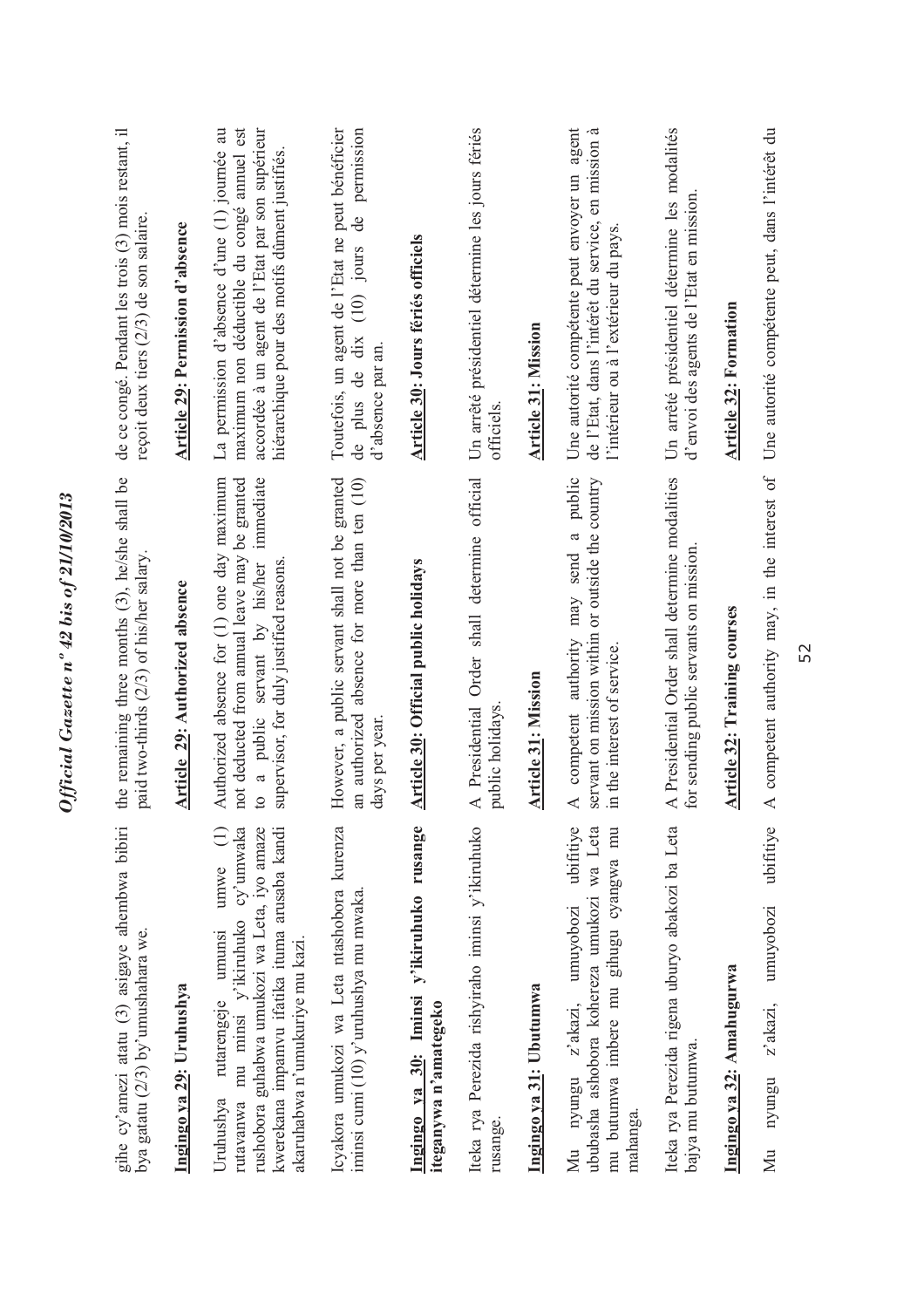gihe cy'amezi atatu (3) asigaye ahembwa bibiri bya gatatu (2/3) by'umushahara we.

**Ingingo ya 29: Uruhushya**

Uruhushya rutarengeje umunsi umwe (1) rutavanwa mu minsi y'ikiruhuko cy'umwaka rushobora guhabwa umukozi wa Leta, iyo amaze kwerekana impamvu ifatika ituma arusaba kandi akaruhabwa n'umukuriye mu kazi.

Icyakora umukozi wa Leta ntashobora kurenza iminsi cumi (10) y'uruhushya mu mwaka.

**Ingingo ya 30: Iminsi y'ikiruhuko rusange iteganywa n'amategeko**

Iteka rya Perezida rishyiraho iminsi y'ikiruhuko rusange.

**Ingingo ya 31: Ubutumwa**

Mu nyungu z'akazi, umuyobozi ubifitiye ububasha ashobora kohereza umukozi wa Leta mu butumwa imbere mu gihugu cyangwa mu mahanga.

Iteka rya Perezida rigena uburyo abakozi ba Leta bajya mu butumwa.

**Ingingo ya 32: Amahugurwa**

Mu nyungu z'akazi, umuyobozi ubifitiye

the remaining three months (3), he/she shall be paid two-thirds (2/3) of his/her salary.

**Article 29: Authorized absence**

Authorized absence for (1) one day maximum not deducted from annual leave may be granted to a public servant by his/her immediate supervisor, for duly justified reasons.

However, a public servant shall not be granted an authorized absence for more than ten (10) days per year.

**Article 30: Official public holidays**

A Presidential Order shall determine official public holidays.

**Article 31: Mission**

A competent authority may send a public servant on mission within or outside the country in the interest of service.

A Presidential Order shall determine modalities for sending public servants on mission.

**Article 32: Training courses**

A competent authority may, in the interest of

de ce congé. Pendant les trois (3) mois restant, il reçoit deux tiers (2/3) de son salaire.

**Article 29: Permission d'absence**

La permission d'absence d'une (1) journée au maximum non déductible du congé annuel est accordée à un agent de l'Etat par son supérieur hiérarchique pour des motifs dûment justifiés.

Toutefois, un agent de l'Etat ne peut bénéficier de plus de dix (10) jours de permission d'absence par an.

**Article 30: Jours fériés officiels**

Un arrêté présidentiel détermine les jours fériés officiels.

**Article 31: Mission**

Une autorité compétente peut envoyer un agent de l'Etat, dans l'intérêt du service, en mission à l'intérieur ou à l'extérieur du pays.

Un arrêté présidentiel détermine les modalités d'envoi des agents de l'Etat en mission.

**Article 32: Formation**

Une autorité compétente peut, dans l'intérêt du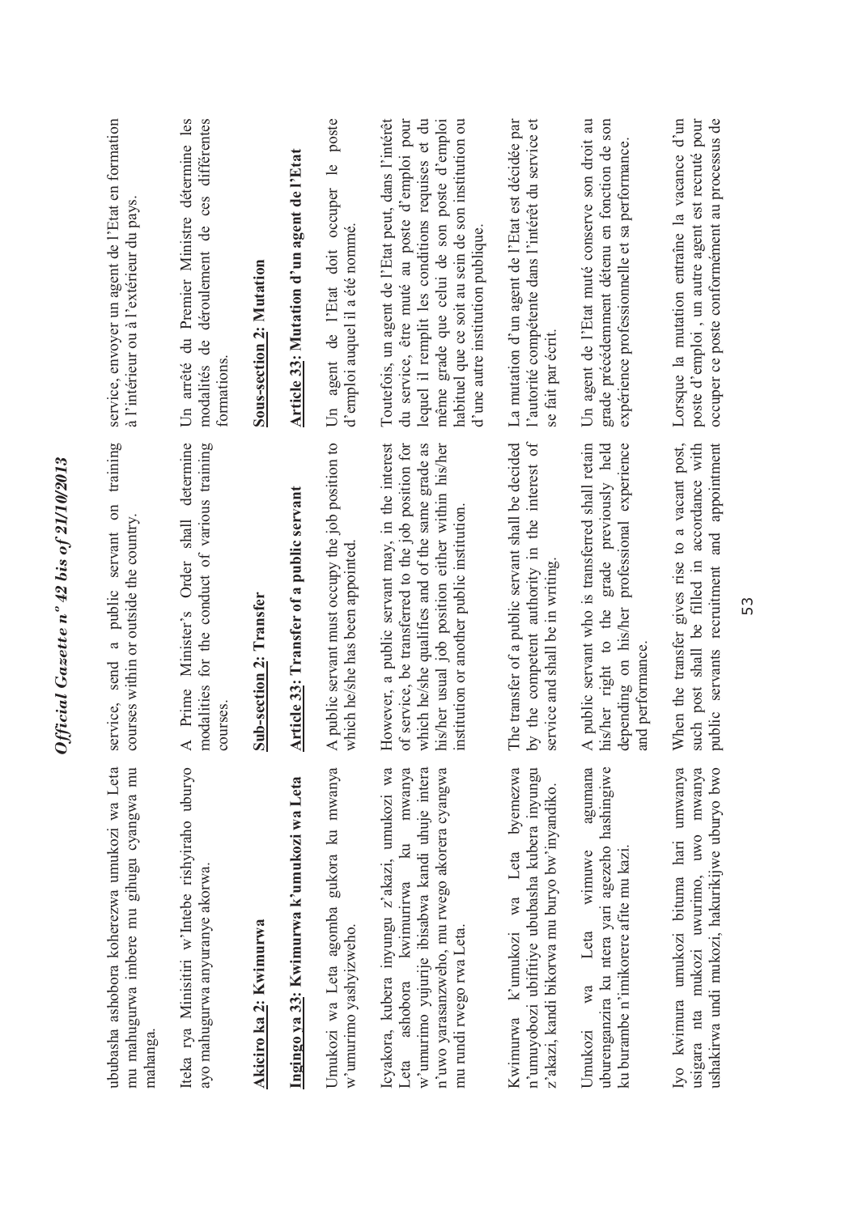ububasha ashobora koherezwa umukozi wa Leta mu mahugurwa imbere mu gihugu cyangwa mu mahanga.

Iteka rya Minisitiri w'Intebe rishyiraho uburyo ayo mahugurwa anyuranye akorwa.

**Akiciro ka 2: Kwimurwa**

**Ingingo ya 33: Kwimurwa k'umukozi wa Leta**

Umukozi wa Leta agomba gukora ku mwanya w'umurimo yashyizweho.

Icyakora, kubera inyungu z'akazi, umukozi wa Leta ashobora kwimurirwa ku mwanya w'umurimo yujurije ibisabwa kandi uhuje intera n'uwo yarasanzweho, mu rwego akorera cyangwa mu rundi rwego rwa Leta.

Kwimurwa k'umukozi wa Leta byemezwa n'umuyobozi ubifitiye ububasha kubera inyungu z'akazi, kandi bikorwa mu buryo bw'inyandiko.

Umukozi wa Leta wimuwe agumana uburenganzira ku ntera yari agezeho hashingiwe ku burambe n'imikorere afite mu kazi.

Iyo kwimura umukozi bituma hari umwanya usigara nta mukozi uwurimo, uwo mwanya ushakirwa undi mukozi, hakurikijwe uburyo bwo

service, send a public servant on training courses within or outside the country.

A Prime Minister's Order shall determine modalities for the conduct of various training courses.

**Sub-section 2: Transfer**

**Article 33: Transfer of a public servant**

A public servant must occupy the job position to which he/she has been appointed.

However, a public servant may, in the interest of service, be transferred to the job position for which he/she qualifies and of the same grade as his/her usual job position either within his/her institution or another public institution.

The transfer of a public servant shall be decided by the competent authority in the interest of service and shall be in writing.

A public servant who is transferred shall retain his/her right to the grade previously held depending on his/her professional experience and performance.

When the transfer gives rise to a vacant post, such post shall be filled in accordance with public servants recruitment and appointment

service, envoyer un agent de l'Etat en formation à l'intérieur ou à l'extérieur du pays.

Un arrêté du Premier Ministre détermine les modalités de déroulement de ces différentes formations.

**Sous-section 2: Mutation**

**Article 33: Mutation d'un agent de l'Etat**

Un agent de l'Etat doit occuper le poste d'emploi auquel il a été nommé.

Toutefois, un agent de l'Etat peut, dans l'intérêt du service, être muté au poste d'emploi pour lequel il remplit les conditions requises et du même grade que celui de son poste d'emploi habituel que ce soit au sein de son institution ou d'une autre institution publique.

La mutation d'un agent de l'Etat est décidée par l'autorité compétente dans l'intérêt du service et se fait par écrit.

Un agent de l'Etat muté conserve son droit au grade précédemment détenu en fonction de son expérience professionnelle et sa performance.

Lorsque la mutation entraîne la vacance d'un poste d'emploi , un autre agent est recruté pour occuper ce poste conformément au processus de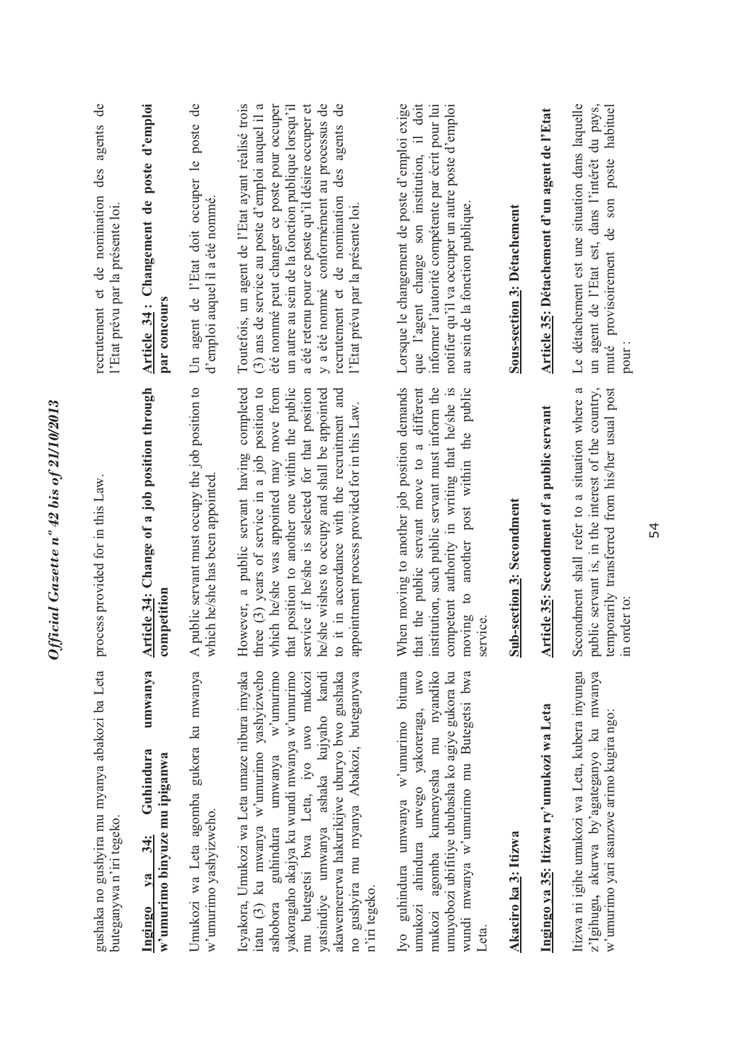gushaka no gushyira mu myanya abakozi ba Leta buteganywa n'iri tegeko.

process provided for in this Law.

recrutement et de nomination des agents de l'Etat prévu par la présente loi.

**Ingingo ya 34: Guhindura umwanya w'umurimo binyuze mu ipiganwa**

Umukozi wa Leta agomba gukora ku mwanya w'umurimo yashyizweho.

Icyakora, Umukozi wa Leta umaze nibura imyaka itatu (3) ku mwanya w'umurimo yashyizweho ashobora guhindura umwanya w'umurimo yakoragaho akajya ku wundi mwanya w'umurimo mu butegetsi bwa Leta, iyo uwo mukozi yatsindiye umwanya ashaka kujyaho kandi akawemererwa hakurikijwe uburyo bwo gushaka no gushyira mu myanya Abakozi, buteganywa n'iri tegeko.

Iyo guhindura umwanya w'umurimo bituma umukozi ahindura urwego yakoreraga, uwo mukozi agomba kumenyesha mu nyandiko umuyobozi ubifitiye ububasha ko agiye gukora ku wundi mwanya w'umurimo mu Butegetsi bwa Leta.

**Akaciro ka 3: Itizwa**

**Ingingo ya 35: Itizwa ry'umukozi wa Leta**

Itizwa ni igihe umukozi wa Leta, kubera inyungu z'Igihugu, akurwa by'agateganyo ku mwanya w'umurimo yari asanzwe arimo kugira ngo:

**Article 34: Change of a job position through competition**

A public servant must occupy the job position to which he/she has been appointed.

However, a public servant having completed three (3) years of service in a job position to which he/she was appointed may move from that position to another one within the public service if he/she is selected for that position he/she wishes to occupy and shall be appointed to it in accordance with the recruitment and appointment process provided for in this Law.

When moving to another job position demands that the public servant move to a different institution, such public servant must inform the competent authority in writing that he/she is moving to another post within the public service.

**Sub-section 3: Secondment**

**Article 35: Secondment of a public servant**

Secondment shall refer to a situation where a public servant is, in the interest of the country, temporarily transferred from his/her usual post in order to:

**Article 34 : Changement de poste d'emploi par concours**

Un agent de l'Etat doit occuper le poste de d'emploi auquel il a été nommé.

Toutefois, un agent de l'Etat ayant réalisé trois (3) ans de service au poste d'emploi auquel il a été nommé peut changer ce poste pour occuper un autre au sein de la fonction publique lorsqu'il a été retenu pour ce poste qu'il désire occuper et y a été nommé conformément au processus de recrutement et de nomination des agents de l'Etat prévu par la présente loi.

Lorsque le changement de poste d'emploi exige que l'agent change son institution, il doit informer l'autorité compétente par écrit pour lui notifier qu'il va occuper un autre poste d'emploi au sein de la fonction publique.

**Sous-section 3: Détachement**

**Article 35: Détachement d'un agent de l'Etat**

Le détachement est une situation dans laquelle un agent de l'Etat est, dans l'intérêt du pays, muté provisoirement de son poste habituel pour :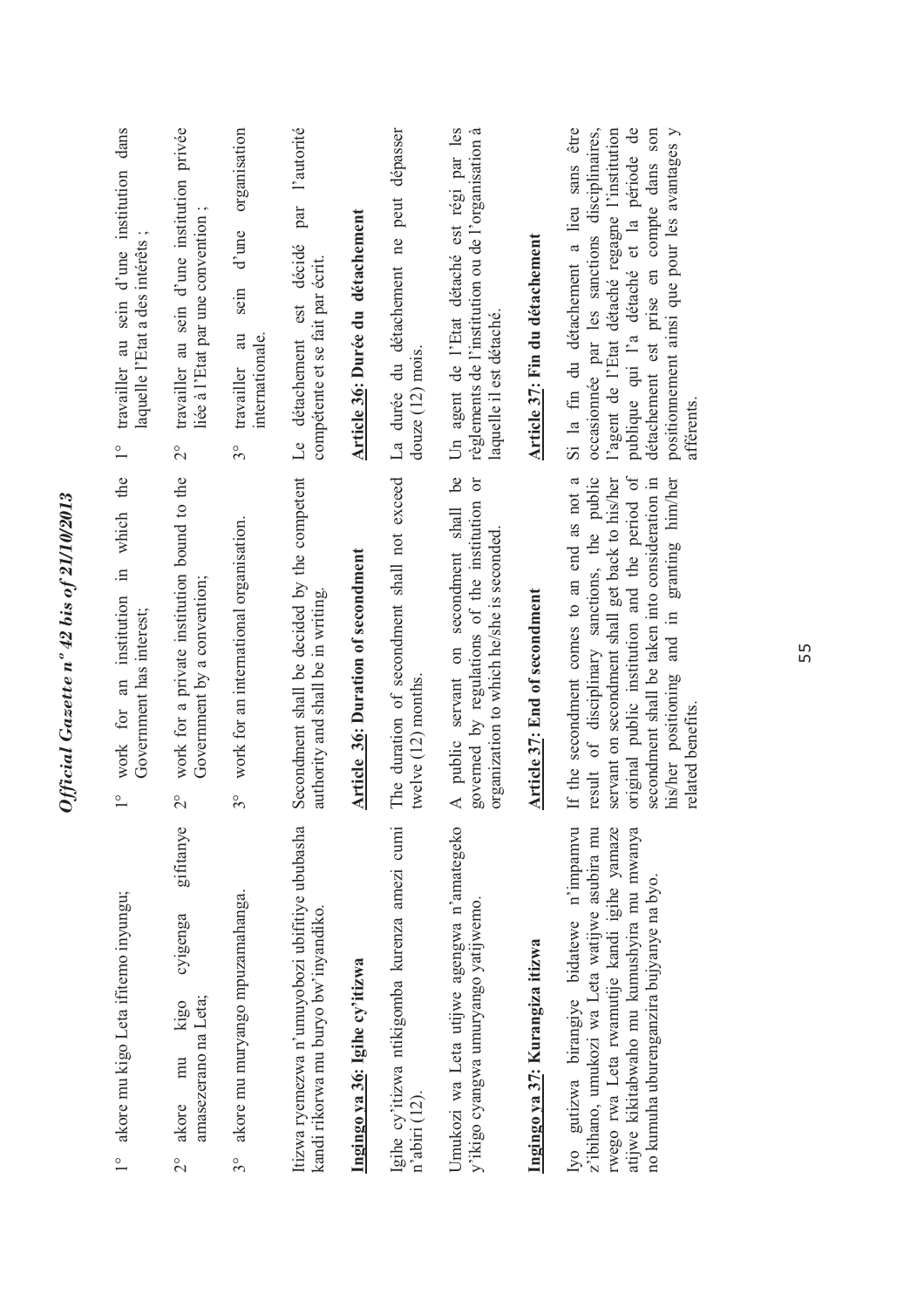1° akore mu kigo Leta ifitemo inyungu;

2° akore mu kigo cyigenga gifitanye amasezerano na Leta;

3° akore mu muryango mpuzamahanga.

Itizwa ryemezwa n'umuyobozi ubifitiye ububasha kandi rikorwa mu buryo bw'inyandiko.

**Ingingo ya 36: Igihe cy'itizwa**

Igihe cy'itizwa ntikigomba kurenza amezi cumi n'abiri (12).

Umukozi wa Leta utijwe agengwa n'amategeko y'ikigo cyangwa umuryango yatijwemo.

**Ingingo ya 37: Kurangiza itizwa**

Iyo gutizwa birangiye bidatewe n'impamvu z'ibihano, umukozi wa Leta watijwe asubira mu rwego rwa Leta rwamutije kandi igihe yamaze atijwe kikitabwaho mu kumushyira mu mwanya no kumuha uburenganzira bujyanye na byo.

1° work for an institution in which the Government has interest;

2° work for a private institution bound to the Government by a convention;

3° work for an international organisation.

Secondment shall be decided by the competent authority and shall be in writing.

**Article 36: Duration of secondment**

The duration of secondment shall not exceed twelve (12) months.

A public servant on secondment shall be governed by regulations of the institution or organization to which he/she is seconded.

**Article 37: End of secondment**

If the secondment comes to an end as not a result of disciplinary sanctions, the public servant on secondment shall get back to his/her original public institution and the period of secondment shall be taken into consideration in his/her positioning and in granting him/her related benefits.

1° travailler au sein d'une institution dans laquelle l'Etat a des intérêts ;

2° travailler au sein d'une institution privée liée à l'Etat par une convention ;

3° travailler au sein d'une organisation internationale.

Le détachement est décidé par l'autorité compétente et se fait par écrit.

**Article 36: Durée du détachement**

La durée du détachement ne peut dépasser douze (12) mois.

Un agent de l'Etat détaché est régi par les règlements de l'institution ou de l'organisation à laquelle il est détaché.

**Article 37: Fin du détachement**

Si la fin du détachement a lieu sans être occasionnée par les sanctions disciplinaires, l'agent de l'Etat détaché regagne l'institution publique qui l'a détaché et la période de détachement est prise en compte dans son positionnement ainsi que pour les avantages y afférents.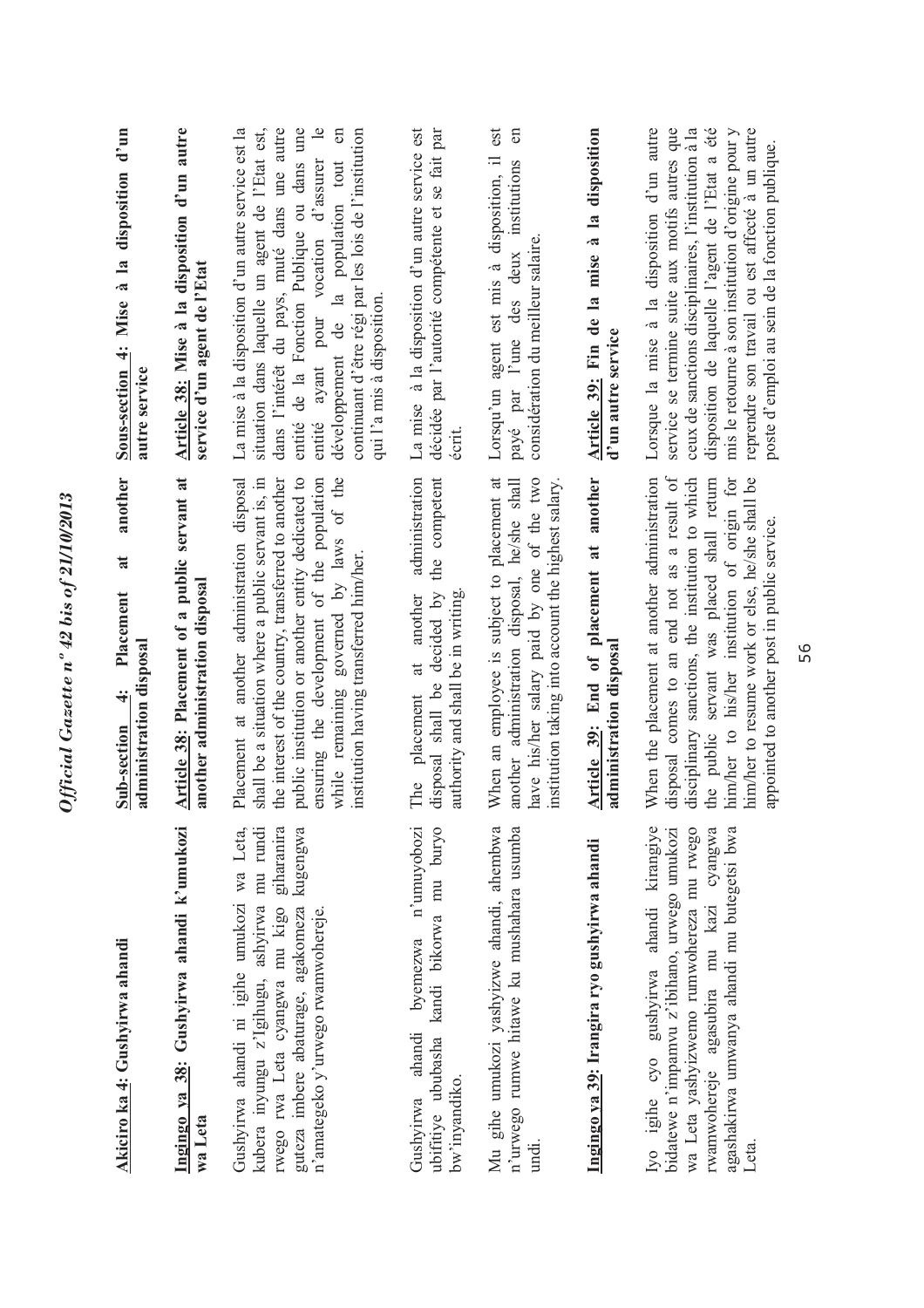**Akiciro ka 4: Gushyirwa ahandi**

**Ingingo ya 38: Gushyirwa ahandi k'umukozi wa Leta**

Gushyirwa ahandi ni igihe umukozi wa Leta, kubera inyungu z'Igihugu, ashyirwa mu rundi rwego rwa Leta cyangwa mu kigo giharanira guteza imbere abaturage, agakomeza kugengwa n'amategeko y'urwego rwamwohereje.

Gushyirwa ahandi byemezwa n'umuyobozi ubifitiye ububasha kandi bikorwa mu buryo bw'inyandiko.

Mu gihe umukozi yashyizwe ahandi, ahembwa n'urwego rumwe hitawe ku mushahara usumba undi.

**Ingingo ya 39: Irangira ryo gushyirwa ahandi**

Iyo igihe cyo gushyirwa ahandi kirangiye bidatewe n'impamvu z'ibihano, urwego umukozi wa Leta yashyizwemo rumwohereza mu rwego rwamwohereje agasubira mu kazi cyangwa agashakirwa umwanya ahandi mu butegetsi bwa Leta.

**Sub-section 4: Placement at another administration disposal**

**Article 38: Placement of a public servant at another administration disposal**

Placement at another administration disposal shall be a situation where a public servant is, in the interest of the country, transferred to another public institution or another entity dedicated to ensuring the development of the population while remaining governed by laws of the institution having transferred him/her.

The placement at another administration disposal shall be decided by the competent authority and shall be in writing.

When an employee is subject to placement at another administration disposal, he/she shall have his/her salary paid by one of the two institution taking into account the highest salary.

**Article 39: End of placement at another administration disposal**

When the placement at another administration disposal comes to an end not as a result of disciplinary sanctions, the institution to which the public servant was placed shall return him/her to his/her institution of origin for him/her to resume work or else, he/she shall be appointed to another post in public service.

**Sous-section 4: Mise à la disposition d'un autre service**

**Article 38: Mise à la disposition d'un autre service d'un agent de l'Etat**

La mise à la disposition d'un autre service est la situation dans laquelle un agent de l'Etat est, dans l'intérêt du pays, muté dans une autre entité de la Fonction Publique ou dans une entité ayant pour vocation d'assurer le développement de la population tout en continuant d'être régi par les lois de l'institution qui l'a mis à disposition.

La mise à la disposition d'un autre service est décidée par l'autorité compétente et se fait par écrit.

Lorsqu'un agent est mis à disposition, il est payé par l'une des deux institutions en considération du meilleur salaire.

**Article 39: Fin de la mise à la disposition d'un autre service**

Lorsque la mise à la disposition d'un autre service se termine suite aux motifs autres que ceux de sanctions disciplinaires, l'institution à la disposition de laquelle l'agent de l'Etat a été mis le retourne à son institution d'origine pour y reprendre son travail ou est affecté à un autre poste d'emploi au sein de la fonction publique.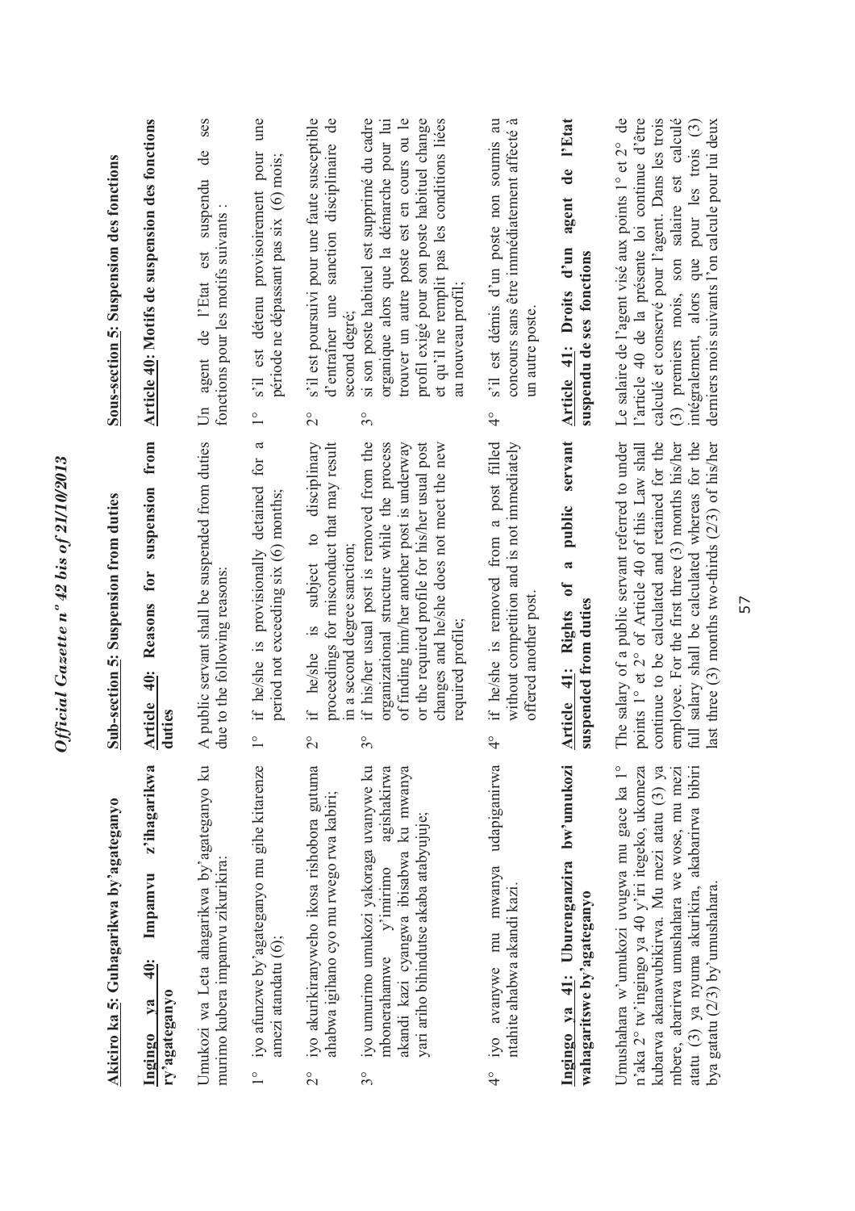**Akiciro ka 5: Guhagarikwa by'agateganyo**

**Ingingo ya 40: Impamvu z'ihagarikwa ry'agateganyo**

Umukozi wa Leta ahagarikwa by'agateganyo ku murimo kubera impamvu zikurikira:

1° iyo afunzwe by'agateganyo mu gihe kitarenze amezi atandatu (6);

2° iyo akurikiranyweho ikosa rishobora gutuma ahabwa igihano cyo mu rwego rwa kabiri;

3° iyo umurimo umukozi yakoraga uvanywe ku mbonerahamwe y'imirimo agishakirwa akandi kazi cyangwa ibisabwa ku mwanya yari ariho bihindutse akaba atabyujuje;

4° iyo avanywe mu mwanya udapiganirwa ntahite ahabwa akandi kazi.

**Ingingo ya 41: Uburenganzira bw'umukozi wahagaritswe by'agateganyo**

Umushahara w'umukozi uvugwa mu gace ka 1° n'aka 2° tw'ingingo ya 40 y'iri itegeko, ukomeza kubarwa akanawubikirwa. Mu mezi atatu (3) ya mbere, abarirwa umushahara we wose, mu mezi atatu (3) ya nyuma akurikira, akabarirwa bibiri bya gatatu (2/3) by'umushahara.

**Sub-section 5: Suspension from duties**

**Article 40: Reasons for suspension from duties**

A public servant shall be suspended from duties due to the following reasons:

1° if he/she is provisionally detained for a period not exceeding six (6) months;

2° if he/she is subject to disciplinary proceedings for misconduct that may result in a second degree sanction;

3° if his/her usual post is removed from the organizational structure while the process of finding him/her another post is underway or the required profile for his/her usual post changes and he/she does not meet the new required profile;

4° if he/she is removed from a post filled without competition and is not immediately offered another post.

**Article 41: Rights of a public servant suspended from duties**

The salary of a public servant referred to under points 1° et 2° of Article 40 of this Law shall continue to be calculated and retained for the employee. For the first three (3) months his/her full salary shall be calculated whereas for the last three (3) months two-thirds (2/3) of his/her

**Sous-section 5: Suspension des fonctions**

**Article 40: Motifs de suspension des fonctions**

Un agent de l'Etat est suspendu de ses fonctions pour les motifs suivants :

1° s'il est détenu provisoirement pour une période ne dépassant pas six (6) mois;

2° s'il est poursuivi pour une faute susceptible d'entraîner une sanction disciplinaire de second degré;

3° si son poste habituel est supprimé du cadre organique alors que la démarche pour lui trouver un autre poste est en cours ou le profil exigé pour son poste habituel change et qu'il ne remplit pas les conditions liées au nouveau profil;

4° s'il est démis d'un poste non soumis au concours sans être immédiatement affecté à un autre poste.

**Article 41: Droits d'un agent de l'Etat suspendu de ses fonctions**

Le salaire de l'agent visé aux points 1° et 2° de l'article 40 de la présente loi continue d'être calculé et conservé pour l'agent. Dans les trois (3) premiers mois, son salaire est calculé intégralement, alors que pour les trois (3) derniers mois suivants l'on calcule pour lui deux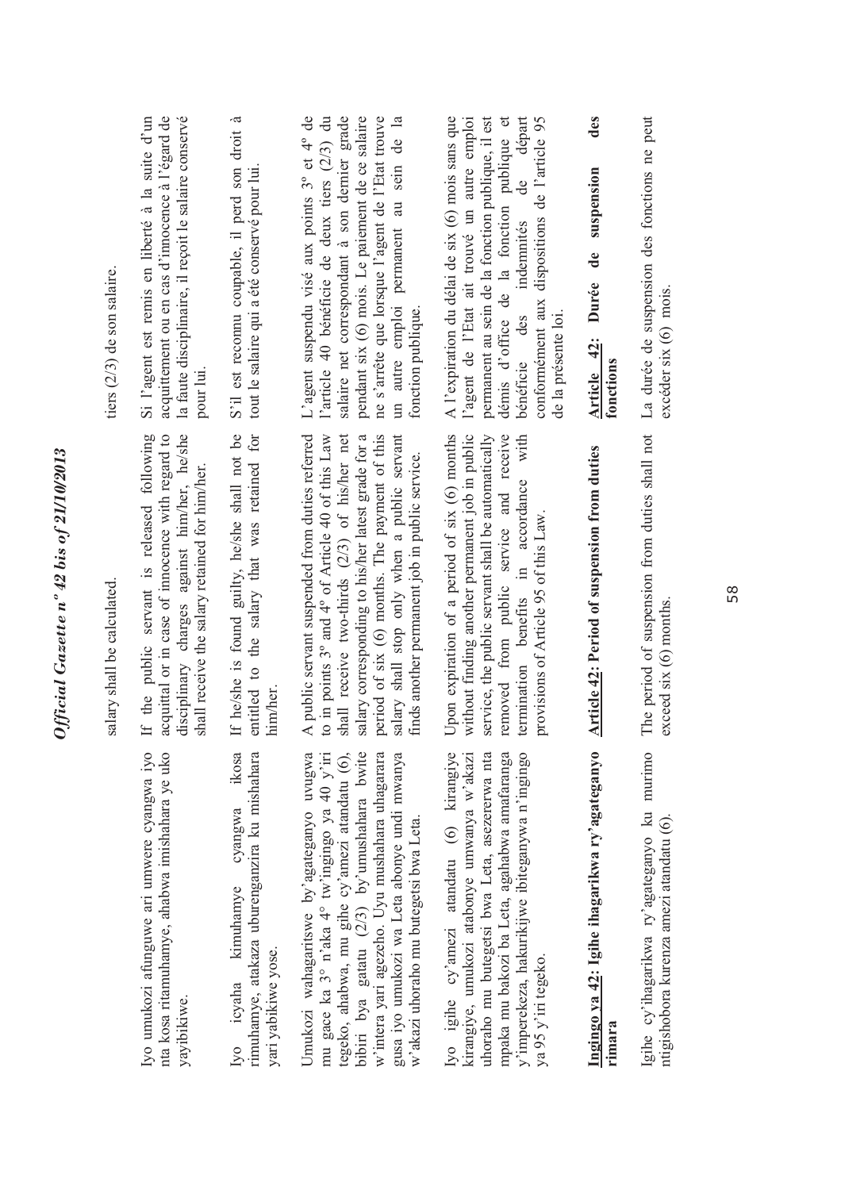Iyo umukozi afunguwe ari umwere cyangwa iyo nta kosa ritamuhamye, ahabwa imishahara ye uko yayibikiwe.

Iyo icyaha kimuhamye cyangwa ikosa rimuhamye, atakaza uburenganzira ku mishahara yari yabikiwe yose.

Umukozi wahagaritswe by'agateganyo uvugwa mu gace ka 3° n'aka 4° tw'ingingo ya 40 y'iri tegeko, ahabwa, mu gihe cy'amezi atandatu (6), bibiri bya gatatu (2/3) by'umushahara bwite w'intera yari agezeho. Uyu mushahara uhagarara gusa iyo umukozi wa Leta abonye undi mwanya w'akazi uhoraho mu butegetsi bwa Leta.

Iyo igihe cy'amezi atandatu (6) kirangiye kirangiye, umukozi atabonye umwanya w'akazi uhoraho mu butegetsi bwa Leta, asezererwa nta mpaka mu bakozi ba Leta, agahabwa amafaranga y'imperekeza, hakurikijwe ibiteganywa n'ingingo ya 95 y'iri tegeko.

**Ingingo ya 42: Igihe ihagarikwa ry'agateganyo rimara**

Igihe cy'ihagarikwa ry'agateganyo ku murimo ntigishobora kurenza amezi atandatu (6).

salary shall be calculated.

If the public servant is released following acquittal or in case of innocence with regard to disciplinary charges against him/her, he/she shall receive the salary retained for him/her.

If he/she is found guilty, he/she shall not be entitled to the salary that was retained for him/her.

A public servant suspended from duties referred to in points 3° and 4° of Article 40 of this Law shall receive two-thirds (2/3) of his/her net salary corresponding to his/her latest grade for a period of six (6) months. The payment of this salary shall stop only when a public servant finds another permanent job in public service.

Upon expiration of a period of six (6) months without finding another permanent job in public service, the public servant shall be automatically removed from public service and receive termination benefits in accordance with provisions of Article 95 of this Law.

**Article 42: Period of suspension from duties**

The period of suspension from duties shall not exceed six (6) months.

tiers (2/3) de son salaire.

Si l'agent est remis en liberté à la suite d'un acquittement ou en cas d'innocence à l'égard de la faute disciplinaire, il reçoit le salaire conservé pour lui.

S'il est reconnu coupable, il perd son droit à tout le salaire qui a été conservé pour lui.

L'agent suspendu visé aux points 3° et 4° de l'article 40 bénéficie de deux tiers (2/3) du salaire net correspondant à son dernier grade pendant six (6) mois. Le paiement de ce salaire ne s'arrête que lorsque l'agent de l'Etat trouve un autre emploi permanent au sein de la fonction publique.

A l'expiration du délai de six (6) mois sans que l'agent de l'Etat ait trouvé un autre emploi permanent au sein de la fonction publique, il est démis d'office de la fonction publique et bénéficie des indemnités de départ conformément aux dispositions de l'article 95 de la présente loi.

**Article 42: Durée de suspension des fonctions**

La durée de suspension des fonctions ne peut excéder six (6) mois.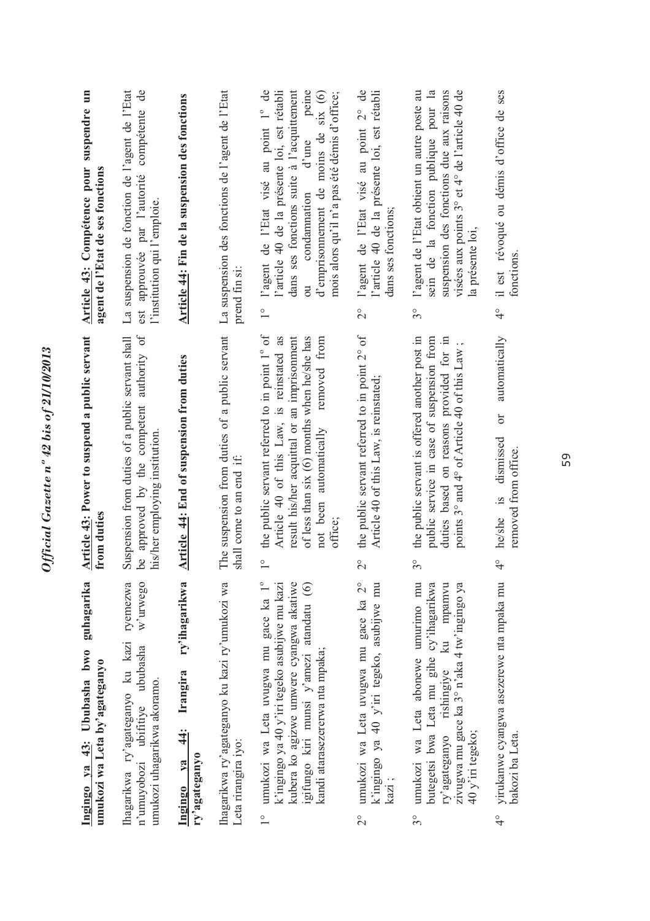**Ingingo ya 43: Ububasha bwo guhagarika umukozi wa Leta by'agateganyo**

Ihagarikwa ry'agateganyo ku kazi ryemezwa n'umuyobozi ubifitiye ububasha w'urwego umukozi uhagarikwa akoramo.

**Ingingo ya 44: Irangira ry'ihagarikwa ry'agateganyo**

Ihagarikwa ry'agateganyo ku kazi ry'umukozi wa Leta rirangira iyo:

1° umukozi wa Leta uvugwa mu gace ka 1° k'ingingo ya 40 y'iri tegeko asubijwe mu kazi kubera ko agizwe umwere cyangwa akatiwe igifungo kiri munsi y'amezi atandatu (6) kandi atarasezererwa nta mpaka;

2° umukozi wa Leta uvugwa mu gace ka 2° k'ingingo ya 40 y'iri tegeko, asubijwe mu kazi ;

3° umukozi wa Leta abonewe umurimo mu butegetsi bwa Leta mu gihe cy'ihagarikwa ry'agateganyo rishingiye ku mpamvu zivugwa mu gace ka 3° n'aka 4 tw'ingingo ya 40 y'iri tegeko;

4° yirukanwe cyangwa asezerewe nta mpaka mu bakozi ba Leta.

**Article 43: Power to suspend a public servant from duties**

Suspension from duties of a public servant shall be approved by the competent authority of his/her employing institution.

**Article 44: End of suspension from duties**

The suspension from duties of a public servant shall come to an end if:

1° the public servant referred to in point 1° of Article 40 of this Law, is reinstated as result his/her acquittal or an imprisonment of less than six (6) months when he/she has not been automatically removed from office;

2° the public servant referred to in point 2° of Article 40 of this Law, is reinstated;

3° the public servant is offered another post in public service in case of suspension from duties based on reasons provided for in points 3° and 4° of Article 40 of this Law ;

4° he/she is dismissed or automatically removed from office.

**Article 43: Compétence pour suspendre un agent de l'Etat de ses fonctions**

La suspension de fonction de l'agent de l'Etat est approuvée par l'autorité compétente de l'institution qui l'emploie.

**Article 44: Fin de la suspension des fonctions**

La suspension des fonctions de l'agent de l'Etat prend fin si:

1° l'agent de l'Etat visé au point 1° de l'article 40 de la présente loi, est rétabli dans ses fonctions suite à l'acquittement ou condamnation d'une peine d'emprisonnement de moins de six (6) mois alors qu'il n'a pas été démis d'office;

2° l'agent de l'Etat visé au point 2° de l'article 40 de la présente loi, est rétabli dans ses fonctions;

3° l'agent de l'Etat obtient un autre poste au sein de la fonction publique pour la suspension des fonctions due aux raisons visées aux points 3° et 4° de l'article 40 de la présente loi,

4° il est révoqué ou démis d'office de ses fonctions.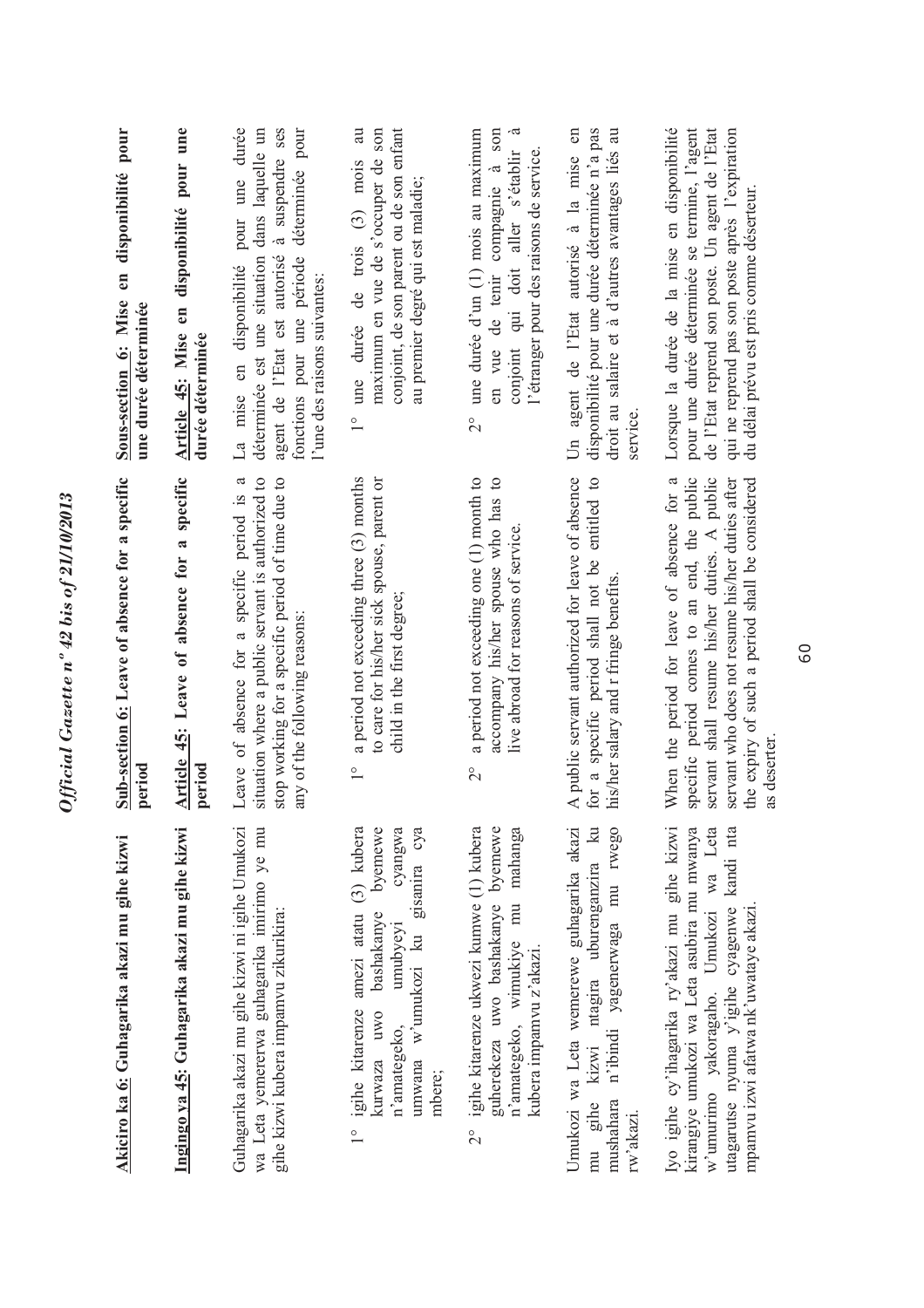**Akiciro ka 6: Guhagarika akazi mu gihe kizwi**

**Ingingo ya 45: Guhagarika akazi mu gihe kizwi**

Guhagarika akazi mu gihe kizwi ni igihe Umukozi wa Leta yemererwa guhagarika imirimo ye mu gihe kizwi kubera impamvu zikurikira:

1° igihe kitarenze amezi atatu (3) kubera kurwaza uwo bashakanye byemewe n'amategeko, umubyeyi cyangwa umwana w'umukozi ku gisanira cya mbere;

2° igihe kitarenze ukwezi kumwe (1) kubera guherekeza uwo bashakanye byemewe n'amategeko, wimukiye mu mahanga kubera impamvu z'akazi.

Umukozi wa Leta wemerewe guhagarika akazi mu gihe kizwi ntagira uburenganzira ku mushahara n'ibindi yagenerwaga mu rwego rw'akazi.

Iyo igihe cy'ihagarika ry'akazi mu gihe kizwi kirangiye umukozi wa Leta asubira mu mwanya w'umurimo yakoragaho. Umukozi wa Leta utagarutse nyuma y'igihe cyagenwe kandi nta mpamvu izwi afatwa nk'uwataye akazi.

**Sub-section 6: Leave of absence for a specific period**

**Article 45: Leave of absence for a specific period**

Leave of absence for a specific period is a situation where a public servant is authorized to stop working for a specific period of time due to any of the following reasons:

1° a period not exceeding three (3) months to care for his/her sick spouse, parent or child in the first degree;

2° a period not exceeding one (1) month to accompany his/her spouse who has to live abroad for reasons of service.

A public servant authorized for leave of absence for a specific period shall not be entitled to his/her salary and r fringe benefits.

When the period for leave of absence for a specific period comes to an end, the public servant shall resume his/her duties. A public servant who does not resume his/her duties after the expiry of such a period shall be considered as deserter.

**Sous-section 6: Mise en disponibilité pour une durée déterminée**

**Article 45: Mise en disponibilité pour une durée déterminée**

La mise en disponibilité pour une durée déterminée est une situation dans laquelle un agent de l'Etat est autorisé à suspendre ses fonctions pour une période déterminée pour l'une des raisons suivantes:

1° une durée de trois (3) mois au maximum en vue de s'occuper de son conjoint, de son parent ou de son enfant au premier degré qui est malade;

2° une durée d'un (1) mois au maximum en vue de tenir compagnie à son conjoint qui doit aller s'établir à l'étranger pour des raisons de service.

Un agent de l'Etat autorisé à la mise en disponibilité pour une durée déterminée n'a pas droit au salaire et à d'autres avantages liés au service.

Lorsque la durée de la mise en disponibilité pour une durée déterminée se termine, l'agent de l'Etat reprend son poste. Un agent de l'Etat qui ne reprend pas son poste après l'expiration du délai prévu est pris comme déserteur.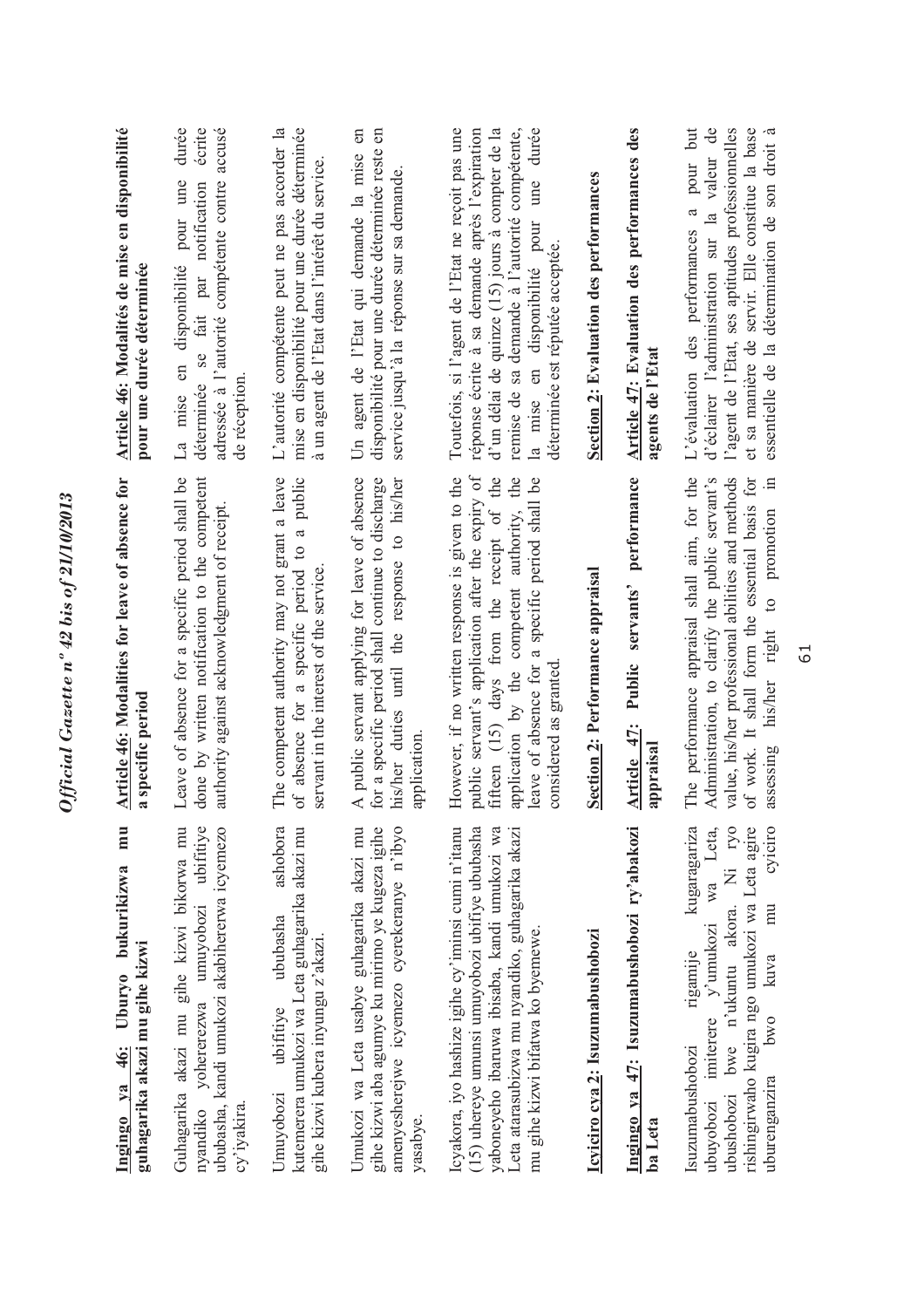**Ingingo ya 46: Uburyo bukurikizwa mu guhagarika akazi mu gihe kizwi**

Guhagarika akazi mu gihe kizwi bikorwa mu nyandiko yohererezwa umuyobozi ubifitiye ububasha, kandi umukozi akabihererwa icyemezo cy'iyakira.

Umuyobozi ubifitiye ububasha ashobora kutemerera umukozi wa Leta guhagarika akazi mu gihe kizwi kubera inyungu z'akazi.

Umukozi wa Leta usabye guhagarika akazi mu gihe kizwi aba agumye ku mirimo ye kugeza igihe amenyesherejwe icyemezo cyerekeranye n'ibyo yasabye.

Icyakora, iyo hashize igihe cy'iminsi cumi n'itanu (15) uhereye umunsi umuyobozi ubifitiye ububasha yaboneyeho ibaruwa ibisaba, kandi umukozi wa Leta atarasubizwa mu nyandiko, guhagarika akazi mu gihe kizwi bifatwa ko byemewe.

**Icyiciro cya 2: Isuzumabushobozi**

**Ingingo ya 47: Isuzumabushobozi ry'abakozi ba Leta**

Isuzumabushobozi rigamije kugaragariza ubuyobozi imiterere y'umukozi wa Leta, ubushobozi bwe n'ukuntu akora. Ni ryo rishingirwaho kugira ngo umukozi wa Leta agire uburenganzira bwo kuva mu cyiciro

**Article 46: Modalities for leave of absence for a specific period**

Leave of absence for a specific period shall be done by written notification to the competent authority against acknowledgment of receipt.

The competent authority may not grant a leave of absence for a specific period to a public servant in the interest of the service.

A public servant applying for leave of absence for a specific period shall continue to discharge his/her duties until the response to his/her application.

However, if no written response is given to the public servant's application after the expiry of fifteen (15) days from the receipt of the application by the competent authority, the leave of absence for a specific period shall be considered as granted.

**Section 2: Performance appraisal**

**Article 47: Public servants' performance appraisal**

The performance appraisal shall aim, for the Administration, to clarify the public servant's value, his/her professional abilities and methods of work. It shall form the essential basis for assessing his/her right to promotion in

**Article 46: Modalités de mise en disponibilité pour une durée déterminée**

La mise en disponibilité pour une durée déterminée se fait par notification écrite adressée à l'autorité compétente contre accusé de réception.

L'autorité compétente peut ne pas accorder la mise en disponibilité pour une durée déterminée à un agent de l'Etat dans l'intérêt du service.

Un agent de l'Etat qui demande la mise en disponibilité pour une durée déterminée reste en service jusqu'à la réponse sur sa demande.

Toutefois, si l'agent de l'Etat ne reçoit pas une réponse écrite à sa demande après l'expiration d'un délai de quinze (15) jours à compter de la remise de sa demande à l'autorité compétente, la mise en disponibilité pour une durée déterminée est réputée acceptée.

**Section 2: Evaluation des performances**

**Article 47: Evaluation des performances des agents de l'Etat**

L'évaluation des performances a pour but d'éclairer l'administration sur la valeur de l'agent de l'Etat, ses aptitudes professionnelles et sa manière de servir. Elle constitue la base essentielle de la détermination de son droit à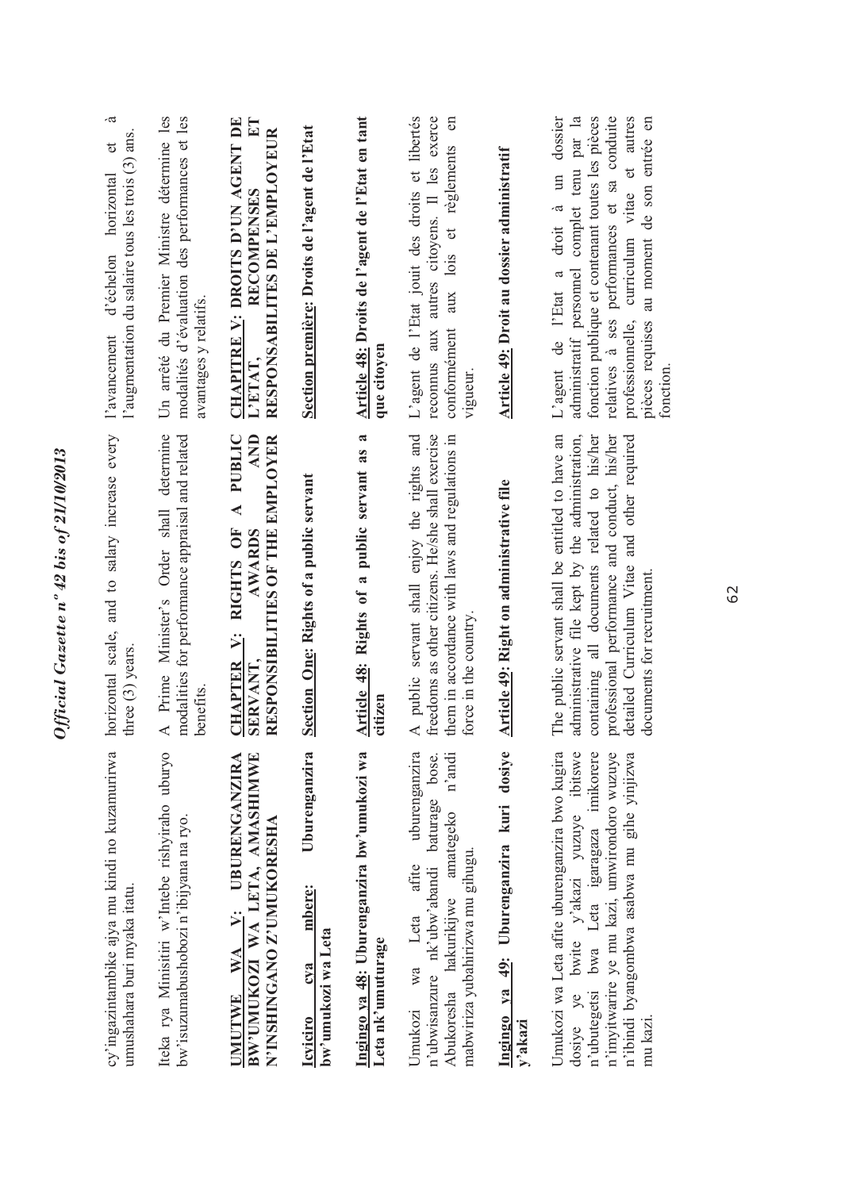cy'ingazintambike ajya mu kindi no kuzamurirwa umushahara buri myaka itatu.

Iteka rya Minisitiri w'Intebe rishyiraho uburyo bw'isuzumabushobozi n'ibijyana na ryo.

**UMUTWE WA V: UBURENGANZIRA BW'UMUKOZI WA LETA, AMASHIMWE N'INSHINGANO Z'UMUKORESHA**

**Icyiciro cya mbere: Uburenganzira bw'umukozi wa Leta**

**Ingingo ya 48: Uburenganzira bw'umukozi wa Leta nk'umuturage**

Umukozi wa Leta afite uburenganzira n'ubwisanzure nk'ubw'abandi baturage bose. Abukoresha hakurikijwe amategeko n'andi mabwiriza yubahirizwa mu gihugu.

**Ingingo ya 49: Uburenganzira kuri dosiye y'akazi**

Umukozi wa Leta afite uburenganzira bwo kugira dosiye ye bwite y'akazi yuzuye ibitswe n'ubutegetsi bwa Leta igaragaza imikorere n'imyitwarire ye mu kazi, umwirondoro wuzuye n'ibindi byangombwa asabwa mu gihe yinjizwa mu kazi.

horizontal scale, and to salary increase every three (3) years.

A Prime Minister's Order shall determine modalities for performance appraisal and related benefits.

**CHAPTER V: RIGHTS OF A PUBLIC SERVANT, AWARDS AND RESPONSIBILITIES OF THE EMPLOYER**

**Section One: Rights of a public servant**

**Article 48: Rights of a public servant as a citizen**

A public servant shall enjoy the rights and freedoms as other citizens. He/she shall exercise them in accordance with laws and regulations in force in the country.

**Article 49: Right on administrative file**

The public servant shall be entitled to have an administrative file kept by the administration, containing all documents related to his/her professional performance and conduct, his/her detailed Curriculum Vitae and other required documents for recruitment.

l'avancement d'échelon horizontal et à l'augmentation du salaire tous les trois (3) ans.

Un arrêté du Premier Ministre détermine les modalités d'évaluation des performances et les avantages y relatifs.

**CHAPITRE V: DROITS D'UN AGENT DE L'ETAT, RECOMPENSES ET RESPONSABILITES DE L'EMPLOYEUR**

**Section première: Droits de l'agent de l'Etat**

**Article 48: Droits de l'agent de l'Etat en tant que citoyen**

L'agent de l'Etat jouit des droits et libertés reconnus aux autres citoyens. Il les exerce conformément aux lois et règlements en vigueur.

**Article 49: Droit au dossier administratif**

L'agent de l'Etat a droit à un dossier administratif personnel complet tenu par la fonction publique et contenant toutes les pièces relatives à ses performances et sa conduite professionnelle, curriculum vitae et autres pièces requises au moment de son entrée en fonction.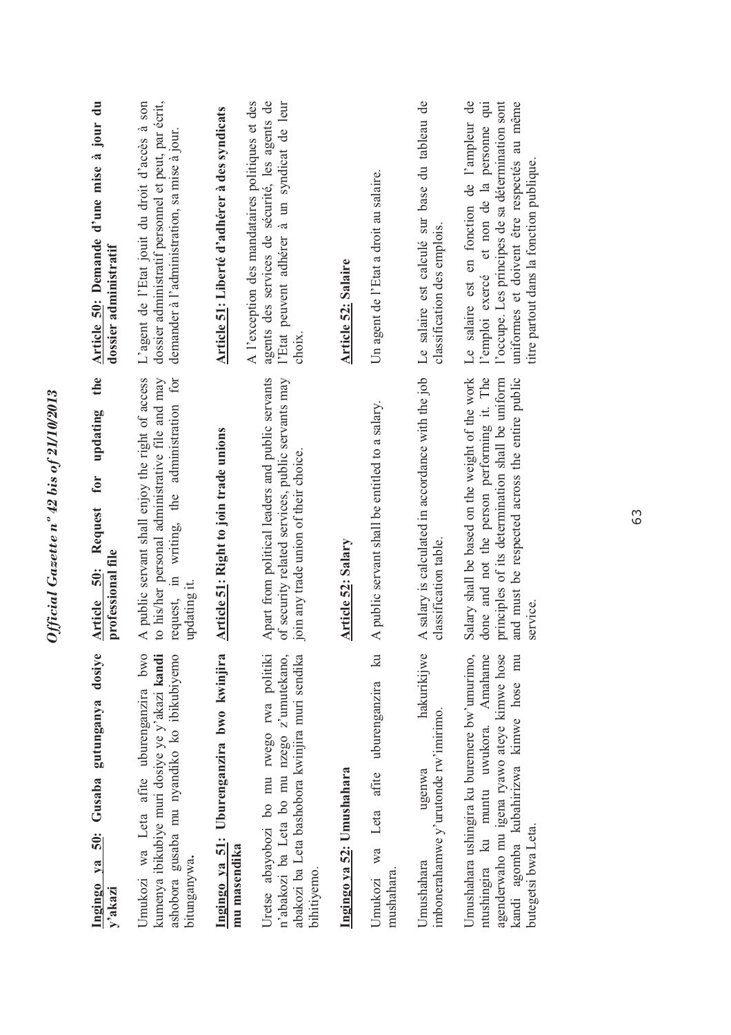**Ingingo ya 50: Gusaba gutunganya dosiye y'akazi**

Umukozi wa Leta afite uburenganzira bwo kumenya ibikubiye muri dosiye ye y'akazi **kandi** ashobora gusaba mu nyandiko ko ibikubiyemo bitunganywa**.**

**Ingingo ya 51: Uburenganzira bwo kwinjira mu masendika**

Uretse abayobozi bo mu rwego rwa politiki n'abakozi ba Leta bo mu nzego z'umutekano, abakozi ba Leta bashobora kwinjira muri sendika bihitiyemo.

**Ingingo ya 52: Umushahara**

Umukozi wa Leta afite uburenganzira ku mushahara.

Umushahara ugenwa hakurikijwe imbonerahamwe y'urutonde rw'imirimo.

Umushahara ushingira ku buremere bw'umurimo, ntushingira ku muntu uwukora. Amahame agenderwaho mu igena ryawo ateye kimwe hose kandi agomba kubahirizwa kimwe hose mu butegetsi bwa Leta.

**Article 50: Request for updating the professional file**

A public servant shall enjoy the right of access to his/her personal administrative file and may request, in writing, the administration for updating it.

**Article 51: Right to join trade unions**

Apart from political leaders and public servants of security related services, public servants may join any trade union of their choice.

**Article 52: Salary**

A public servant shall be entitled to a salary.

A salary is calculated in accordance with the job classification table.

Salary shall be based on the weight of the work done and not the person performing it. The principles of its determination shall be uniform and must be respected across the entire public service.

**Article 50: Demande d'une mise à jour du dossier administratif**

L'agent de l'Etat jouit du droit d'accès à son dossier administratif personnel et peut, par écrit, demander à l'administration, sa mise à jour.

**Article 51: Liberté d'adhérer à des syndicats**

A l'exception des mandataires politiques et des agents des services de sécurité, les agents de l'Etat peuvent adhérer à un syndicat de leur choix.

**Article 52: Salaire**

Un agent de l'Etat a droit au salaire.

Le salaire est calculé sur base du tableau de classification des emplois.

Le salaire est en fonction de l'ampleur de l'emploi exercé et non de la personne qui l'occupe. Les principes de sa détermination sont uniformes et doivent être respectés au même titre partout dans la fonction publique.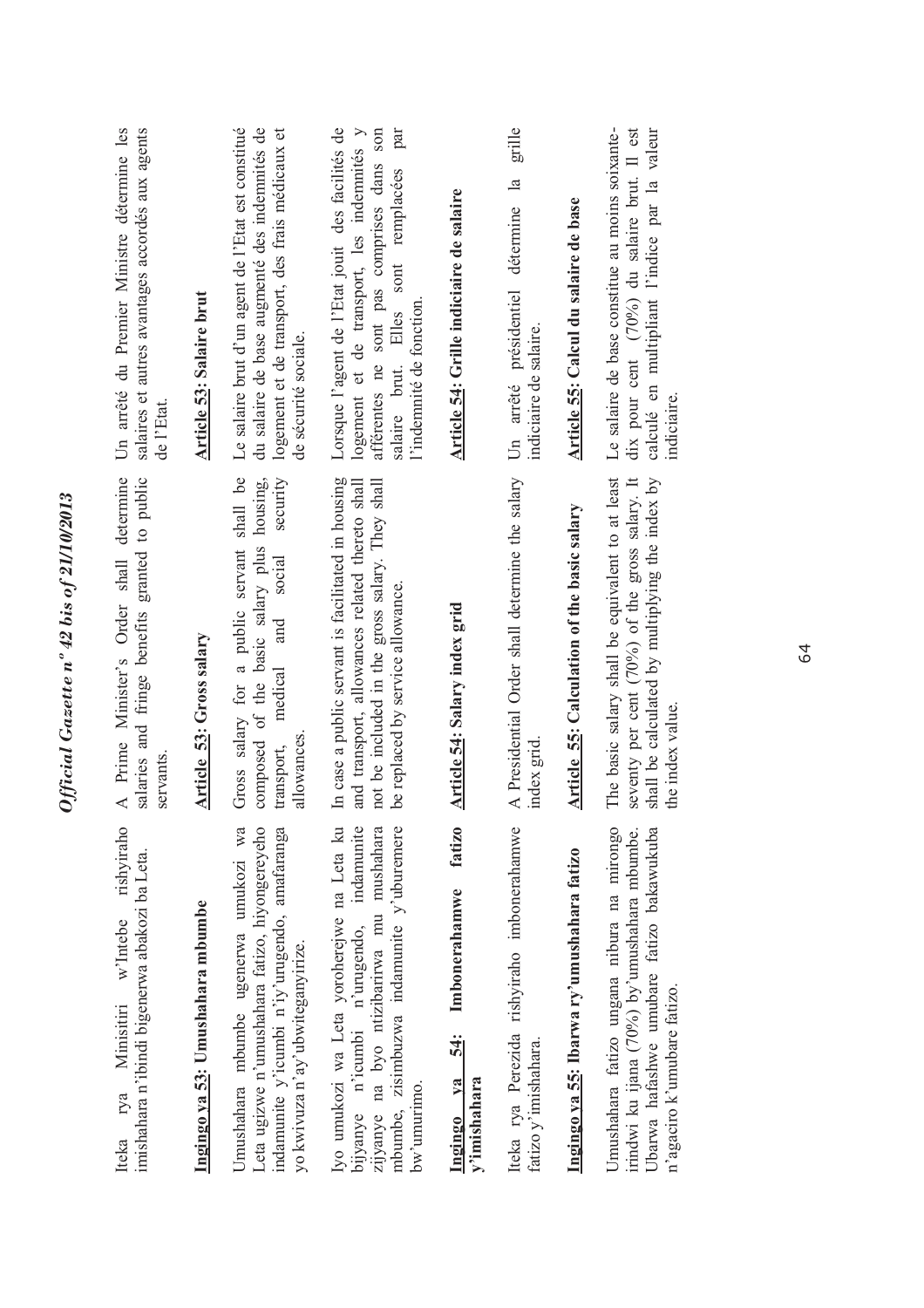Iteka rya Minisitiri w'Intebe rishyiraho imishahara n'ibindi bigenerwa abakozi ba Leta.

**Ingingo ya 53: Umushahara mbumbe**

Umushahara mbumbe ugenerwa umukozi wa Leta ugizwe n'umushahara fatizo, hiyongereyeho indamunite y'icumbi n'iy'urugendo, amafaranga yo kwivuza n'ay'ubwiteganyirize.

Iyo umukozi wa Leta yoroherejwe na Leta ku bijyanye n'icumbi n'urugendo, indamunite zijyanye na byo ntizibarirwa mu mushahara mbumbe, zisimbuzwa indamunite y'uburemere bw'umurimo.

**Ingingo ya 54: Imbonerahamwe fatizo y'imishahara**

Iteka rya Perezida rishyiraho imbonerahamwe fatizo y'imishahara.

**Ingingo ya 55: Ibarwa ry'umushahara fatizo**

Umushahara fatizo ungana nibura na mirongo irindwi ku ijana (70%) by'umushahara mbumbe. Ubarwa hafashwe umubare fatizo bakawukuba n'agaciro k'umubare fatizo.

A Prime Minister's Order shall determine salaries and fringe benefits granted to public servants.

**Article 53: Gross salary**

Gross salary for a public servant shall be composed of the basic salary plus housing, transport, medical and social security allowances.

In case a public servant is facilitated in housing and transport, allowances related thereto shall not be included in the gross salary. They shall be replaced by service allowance.

**Article 54: Salary index grid**

A Presidential Order shall determine the salary index grid.

**Article 55: Calculation of the basic salary**

The basic salary shall be equivalent to at least seventy per cent (70%) of the gross salary. It shall be calculated by multiplying the index by the index value.

Un arrêté du Premier Ministre détermine les salaires et autres avantages accordés aux agents de l'Etat.

**Article 53: Salaire brut**

Le salaire brut d'un agent de l'Etat est constitué du salaire de base augmenté des indemnités de logement et de transport, des frais médicaux et de sécurité sociale.

Lorsque l'agent de l'Etat jouit des facilités de logement et de transport, les indemnités y afférentes ne sont pas comprises dans son salaire brut. Elles sont remplacées par l'indemnité de fonction.

**Article 54: Grille indiciaire de salaire**

Un arrêté présidentiel détermine la grille indiciaire de salaire.

**Article 55: Calcul du salaire de base**

Le salaire de base constitue au moins soixante-dix pour cent (70%) du salaire brut. Il est calculé en multipliant l'indice par la valeur indiciaire.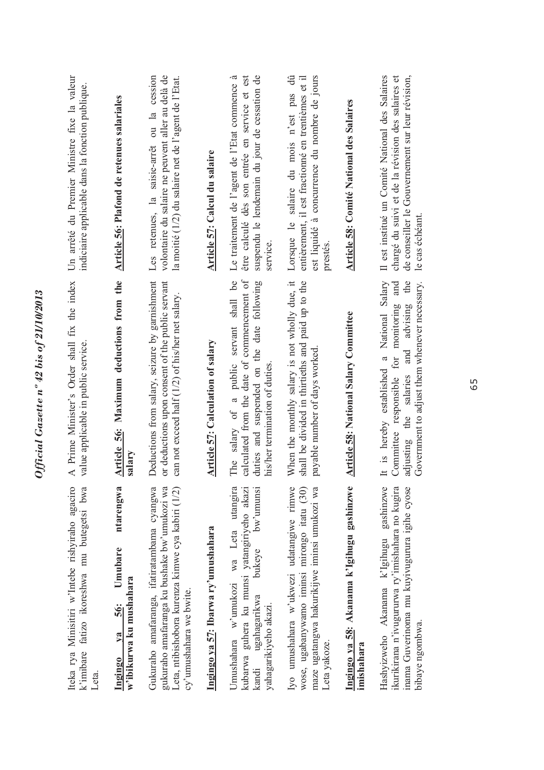Iteka rya Minisitiri w'Intebe rishyiraho agaciro k'imibare fatizo ikoreshwa mu butegetsi bwa Leta.

**Ingingo ya 56: Umubare ntarengwa w'ibikurwa ku mushahara**

Gukuraho amafaranga, ifatiratambama cyangwa gukuraho amafaranga ku bushake bw'umukozi wa Leta, ntibishobora kurenza kimwe cya kabiri (1/2) cy'umushahara we bwite.

**Ingingo ya 57: Ibarwa ry'umushahara**

Umushahara w'umukozi wa Leta utangira kubarwa guhera ku munsi yatangiriyeho akazi kandi ugahagarikwa bukeye bw'umunsi yahagarikiyeho akazi.

Iyo umushahara w'ukwezi udatangiwe rimwe wose, ugabanywamo iminsi mirongo itatu (30) maze ugatangwa hakurikijwe iminsi umukozi wa Leta yakoze.

**Ingingo ya 58: Akanama k'Igihugu gashinzwe imishahara**

Hashyizweho Akanama k'Igihugu gashinzwe ikurikirana n'ivugururwa ry'imishahara no kugira inama Guverinoma mu kuyivugurura igihe cyose bibaye ngombwa.

A Prime Minister's Order shall fix the index value applicable in public service.

**Article 56: Maximum deductions from the salary**

Deductions from salary, seizure by garnishment or deductions upon consent of the public servant can not exceed half (1/2) of his/her net salary.

**Article 57: Calculation of salary**

The salary of a public servant shall be calculated from the date of commencement of duties and suspended on the date following his/her termination of duties.

When the monthly salary is not wholly due, it shall be divided in thirtieths and paid up to the payable number of days worked.

**Article 58: National Salary Committee**

It is hereby established a National Salary Committee responsible for monitoring and adjusting the salaries and advising the Government to adjust them whenever necessary.

Un arrêté du Premier Ministre fixe la valeur indiciaire applicable dans la fonction publique.

**Article 56: Plafond de retenues salariales**

Les retenues, la saisie-arrêt ou la cession volontaire du salaire ne peuvent aller au delà de la moitié (1/2) du salaire net de l'agent de l'Etat.

**Article 57: Calcul du salaire**

Le traitement de l'agent de l'Etat commence à être calculé dès son entrée en service et est suspendu le lendemain du jour de cessation de service.

Lorsque le salaire du mois n'est pas dû entièrement, il est fractionné en trentièmes et il est liquidé à concurrence du nombre de jours prestés.

**Article 58: Comité National des Salaires**

Il est institué un Comité National des Salaires chargé du suivi et de la révision des salaires et de conseiller le Gouvernement sur leur révision, le cas échéant.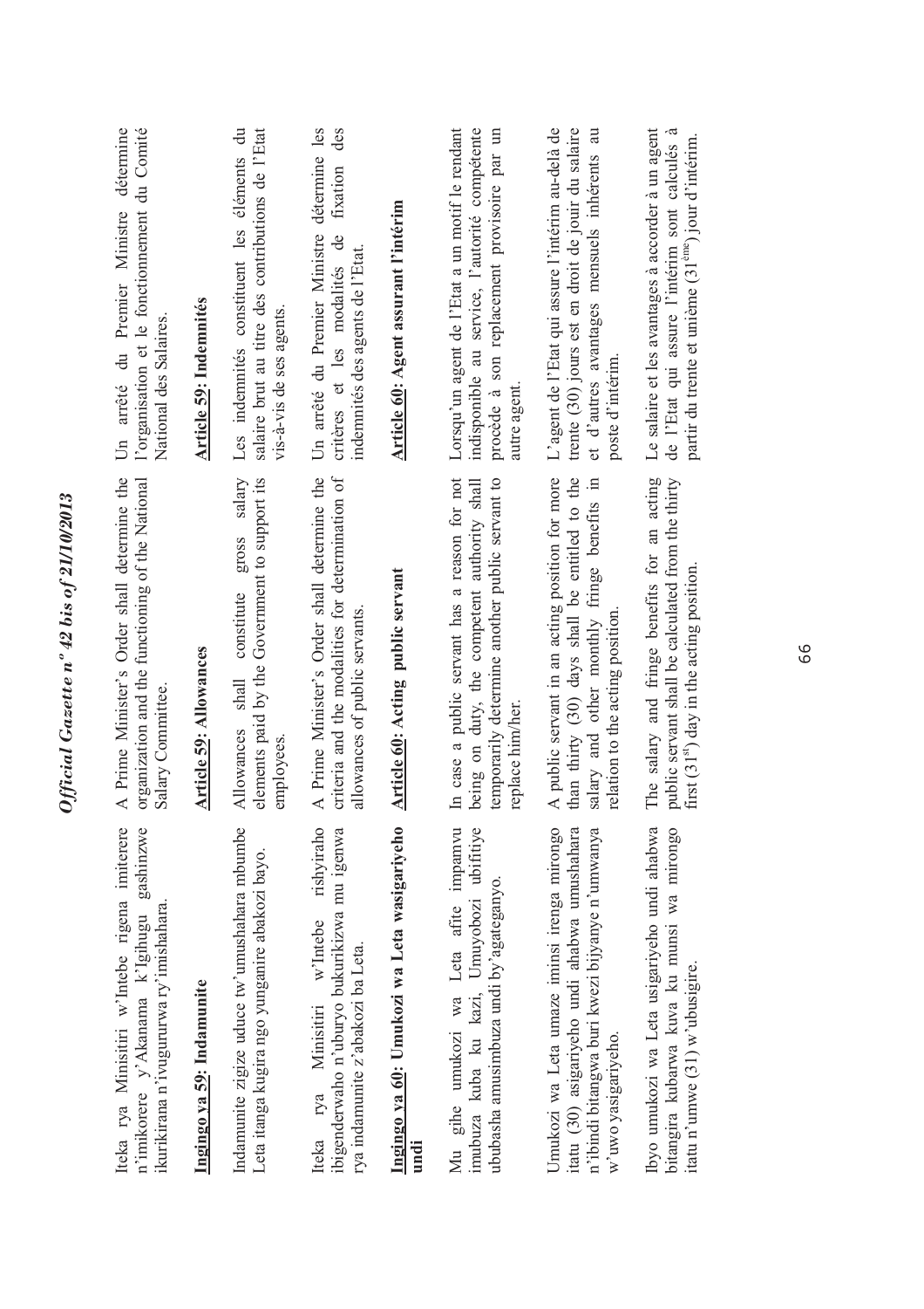Iteka rya Minisitiri w'Intebe rigena imiterere n'imikorere y'Akanama k'Igihugu gashinzwe ikurikirana n'ivugururwa ry'imishahara.

**Ingingo ya 59: Indamunite**

Indamunite zigize uduce tw'umushahara mbumbe Leta itanga kugira ngo yunganire abakozi bayo.

Iteka rya Minisitiri w'Intebe rishyiraho ibigenderwaho n'uburyo bukurikizwa mu igenwa rya indamunite z'abakozi ba Leta.

**Ingingo ya 60: Umukozi wa Leta wasigariyeho undi**

Mu gihe umukozi wa Leta afite impamvu imubuza kuba ku kazi, Umuyobozi ubifitiye ububasha amusimbuza undi by'agateganyo.

Umukozi wa Leta umaze iminsi irenga mirongo itatu (30) asigariyeho undi ahabwa umushahara n'ibindi bitangwa buri kwezi bijyanye n'umwanya w'uwo yasigariyeho.

Ibyo umukozi wa Leta usigariyeho undi ahabwa bitangira kubarwa kuva ku munsi wa mirongo itatu n'umwe (31) w'ubusigire.

A Prime Minister's Order shall determine the organization and the functioning of the National Salary Committee.

**Article 59: Allowances**

Allowances shall constitute gross salary elements paid by the Government to support its employees.

A Prime Minister's Order shall determine the criteria and the modalities for determination of allowances of public servants.

**Article 60: Acting public servant**

In case a public servant has a reason for not being on duty, the competent authority shall temporarily determine another public servant to replace him/her.

A public servant in an acting position for more than thirty (30) days shall be entitled to the salary and other monthly fringe benefits in relation to the acting position.

The salary and fringe benefits for an acting public servant shall be calculated from the thirty first (31st) day in the acting position.

Un arrêté du Premier Ministre détermine l'organisation et le fonctionnement du Comité National des Salaires.

**Article 59: Indemnités**

Les indemnités constituent les éléments du salaire brut au titre des contributions de l'Etat vis-à-vis de ses agents.

Un arrêté du Premier Ministre détermine les critères et les modalités de fixation des indemnités des agents de l'Etat.

**Article 60: Agent assurant l'intérim**

Lorsqu'un agent de l'Etat a un motif le rendant indisponible au service, l'autorité compétente procède à son replacement provisoire par un autre agent.

L'agent de l'Etat qui assure l'intérim au-delà de trente (30) jours est en droit de jour du salaire et d'autres avantages mensuels inhérents au poste d'intérim.

Le salaire et les avantages à accorder à un agent de l'Etat qui assure l'intérim sont calculés à partir du trente et unième (31ème) jour d'intérim.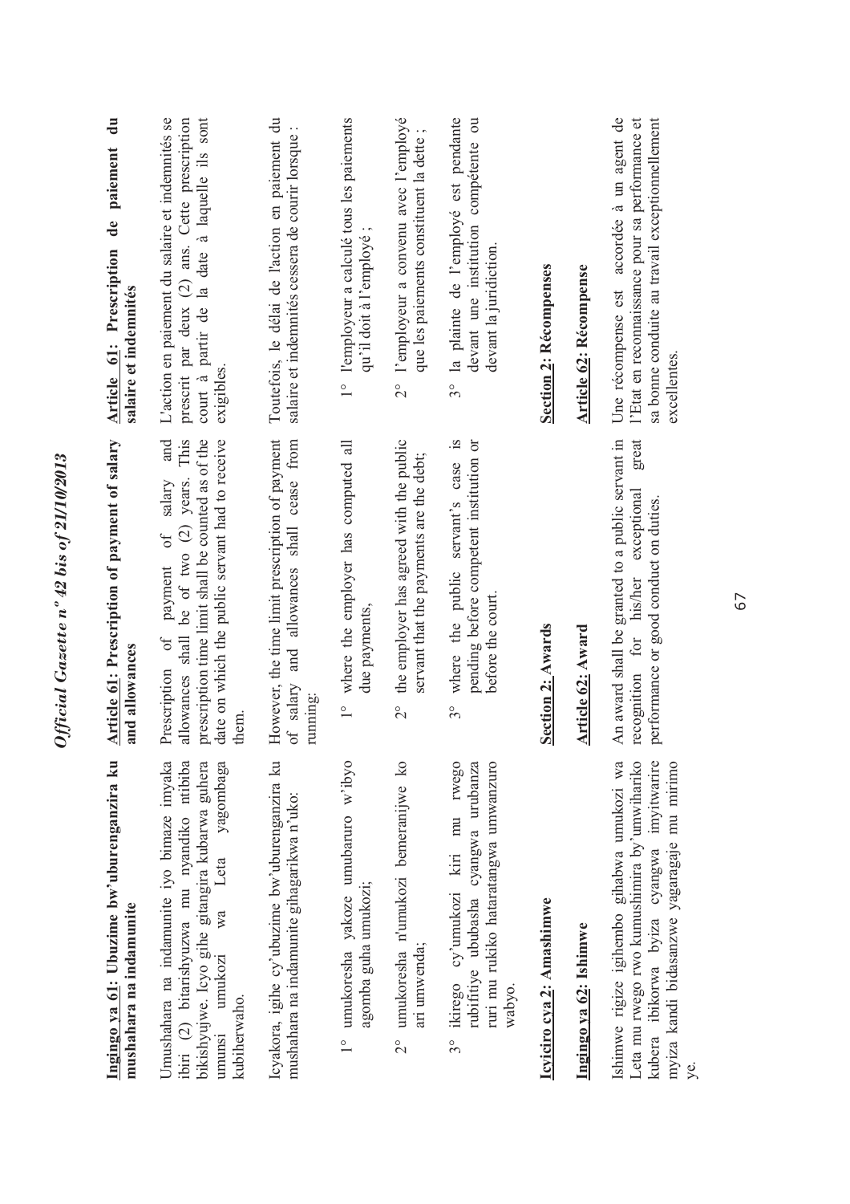**Ingingo ya 61: Ubuzime bw'uburenganzira ku mushahara na indamunite**

Umushahara na indamunite iyo bimaze imyaka ibiri (2) bitarishyuzwa mu nyandiko ntibiba bikishyujwe. Icyo gihe gitangira kubarwa guhera umunsi umukozi wa Leta yagombaga kubiherwaho.

Icyakora, igihe cy'ubuzime bw'uburenganzira ku mushahara na indamunite gihagarikwa n'uko:

1° umukoresha yakoze umubaruro w'ibyo agomba guha umukozi;

2° umukoresha n'umukozi bemeranijwe ko ari umwenda;

3° ikirego cy'umukozi kiri mu rwego rubifitiye ububasha cyangwa urubanza ruri mu rukiko hataratangwa umwanzuro wabyo.

**Icyiciro cya 2: Amashimwe**

**Ingingo ya 62: Ishimwe**

Ishimwe rigize igihembo gihabwa umukozi wa Leta mu rwego rwo kumushimira by'umwihariko kubera ibikorwa byiza cyangwa imyitwarire myiza kandi bidasanzwe yagaragaje mu mirimo ye.

**Article 61: Prescription of payment of salary and allowances**

Prescription of payment of salary and allowances shall be of two (2) years. This prescription time limit shall be counted as of the date on which the public servant had to receive them.

However, the time limit prescription of payment of salary and allowances shall cease from running:

1° where the employer has computed all due payments,

2° the employer has agreed with the public servant that the payments are the debt;

3° where the public servant's case is pending before competent institution or before the court.

**Section 2: Awards**

**Article 62: Award**

An award shall be granted to a public servant in recognition for his/her exceptional great performance or good conduct on duties.

**Article 61: Prescription de paiement du salaire et indemnités**

L'action en paiement du salaire et indemnités se prescrit par deux (2) ans. Cette prescription court à partir de la date à laquelle ils sont exigibles.

Toutefois, le délai de l'action en paiement du salaire et indemnités cessera de courir lorsque :

1° l'employeur a calculé tous les paiements qu'il doit à l'employé ;

2° l'employeur a convenu avec l'employé que les paiements constituent la dette ;

3° la plainte de l'employé est pendante devant une institution compétente ou devant la juridiction.

**Section 2: Récompenses**

**Article 62: Récompense**

Une récompense est accordée à un agent de l'Etat en reconnaissance pour sa performance et sa bonne conduite au travail exceptionnellement excellentes.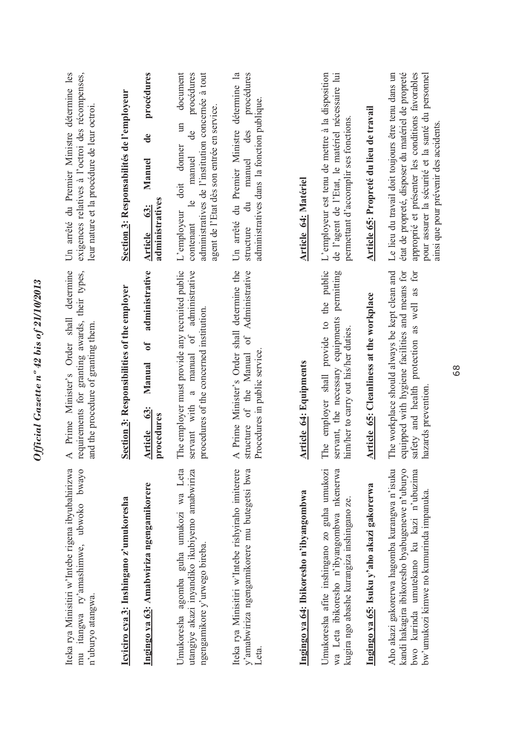Iteka rya Minisitiri w'Intebe rigena ibyubahirizwa mu itangwa ry'amashimwe, ubwoko bwayo n'uburyo atangwa.

**Icyiciro cya 3: Inshingano z'umukoresha**

**Ingingo ya 63: Amabwiriza ngengamikorere**

Umukoresha agomba guha umukozi wa Leta utangiye akazi inyandiko ikubiyemo amabwiriza ngengamikorere y'urwego bireba.

Iteka rya Minisitiri w'Intebe rishyiraho imiterere y'amabwiriza ngengamikorere mu butegetsi bwa Leta.

**Ingingo ya 64: Ibikoresho n'ibyangombwa**

Umukoresha afite inshingano zo guha umukozi wa Leta ibikoresho n'ibyangombwa nkenerwa kugira ngo abashe kurangiza inshingano ze.

**Ingingo ya 65: Isuku y'aho akazi gakorerwa**

Aho akazi gakorerwa hagomba kurangwa n'isuku kandi hakagira ibikoresho byabugenewe n'uburyo bwo kurinda umutekano ku kazi n'ubuzima bw'umukozi kimwe no kumurinda impanuka.

A Prime Minister's Order shall determine requirements for granting awards, their types, and the procedure of granting them.

**Section 3: Responsibilities of the employer**

**Article 63: Manual of administrative procedures**

The employer must provide any recruited public servant with a manual of administrative procedures of the concerned institution.

A Prime Minister's Order shall determine the structure of the Manual of Administrative Procedures in public service.

**Article 64: Equipments**

The employer shall provide to the public servant, the necessary equipments permitting him/her to carry out his/her duties.

**Article 65: Cleanliness at the workplace**

The workplace should always be kept clean and equipped with hygiene facilities and means for safety and health protection as well as for hazards prevention.

Un arrêté du Premier Ministre détermine les exigences relatives à l'octroi des récompenses, leur nature et la procédure de leur octroi.

**Section 3: Responsabilités de l'employeur**

**Article 63: Manuel de procédures administratives**

L'employeur doit donner un document contenant le manuel de procédures administratives de l'institution concernée à tout agent de l'Etat dès son entrée en service.

Un arrêté du Premier Ministre détermine la structure du manuel des procédures administratives dans la fonction publique.

**Article 64: Matériel**

L'employeur est tenu de mettre à la disposition de l'agent de l'Etat, le matériel nécessaire lui permettant d'accomplir ses fonctions.

**Article 65: Propreté du lieu de travail**

Le lieu du travail doit toujours être tenu dans un état de propreté, disposer du matériel de propreté approprié et présenter les conditions favorables pour assurer la sécurité et la santé du personnel ainsi que pour prévenir des accidents.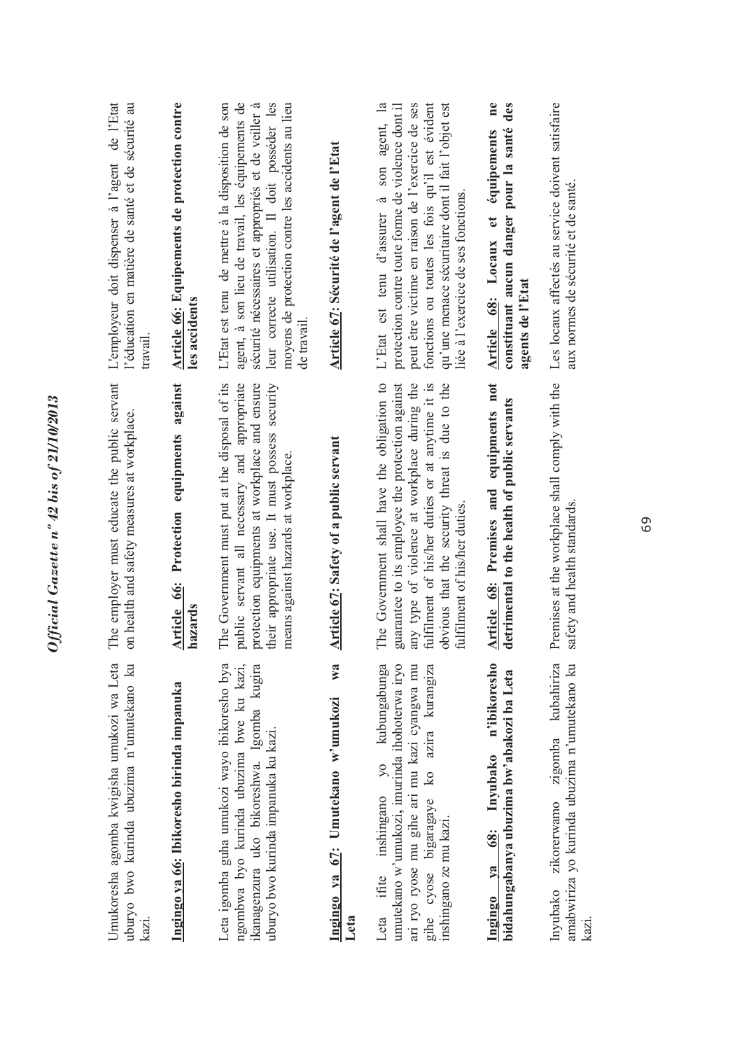Umukoresha agomba kwigisha umukozi wa Leta uburyo bwo kurinda ubuzima n'umutekano ku kazi.

**Ingingo ya 66: Ibikoresho birinda impanuka**

Leta igomba guha umukozi wayo ibikoresho bya ngombwa byo kurinda ubuzima bwe ku kazi, ikanagenzura uko bikoreshwa. Igomba kugira uburyo bwo kurinda impanuka ku kazi.

**Ingingo ya 67: Umutekano w'umukozi wa Leta**

Leta ifite inshingano yo kubungabunga umutekano w'umukozi, imurinda ihohoterwa iryo ari ryo ryose mu gihe ari mu kazi cyangwa mu gihe cyose bigaragaye ko azira kurangiza inshingano ze mu kazi.

**Ingingo ya 68: Inyubako n'ibikoresho bidahungabanya ubuzima bw'abakozi ba Leta**

Inyubako zikorerwamo zigomba kubahiriza amabwiriza yo kurinda ubuzima n'umutekano ku kazi.

The employer must educate the public servant on health and safety measures at workplace.

**Article 66: Protection equipments against hazards**

The Government must put at the disposal of its public servant all necessary and appropriate protection equipments at workplace and ensure their appropriate use. It must possess security means against hazards at workplace.

**Article 67: Safety of a public servant**

The Government shall have the obligation to guarantee to its employee the protection against any type of violence at workplace during the fulfilment of his/her duties or at anytime it is obvious that the security threat is due to the fulfilment of his/her duties.

**Article 68: Premises and equipments not detrimental to the health of public servants**

Premises at the workplace shall comply with the safety and health standards.

L'employeur doit dispenser à l'agent de l'Etat l'éducation en matière de santé et de sécurité au travail.

**Article 66: Equipements de protection contre les accidents**

L'Etat est tenu de mettre à la disposition de son agent, à son lieu de travail, les équipements de sécurité nécessaires et appropriés et de veiller à leur correcte utilisation. Il doit posséder les moyens de protection contre les accidents au lieu de travail.

**Article 67: Sécurité de l'agent de l'Etat**

L'Etat est tenu d'assurer à son agent, la protection contre toute forme de violence dont il peut être victime en raison de l'exercice de ses fonctions ou toutes les fois qu'il est évident qu'une menace sécuritaire dont il fait l'objet est liée à l'exercice de ses fonctions.

**Article 68: Locaux et équipements ne constituant aucun danger pour la santé des agents de l'Etat**

Les locaux affectés au service doivent satisfaire aux normes de sécurité et de santé.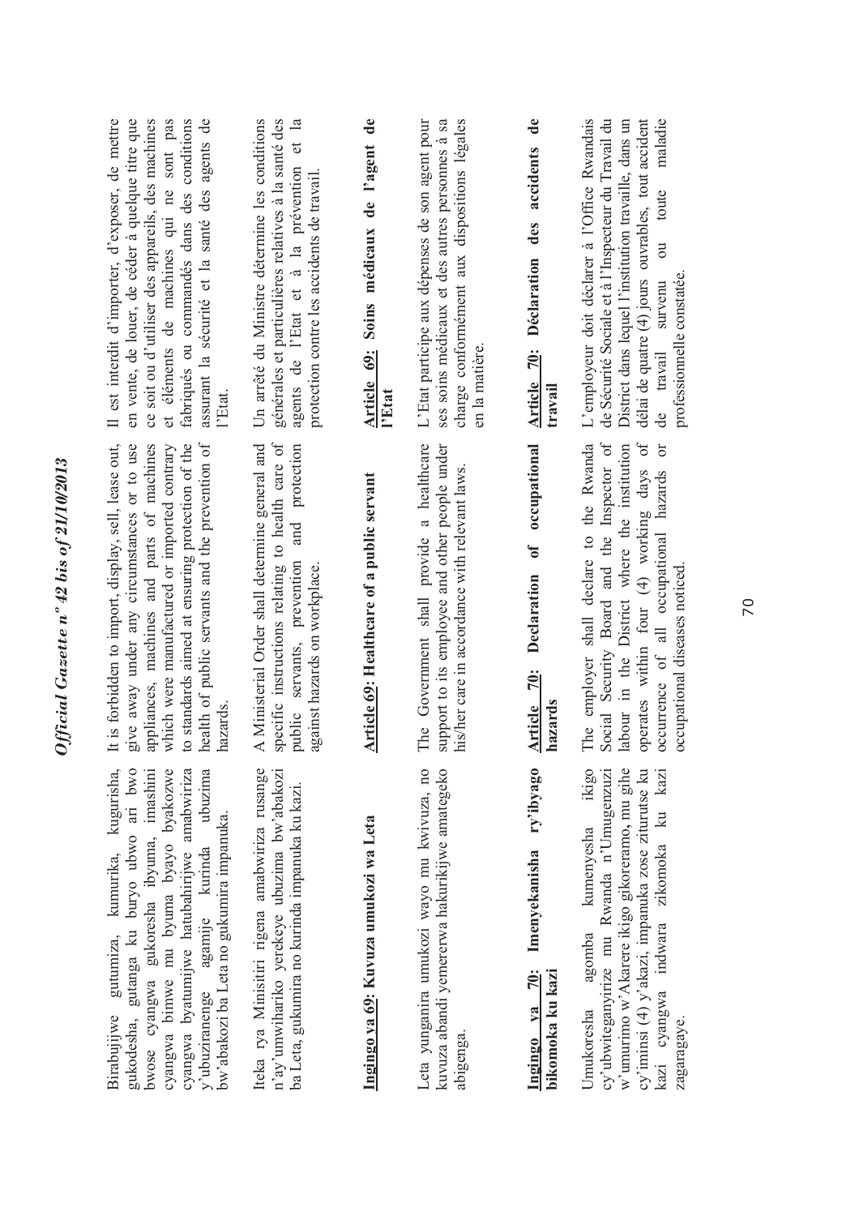Birabujijwe gutumiza, kumurika, kugurisha, gukodesha, gutanga ku buryo ubwo ari bwo bwose cyangwa gukoresha ibyuma, imashini cyangwa bimwe mu byuma byayo byakozwe cyangwa byatumijwe hatubahirijwe amabwiriza y'ubuziranenge agamije kurinda ubuzima bw'abakozi ba Leta no gukumira impanuka.

Iteka rya Minisitiri rigena amabwiriza rusange n'ay'umwihariko yerekeye ubuzima bw'abakozi ba Leta, gukumira no kurinda impanuka ku kazi.

**Ingingo ya 69: Kuvuza umukozi wa Leta**

Leta yunganira umukozi wayo mu kwivuza, no kuvuza abandi yemererwa hakurikijwe amategeko abigenga.

**Ingingo ya 70: Imenyekanisha ry'ibyago bikomoka ku kazi**

Umukoresha agomba kumenyesha ikigo cy'ubwiteganyirize mu Rwanda n'Umugenzuzi w'umurimo w'Akarere ikigo gikoreramo, mu gihe cy'iminsi (4) y'akazi, impanuka zose ziturutse ku kazi cyangwa indwara zikomoka ku kazi zagaragaye.

It is forbidden to import, display, sell, lease out, give away under any circumstances or to use appliances, machines and parts of machines which were manufactured or imported contrary to standards aimed at ensuring protection of the health of public servants and the prevention of hazards.

A Ministerial Order shall determine general and specific instructions relating to health care of public servants, prevention and protection against hazards on workplace.

**Article 69: Healthcare of a public servant**

The Government shall provide a healthcare support to its employee and other people under his/her care in accordance with relevant laws.

**Article 70: Declaration of occupational hazards**

The employer shall declare to the Rwanda Social Security Board and the Inspector of labour in the District where the institution operates within four (4) working days of occurrence of all occupational hazards or occupational diseases noticed.

Il est interdit d'importer, d'exposer, de mettre en vente, de louer, de céder à quelque titre que ce soit ou d'utiliser des appareils, des machines et éléments de machines qui ne sont pas fabriqués ou commandés dans des conditions assurant la sécurité et la santé des agents de l'Etat.

Un arrêté du Ministre détermine les conditions générales et particulières relatives à la santé des agents de l'Etat et à la prévention et la protection contre les accidents de travail.

**Article 69: Soins médicaux de l'agent de l'Etat**

L'Etat participe aux dépenses de son agent pour ses soins médicaux et des autres personnes à sa charge conformément aux dispositions légales en la matière.

**Article 70: Déclaration des accidents de travail**

L'employeur doit déclarer à l'Office Rwandais de Sécurité Sociale et à l'Inspecteur du Travail du District dans lequel l'institution travaille, dans un délai de quatre (4) jours ouvrables, tout accident de travail survenu ou toute maladie professionnelle constatée.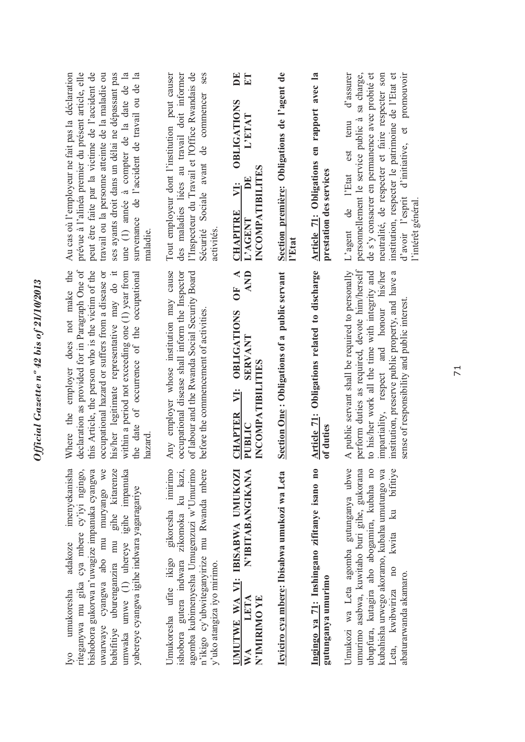Iyo umukoresha adakoze imenyekanisha riteganywa mu gika cya mbere cy'iyi ngingo, bishobora gukorwa n'uwagize impanuka cyangwa uwarwaye cyangwa abo mu muryango we babifitiye uburenganzira mu gihe kitarenze umwaka umwe (1) uhereye igihe impanuka yabereye cyangwa igihe indwara yagaragariye

Umukoresha ufite ikigo gikoresha imirimo ishobora gutera indwara zikomoka ku kazi, agomba kubimenyesha Umugenzuzi w'Umurimo n'ikigo cy'ubwiteganyirize mu Rwanda mbere y'uko atangiza iyo mirimo.

## UMUTWE WA VI: IBISABWA UMUKOZI WA LETA N'IBITABANGIKANA N'IMIRIMO YE

### Icyiciro cya mbere: Ibisabwa umukozi wa Leta

**Ingingo ya 71: Inshingano zifitanye isano no gutunganya umurimo**

Umukozi wa Leta agomba gutunganya ubwe umurimo asabwa, kuwitaho buri gihe, gukorana ubupfura, kutagira aho abogamira, kubaha no kubahisha urwego akoramo, kubaha umutungo wa Leta, kwibwiriza no kwita ku bifitiye abaturarwanda akamaro.

Where the employer does not make the declaration as provided for in Paragraph One of this Article, the person who is the victim of the occupational hazard or suffers from a disease or his/her legitimate representative may do it within a period not exceeding one (1) year from the date of occurrence of the occupational hazard.

Any employer whose institution may cause occupational disease shall inform the Inspector of labour and the Rwanda Social Security Board before the commencement of activities.

## CHAPTER VI: OBLIGATIONS OF A PUBLIC SERVANT AND INCOMPATIBILITIES

### Section One : Obligations of a public servant

**Article 71: Obligations related to discharge of duties**

A public servant shall be required to personally perform duties as required, devote him/herself to his/her work all the time with integrity and impartiality, respect and honour his/her institution, preserve public property, and have a sense of responsibility and public interest.

Au cas où l'employeur ne fait pas la déclaration prévue à l'alinéa premier du présent article, elle peut être faite par la victime de l'accident de travail ou la personne atteinte de la maladie ou ses ayants droit dans un délai ne dépassant pas une (1) année à compter de la date de la survenance de l'accident de travail ou de la maladie.

Tout employeur dont l'institution peut causer des maladies liées au travail doit informer l'Inspecteur du Travail et l'Office Rwandais de Sécurité Sociale avant de commencer ses activités.

## CHAPITRE VI: OBLIGATIONS DE L'AGENT DE L'ETAT ET INCOMPATIBILITES

### Section première: Obligations de l'agent de l'Etat

**Article 71: Obligations en rapport avec la prestation des services**

L'agent de l'Etat est tenu d'assurer personnellement le service public à sa charge, de s'y consacrer en permanence avec probité et neutralité, de respecter et faire respecter son institution, respecter le patrimoine de l'Etat et d'avoir l'esprit d'initiative, et promouvoir l'intérêt général.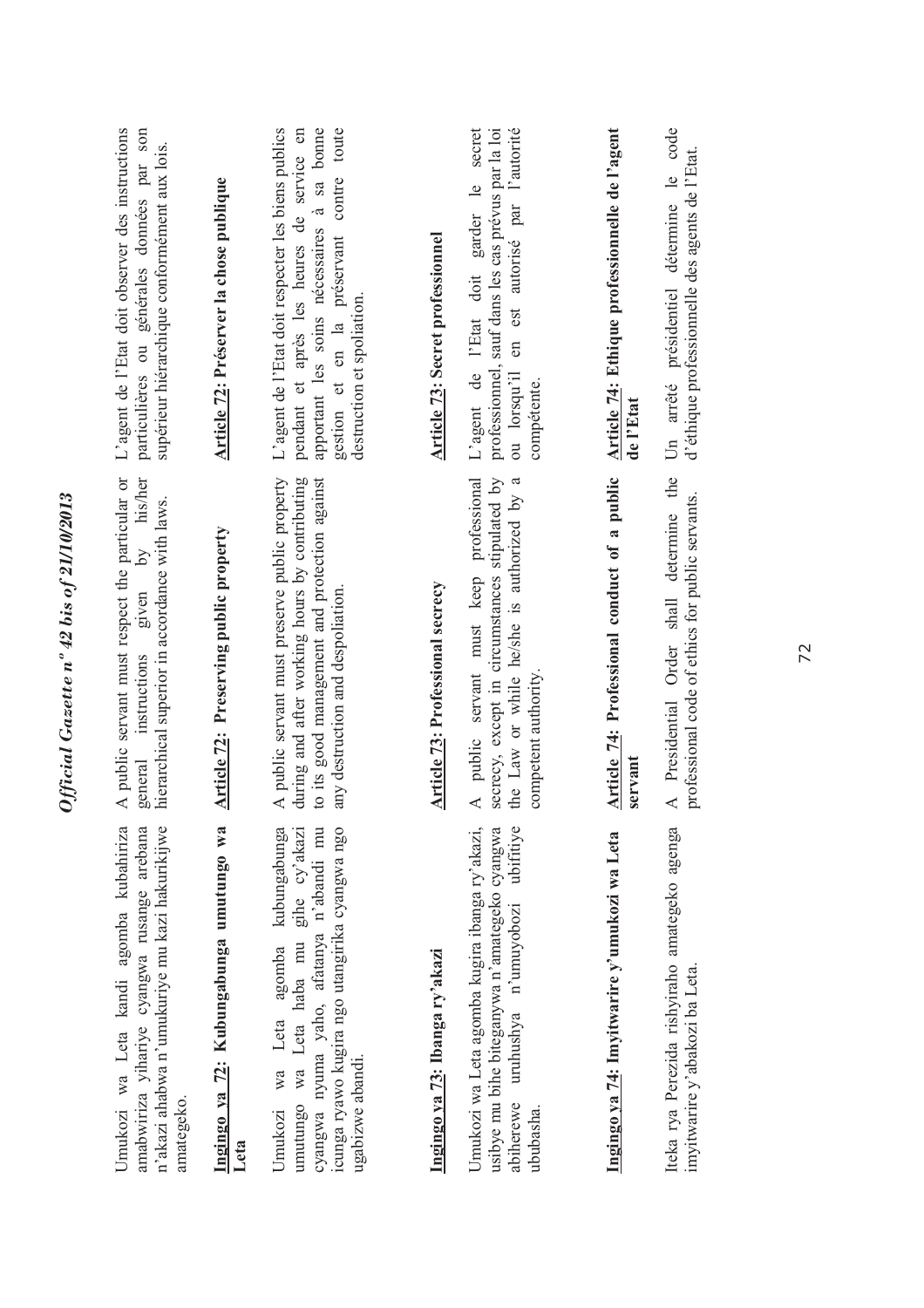Umukozi wa Leta kandi agomba kubahiriza amabwiriza yihariye cyangwa rusange arebana n'akazi ahabwa n'umukuriye mu kazi hakurikijwe amategeko.

### Ingingo ya 72: Kubungabunga umutungo wa Leta

Umukozi wa Leta agomba kubungabunga umutungo wa Leta haba mu gihe cy'akazi cyangwa nyuma yaho, afatanya n'abandi mu icunga ryawo kugira ngo utangirika cyangwa ngo ugabizwe abandi.

### Ingingo ya 73: Ibanga ry'akazi

Umukozi wa Leta agomba kugira ibanga ry'akazi, usibye mu bihe biteganywa n'amategeko cyangwa abiherewe uruhushya n'umuyobozi ubifitiye ububasha.

### Ingingo ya 74: Imyitwarire y'umukozi wa Leta

Iteka rya Perezida rishyiraho amategeko agenga imyitwarire y'abakozi ba Leta.

A public servant must respect the particular or general instructions given by his/her hierarchical superior in accordance with laws.

### Article 72: Preserving public property

A public servant must preserve public property during and after working hours by contributing to its good management and protection against any destruction and despoliation.

### Article 73: Professional secrecy

A public servant must keep professional secrecy, except in circumstances stipulated by the Law or while he/she is authorized by a competent authority.

### Article 74: Professional conduct of a public servant

A Presidential Order shall determine the professional code of ethics for public servants.

L'agent de l'Etat doit observer des instructions particulières ou générales données par son supérieur hiérarchique conformément aux lois.

### Article 72: Préserver la chose publique

L'agent de l'Etat doit respecter les biens publics pendant et après les heures de service en apportant les soins nécessaires à sa bonne gestion et en la préservant contre toute destruction et spoliation.

### Article 73: Secret professionnel

L'agent de l'Etat doit garder le secret professionnel, sauf dans les cas prévus par la loi ou lorsqu'il en est autorisé par l'autorité compétente.

### Article 74: Ethique professionnelle de l'agent de l'Etat

Un arrêté présidentiel détermine le code d'éthique professionnelle des agents de l'Etat.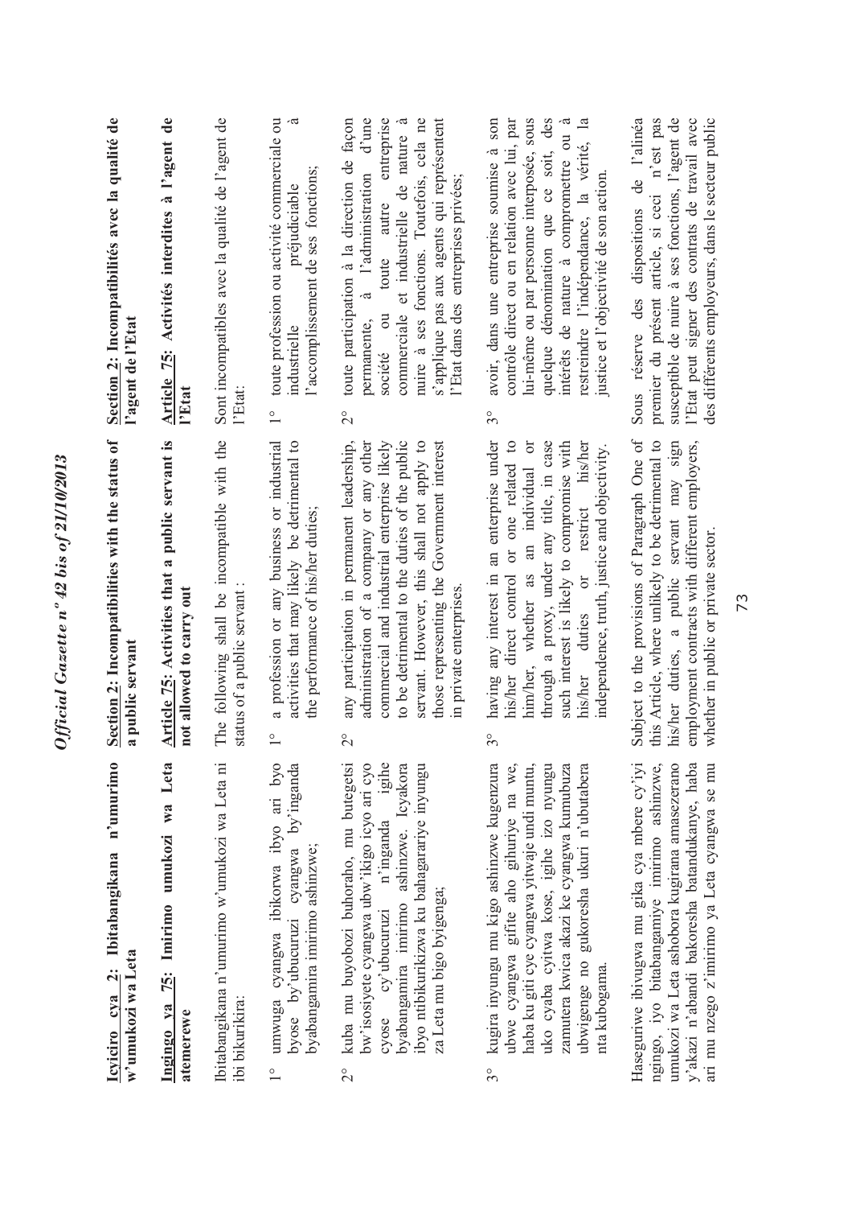**Icyiciro cya 2: Ibitabangikana n'umurimo w'umukozi wa Leta**

**Ingingo ya 75: Imirimo umukozi wa Leta atemerewe**

Ibitabangikana n'umurimo w'umukozi wa Leta ni ibi bikurikira:

1° umwuga cyangwa ibikorwa ibyo ari byo byose by'ubucuruzi cyangwa by'inganda byabangamira imirimo ashinzwe;

2° kuba mu buyobozi buhoraho, mu butegetsi bw'isosiyete cyangwa ubw'ikigo icyo ari cyo cyose cy'ubucuruzi n'inganda igihe byabangamira imirimo ashinzwe. Icyakora ibyo ntibikurikizwa ku bahagarariye inyungu za Leta mu bigo byigenga;

3° kugira inyungu mu kigo ashinzwe kugenzura ubwe cyangwa gifite aho gihuriye na we, haba ku giti cye cyangwa yitwaje undi muntu, uko cyaba cyitwa kose, igihe izo nyungu zamutera kwica akazi ke cyangwa kumubuza ubwigenge no gukoresha ukuri n'ubutabera nta kubogama.

Haseguriwe ibivugwa mu gika cya mbere cy'iyi ngingo, iyo bitabangamiye imirimo ashinzwe, umukozi wa Leta ashobora kugirana amasezerano y'akazi n'abandi bakoresha batandukanye, haba ari mu nzego z'imirimo ya Leta cyangwa se mu

**Section 2: Incompatibilities with the status of a public servant**

**Article 75: Activities that a public servant is not allowed to carry out**

The following shall be incompatible with the status of a public servant :

1° a profession or any business or industrial activities that may likely be detrimental to the performance of his/her duties;

2° any participation in permanent leadership, administration of a company or any other commercial and industrial enterprise likely to be detrimental to the duties of the public servant. However, this shall not apply to those representing the Government interest in private enterprises.

3° having any interest in an enterprise under his/her direct control or one related to him/her, whether as an individual or through a proxy, under any title, in case such interest is likely to compromise with his/her duties or restrict his/her independence, truth, justice and objectivity.

Subject to the provisions of Paragraph One of this Article, where unlikely to be detrimental to his/her duties, a public servant may sign employment contracts with different employers, whether in public or private sector.

**Section 2: Incompatibilités avec la qualité de l'agent de l'Etat**

**Article 75: Activités interdites à l'agent de l'Etat**

Sont incompatibles avec la qualité de l'agent de l'Etat:

1° toute profession ou activité commerciale ou industrielle préjudiciable à l'accomplissement de ses fonctions;

2° toute participation à la direction de façon permanente, à l'administration d'une société ou toute autre entreprise commerciale et industrielle de nature à nuire à ses fonctions. Toutefois, cela ne s'applique pas aux agents qui représentent l'Etat dans des entreprises privées;

3° avoir, dans une entreprise soumise à son contrôle direct ou en relation avec lui, par lui-même ou par personne interposée, sous quelque dénomination que ce soit, des intérêts de nature à compromettre ou à restreindre l'indépendance, la vérité, la justice et l'objectivité de son action.

Sous réserve des dispositions de l'alinéa premier du présent article, si ceci n'est pas susceptible de nuire à ses fonctions, l'agent de l'Etat peut signer des contrats de travail avec des différents employeurs, dans le secteur public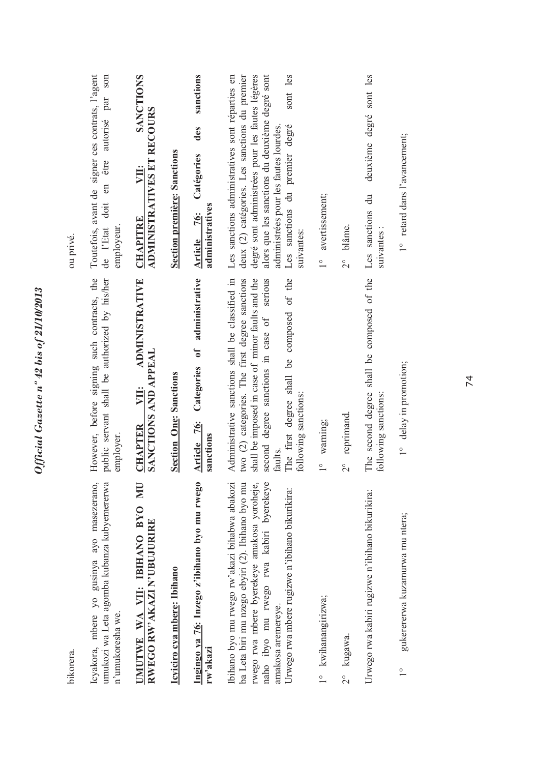bikorera.

Icyakora, mbere yo gusinya ayo masezerano, umukozi wa Leta agomba kubanza kubyemererwa n'umukoresha we.

**UMUTWE WA VII: IBIHANO BYO MU RWEGO RW'AKAZI N'UBUJURIRE**

**Icyiciro cya mbere: Ibihano**

**Ingingo ya 76: Inzego z'ibihano byo mu rwego rw'akazi**

Ibihano byo mu rwego rw'akazi bihabwa abakozi ba Leta biri mu nzego ebyiri (2). Ibihano byo mu rwego rwa mbere byerekeye amakosa yoroheje, naho ibyo mu rwego rwa kabiri byerekeye amakosa aremereye.

Urwego rwa mbere rugizwe n'ibihano bikurikira:

1° kwihanangirizwa;

2° kugawa.

Urwego rwa kabiri rugizwe n'ibihano bikurikira:

1° gukererwa kuzamurwa mu ntera;

However, before signing such contracts, the public servant shall be authorized by his/her employer.

**CHAPTER VII: ADMINISTRATIVE SANCTIONS AND APPEAL**

**Section One: Sanctions**

**Article 76: Categories of administrative sanctions**

Administrative sanctions shall be classified in two (2) categories. The first degree sanctions shall be imposed in case of minor faults and the second degree sanctions in case of serious faults.

The first degree shall be composed of the following sanctions:

1° warning;

2° reprimand.

The second degree shall be composed of the following sanctions:

1° delay in promotion;

ou privé.

Toutefois, avant de signer ces contrats, l'agent de l'Etat doit en être autorisé par son employeur.

**CHAPITRE VII: SANCTIONS ADMINISTRATIVES ET RECOURS**

**Section première: Sanctions**

**Article 76: Catégories des sanctions administratives**

Les sanctions administratives sont réparties en deux (2) catégories. Les sanctions du premier degré sont administrées pour les fautes légères alors que les sanctions du deuxième degré sont administrées pour les fautes lourdes.

Les sanctions du premier degré sont les suivantes:

1° avertissement;

2° blâme.

Les sanctions du deuxième degré sont les suivantes :

1° retard dans l'avancement;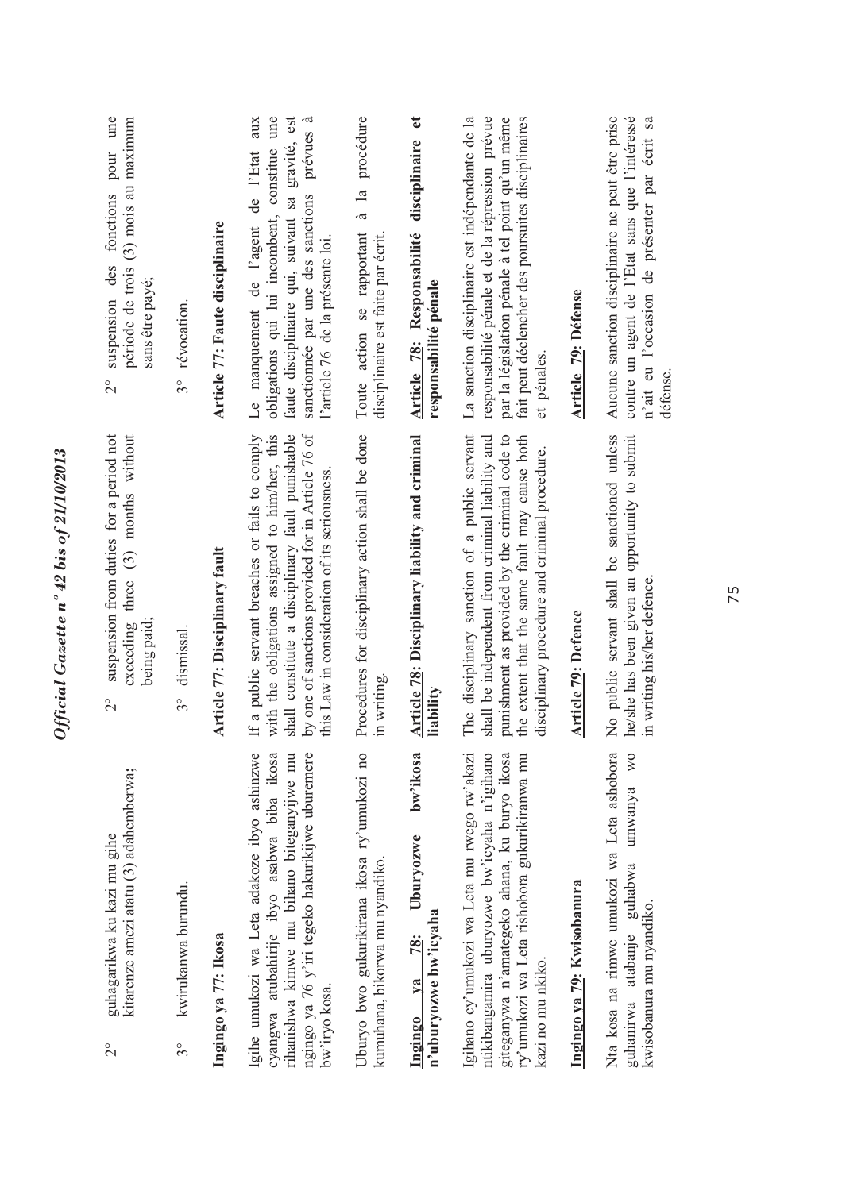2° guhagarikwa ku kazi mu gihe kitarenze amezi atatu (3) adahemberwa;

3° kwirukanwa burundu.

**Ingingo ya 77: Ikosa**

Igihe umukozi wa Leta adakoze ibyo ashinzwe cyangwa atubahirije ibyo asabwa biba ikosa rihanishwa kimwe mu bihano biteganyijwe mu ngingo ya 76 y'iri tegeko hakurikijwe uburemere bw'iryo kosa.

Uburyo bwo gukurikirana ikosa ry'umukozi no kumuhana, bikorwa mu nyandiko.

**Ingingo ya 78: Uburyozwe bw'ikosa n'uburyozwe bw'icyaha**

Igihano cy'umukozi wa Leta mu rwego rw'akazi ntikibangamira uburyozwe bw'icyaha n'igihano giteganywa n'amategeko ahana, ku buryo ikosa ry'umukozi wa Leta rishobora gukurikiranwa mu kazi no mu nkiko.

**Ingingo ya 79: Kwisobanura**

Nta kosa na rimwe umukozi wa Leta ashobora guhanirwa atabanje guhabwa umwanya wo kwisobanura mu nyandiko.

2° suspension from duties for a period not exceeding three (3) months without being paid;

3° dismissal.

**Article 77: Disciplinary fault**

If a public servant breaches or fails to comply with the obligations assigned to him/her, this shall constitute a disciplinary fault punishable by one of sanctions provided for in Article 76 of this Law in consideration of its seriousness.

Procedures for disciplinary action shall be done in writing.

**Article 78: Disciplinary liability and criminal liability**

The disciplinary sanction of a public servant shall be independent from criminal liability and punishment as provided by the criminal code to the extent that the same fault may cause both disciplinary procedure and criminal procedure.

**Article 79: Defence**

No public servant shall be sanctioned unless he/she has been given an opportunity to submit in writing his/her defence.

2° suspension des fonctions pour une période de trois (3) mois au maximum sans être payé;

3° révocation.

**Article 77: Faute disciplinaire**

Le manquement de l'agent de l'Etat aux obligations qui lui incombent, constitue une faute disciplinaire qui, suivant sa gravité, est sanctionnée par une des sanctions prévues à l'article 76 de la présente loi.

Toute action se rapportant à la procédure disciplinaire est faite par écrit.

**Article 78: Responsabilité disciplinaire et responsabilité pénale**

La sanction disciplinaire est indépendante de la responsabilité pénale et de la répression prévue par la législation pénale à tel point qu'un même fait peut déclencher des poursuites disciplinaires et pénales.

**Article 79: Défense**

Aucune sanction disciplinaire ne peut être prise contre un agent de l'Etat sans que l'intéressé n'ait eu l'occasion de présenter par écrit sa défense.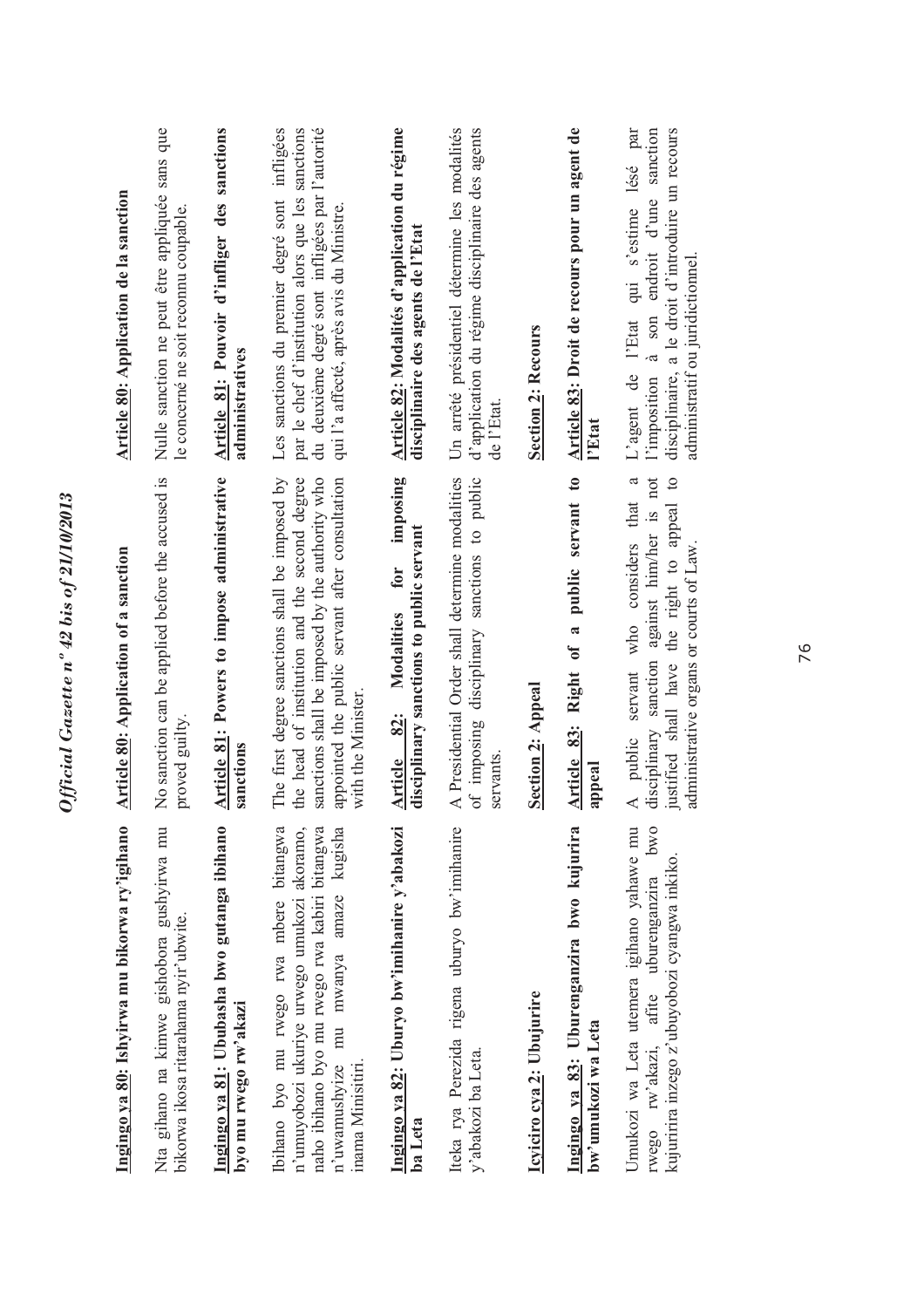**Ingingo ya 80: Ishyirwa mu bikorwa ry'igihano**

Nta gihano na kimwe gishobora gushyirwa mu bikorwa ikosa ritarahama nyir'ubwite.

**Ingingo ya 81: Ububasha bwo gutanga ibihano byo mu rwego rw'akazi**

Ibihano byo mu rwego rwa mbere bitangwa n'umuyobozi ukuriye urwego umukozi akoramo, naho ibihano byo mu rwego rwa kabiri bitangwa n'uwamushyize mu mwanya amaze kugisha inama Minisitiri.

**Ingingo ya 82: Uburyo bw'imihanire y'abakozi ba Leta**

Iteka rya Perezida rigena uburyo bw'imihanire y'abakozi ba Leta.

**Icyiciro cya 2: Ubujurire**

**Ingingo ya 83: Uburenganzira bwo kujurira bw'umukozi wa Leta**

Umukozi wa Leta utemera igihano yahawe mu rwego rw'akazi, afite uburenganzira bwo kujuririra inzego z'ubuyobozi cyangwa inkiko.

**Article 80: Application of a sanction**

No sanction can be applied before the accused is proved guilty.

**Article 81: Powers to impose administrative sanctions**

The first degree sanctions shall be imposed by the head of institution and the second degree sanctions shall be imposed by the authority who appointed the public servant after consultation with the Minister.

**Article 82: Modalities for imposing disciplinary sanctions to public servant**

A Presidential Order shall determine modalities of imposing disciplinary sanctions to public servants.

**Section 2: Appeal**

**Article 83: Right of a public servant to appeal**

A public servant who considers that a disciplinary sanction against him/her is not justified shall have the right to appeal to administrative organs or courts of Law.

**Article 80: Application de la sanction**

Nulle sanction ne peut être appliquée sans que le concerné ne soit reconnu coupable.

**Article 81: Pouvoir d'infliger des sanctions administratives**

Les sanctions du premier degré sont infligées par le chef d'institution alors que les sanctions du deuxième degré sont infligées par l'autorité qui l'a affecté, après avis du Ministre.

**Article 82: Modalités d'application du régime disciplinaire des agents de l'Etat**

Un arrêté présidentiel détermine les modalités d'application du régime disciplinaire des agents de l'Etat.

**Section 2: Recours**

**Article 83: Droit de recours pour un agent de l'Etat**

L'agent de l'Etat qui s'estime lésé par l'imposition à son endroit d'une sanction disciplinaire, a le droit d'introduire un recours administratif ou juridictionnel.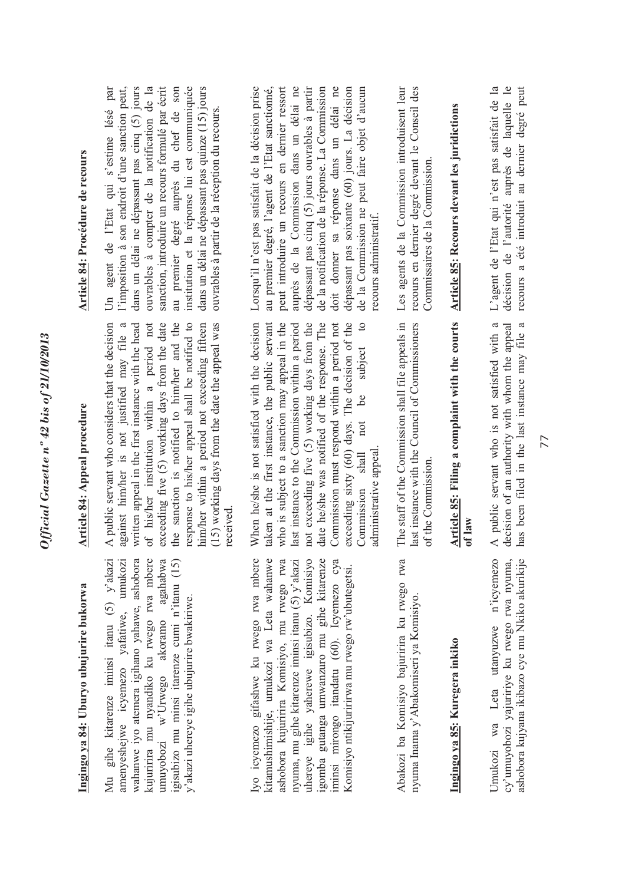## Ingingo ya 84: Uburyo ubujurire bukorwa

Mu gihe kitarenze iminsi itanu (5) y'akazi amenyeshejwe icyemezo yafatiwe, umukozi wahanwe iyo atemera igihano yahawe, ashobora kujuririra mu nyandiko ku rwego rwa mbere umuyobozi w'Urwego akoramo agahabwa igisubizo mu minsi itarenze cumi n'itanu (15) y'akazi uhereye igihe ubujurire bwakiriwe.

Iyo icyemezo gifashwe ku rwego rwa mbere kitamushimishije, umukozi wa Leta wahanwe ashobora kujuririra Komisiyo, mu rwego rwa nyuma, mu gihe kitarenze iminsi itanu (5) y'akazi uhereye igihe yaherewe igisubizo. Komisiyo igomba gutanga umwanzuro mu gihe kitarenze iminsi mirongo itandatu (60). Icyemezo cya Komisiyo ntikijuririrwa mu rwego rw'ubutegetsi.

Abakozi ba Komisiyo bajuririra ku rwego rwa nyuma Inama y'Abakomiseri ya Komisiyo.

## Ingingo ya 85: Kuregera inkiko

Umukozi wa Leta utanyuzwe n'icyemezo cy'umuyobozi yajuririye ku rwego rwa nyuma, ashobora kujyana ikibazo cye mu Nkiko akurikije

## Article 84: Appeal procedure

A public servant who considers that the decision against him/her is not justified may file a written appeal in the first instance with the head of his/her institution within a period not exceeding five (5) working days from the date the sanction is notified to him/her and the response to his/her appeal shall be notified to him/her within a period not exceeding fifteen (15) working days from the date the appeal was received.

When he/she is not satisfied with the decision taken at the first instance, the public servant who is subject to a sanction may appeal in the last instance to the Commission within a period not exceeding five (5) working days from the date he/she was notified of the response. The Commission must respond within a period not exceeding sixty (60) days. The decision of the Commission shall not be subject to administrative appeal.

The staff of the Commission shall file appeals in last instance with the Council of Commissioners of the Commission.

## Article 85: Filing a complaint with the courts of law

A public servant who is not satisfied with a decision of an authority with whom the appeal has been filed in the last instance may file a

## Article 84: Procédure de recours

Un agent de l'Etat qui s'estime lésé par l'imposition à son endroit d'une sanction peut, dans un délai ne dépassant pas cinq (5) jours ouvrables à compter de la notification de la sanction, introduire un recours formulé par écrit au premier degré auprès du chef de son institution et la réponse lui est communiquée dans un délai ne dépassant pas quinze (15) jours ouvrables à partir de la réception du recours.

Lorsqu'il n'est pas satisfait de la décision prise au premier degré, l'agent de l'Etat sanctionné, peut introduire un recours en dernier ressort auprès de la Commission dans un délai ne dépassant pas cinq (5) jours ouvrables à partir de la notification de la réponse. La Commission doit donner sa réponse dans un délai ne dépassant pas soixante (60) jours. La décision de la Commission ne peut faire objet d'aucun recours administratif.

Les agents de la Commission introduisent leur recours en dernier degré devant le Conseil des Commissaires de la Commission.

## Article 85: Recours devant les juridictions

L'agent de l'Etat qui n'est pas satisfait de la décision de l'autorité auprès de laquelle le recours a été introduit au dernier degré peut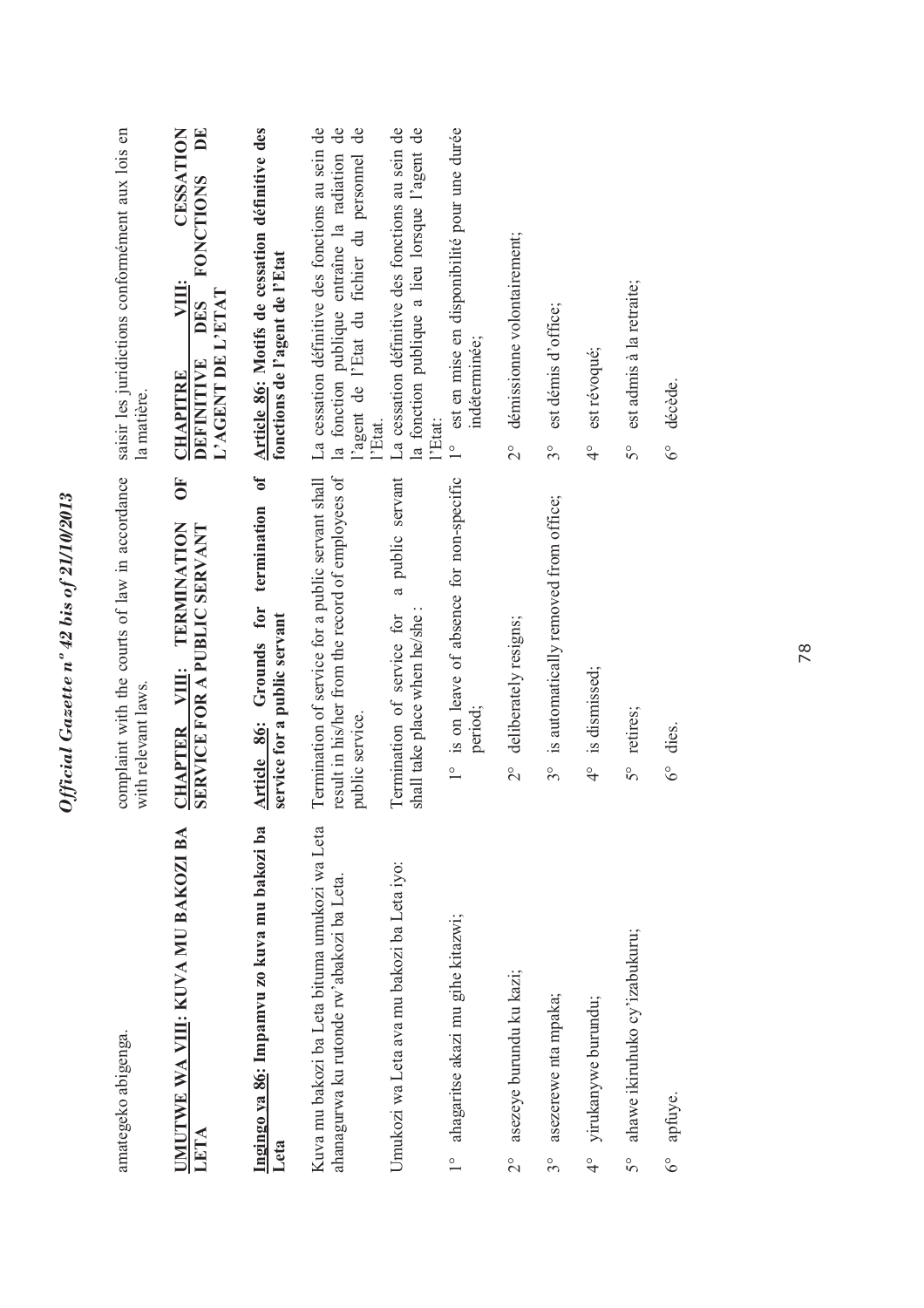amategeko abigenga.

complaint with the courts of law in accordance with relevant laws.

saisir les juridictions conformément aux lois en la matière.

## UMUTWE WA VIII: KUVA MU BAKOZI BA LETA

## CHAPTER VIII: TERMINATION OF SERVICE FOR A PUBLIC SERVANT

## CHAPITRE VIII: CESSATION DEFINITIVE DES FONCTIONS DE L'AGENT DE L'ETAT

**Ingingo ya 86: Impamvu zo kuva mu bakozi ba Leta**

Kuva mu bakozi ba Leta bituma umukozi wa Leta ahanagurwa ku rutonde rw'abakozi ba Leta.

Umukozi wa Leta ava mu bakozi ba Leta iyo:

1° ahagaritse akazi mu gihe kitazwi;

2° asezeye burundu ku kazi;

3° asezerewe nta mpaka;

4° yirukanywe burundu;

5° ahawe ikiruhuko cy'izabukuru;

6° apfuye.

**Article 86: Grounds for termination of service for a public servant**

Termination of service for a public servant shall result in his/her from the record of employees of public service.

Termination of service for a public servant shall take place when he/she :

1° is on leave of absence for non-specific period;

2° deliberately resigns;

3° is automatically removed from office;

4° is dismissed;

5° retires;

6° dies.

**Article 86: Motifs de cessation définitive des fonctions de l'agent de l'Etat**

La cessation définitive des fonctions au sein de la fonction publique entraîne la radiation de l'agent de l'Etat du fichier du personnel de l'Etat.

La cessation définitive des fonctions au sein de la fonction publique a lieu lorsque l'agent de l'Etat:

1° est en mise en disponibilité pour une durée indéterminée;

2° démissionne volontairement;

3° est démis d'office;

4° est révoqué;

5° est admis à la retraite;

6° décède.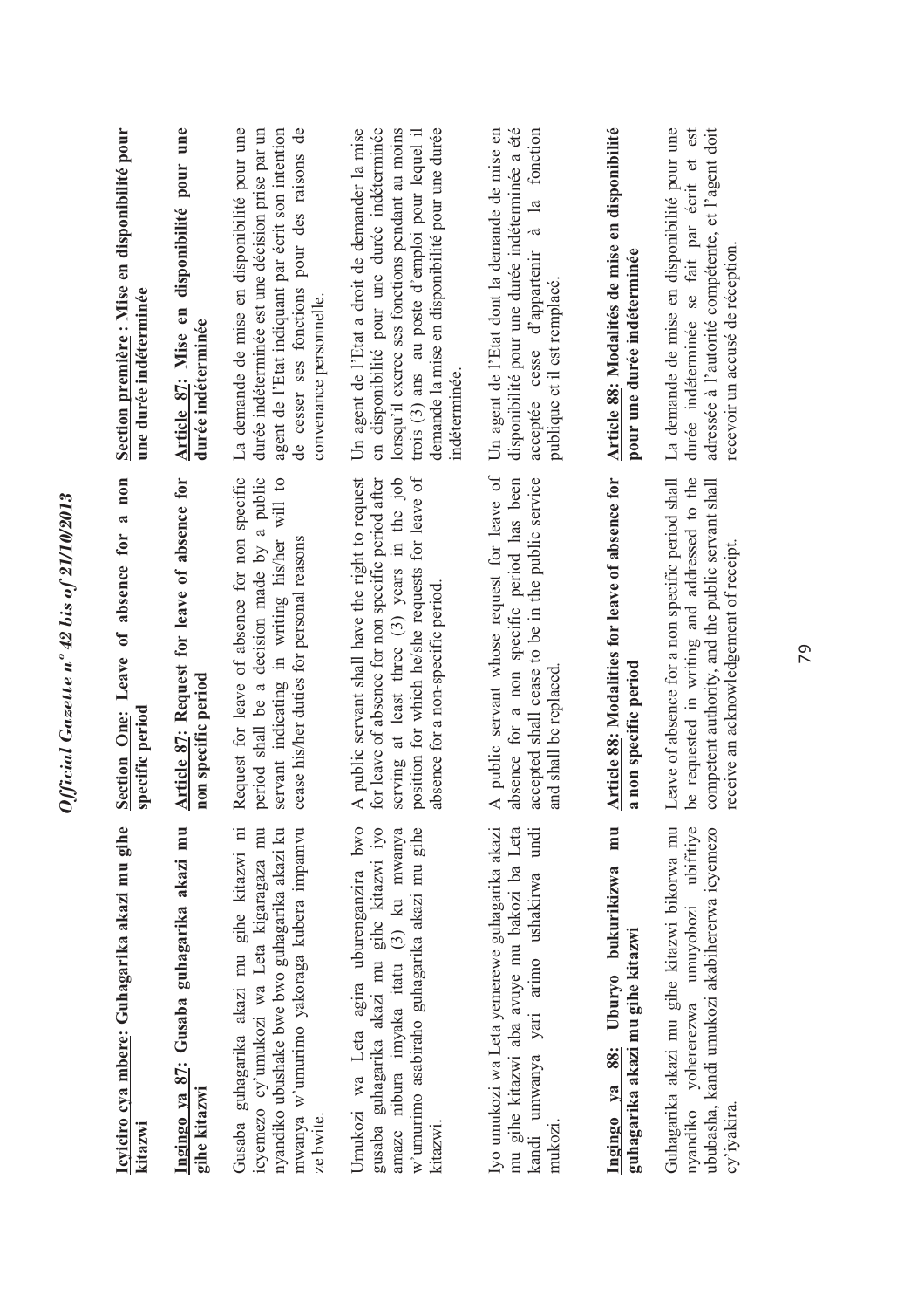**Icyiciro cya mbere: Guhagarika akazi mu gihe kitazwi**

**Ingingo ya 87: Gusaba guhagarika akazi mu gihe kitazwi**

Gusaba guhagarika akazi mu gihe kitazwi ni icyemezo cy'umukozi wa Leta kigaragaza mu nyandiko ubushake bwe bwo guhagarika akazi ku mwanya w'umurimo yakoraga kubera impamvu ze bwite.

Umukozi wa Leta agira uburenganzira bwo gusaba guhagarika akazi mu gihe kitazwi iyo amaze nibura imyaka itatu (3) ku mwanya w'umurimo asabiraho guhagarika akazi mu gihe kitazwi.

Iyo umukozi wa Leta yemerewe guhagarika akazi mu gihe kitazwi aba avuye mu bakozi ba Leta kandi umwanya yari arimo ushakirwa undi mukozi.

**Ingingo ya 88: Uburyo bukurikizwa mu guhagarika akazi mu gihe kitazwi**

Guhagarika akazi mu gihe kitazwi bikorwa mu nyandiko yohererezwa umuyobozi ubifitiye ububasha, kandi umukozi akabihererwa icyemezo cy'iyakira.

**Section One: Leave of absence for a non specific period**

**Article 87: Request for leave of absence for non specific period**

Request for leave of absence for non specific period shall be a decision made by a public servant indicating in writing his/her will to cease his/her duties for personal reasons

A public servant shall have the right to request for leave of absence for non specific period after serving at least three (3) years in the job position for which he/she requests for leave of absence for a non-specific period.

A public servant whose request for leave of absence for a non specific period has been accepted shall cease to be in the public service and shall be replaced.

**Article 88: Modalities for leave of absence for a non specific period**

Leave of absence for a non specific period shall be requested in writing and addressed to the competent authority, and the public servant shall receive an acknowledgement of receipt.

**Section première : Mise en disponibilité pour une durée indéterminée**

**Article 87: Mise en disponibilité pour une durée indéterminée**

La demande de mise en disponibilité pour une durée indéterminée est une décision prise par un agent de l'Etat indiquant par écrit son intention de cesser ses fonctions pour des raisons de convenance personnelle.

Un agent de l'Etat a droit de demander la mise en disponibilité pour une durée indéterminée lorsqu'il exerce ses fonctions pendant au moins trois (3) ans au poste d'emploi pour lequel il demande la mise en disponibilité pour une durée indéterminée.

Un agent de l'Etat dont la demande de mise en disponibilité pour une durée indéterminée a été acceptée cesse d'appartenir à la fonction publique et il est remplacé.

**Article 88: Modalités de mise en disponibilité pour une durée indéterminée**

La demande de mise en disponibilité pour une durée indéterminée se fait par écrit et est adressée à l'autorité compétente, et l'agent doit recevoir un accusé de réception.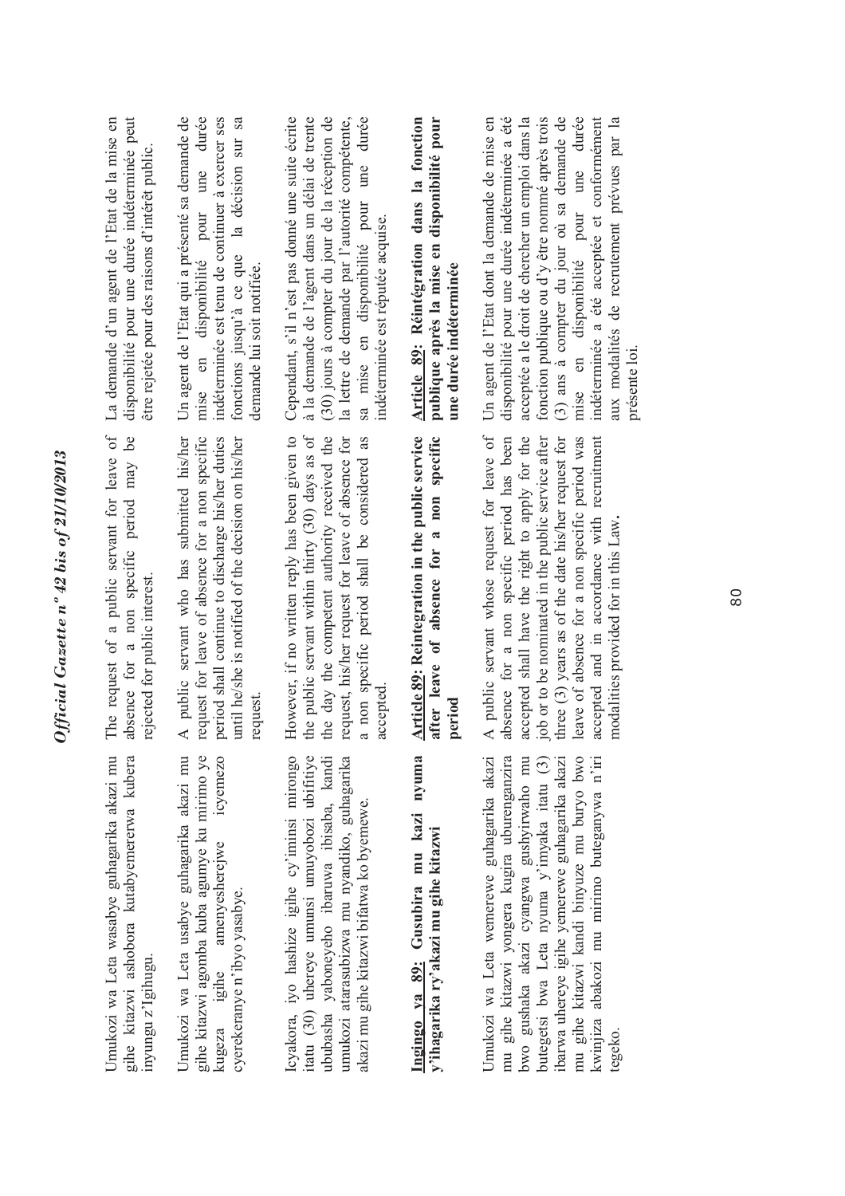Umukozi wa Leta wasabye guhagarika akazi mu gihe kitazwi ashobora kutabyemererwa kubera inyungu z'Igihugu.

Umukozi wa Leta usabye guhagarika akazi mu gihe kitazwi agomba kuba agumye ku mirimo ye kugeza igihe amenyesherejwe icyemezo cyerekeranye n'ibyo yasabye.

Icyakora, iyo hashize igihe cy'iminsi mirongo itatu (30) uhereye umunsi umuyobozi ubifitiye ububasha yaboneyeho ibaruwa ibisaba, kandi umukozi atarasubizwa mu nyandiko, guhagarika akazi mu gihe kitazwi bifatwa ko byemewe.

**Ingingo ya 89: Gusubira mu kazi nyuma y'ihagarika ry'akazi mu gihe kitazwi**

Umukozi wa Leta wemerewe guhagarika akazi mu gihe kitazwi yongera kugira uburenganzira bwo gushaka akazi cyangwa gushyirwaho mu butegetsi bwa Leta nyuma y'imyaka itatu (3) ibarwa uhereye igihe yemerewe guhagarika akazi mu gihe kitazwi kandi binyuze mu buryo bwo kwinjiza abakozi mu mirimo buteganywa n'iri tegeko.

The request of a public servant for leave of absence for a non specific period may be rejected for public interest.

A public servant who has submitted his/her request for leave of absence for a non specific period shall continue to discharge his/her duties until he/she is notified of the decision on his/her request.

However, if no written reply has been given to the public servant within thirty (30) days as of the day the competent authority received the request, his/her request for leave of absence for a non specific period shall be considered as accepted.

**Article 89: Reintegration in the public service after leave of absence for a non specific period**

A public servant whose request for leave of absence for a non specific period has been accepted shall have the right to apply for the job or to be nominated in the public service after three (3) years as of the date his/her request for leave of absence for a non specific period was accepted and in accordance with recruitment modalities provided for in this Law.

La demande d'un agent de l'Etat de la mise en disponibilité pour une durée indéterminée peut être rejetée pour des raisons d'intérêt public.

Un agent de l'Etat qui a présenté sa demande de mise en disponibilité pour une durée indéterminée est tenu de continuer à exercer ses fonctions jusqu'à ce que la décision sur sa demande lui soit notifiée.

Cependant, s'il n'est pas donné une suite écrite à la demande de l'agent dans un délai de trente (30) jours à compter du jour de la réception de la lettre de demande par l'autorité compétente, sa mise en disponibilité pour une durée indéterminée est réputée acquise.

**Article 89: Réintégration dans la fonction publique après la mise en disponibilité pour une durée indéterminée**

Un agent de l'Etat dont la demande de mise en disponibilité pour une durée indéterminée a été acceptée a le droit de chercher un emploi dans la fonction publique ou d'y être nommé après trois (3) ans à compter du jour où sa demande de mise en disponibilité pour une durée indéterminée a été acceptée et conformément aux modalités de recrutement prévues par la présente loi.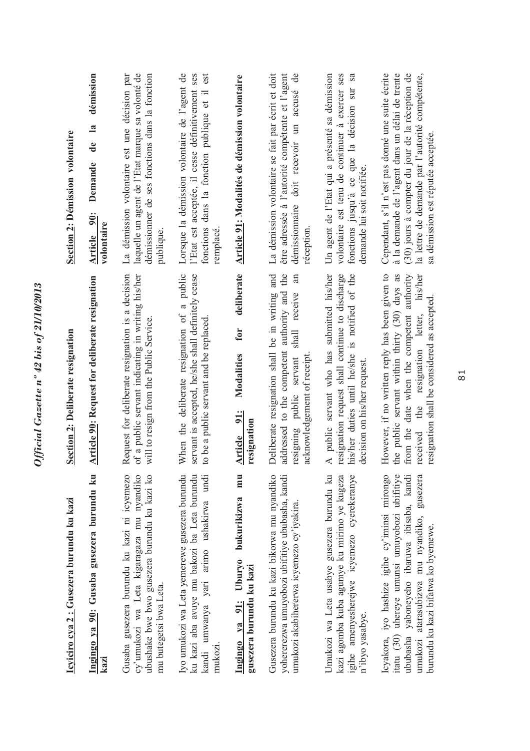**Icyiciro cya 2 : Gusezera burundu ku kazi**

**Ingingo ya 90: Gusaba gusezera burundu ku kazi**

Gusaba gusezera burundu ku kazi ni icyemezo cy'umukozi wa Leta kigaragaza mu nyandiko ubushake bwe bwo gusezera burundu ku kazi ko mu butegetsi bwa Leta.

Iyo umukozi wa Leta yemerewe gusezera burundu ku kazi aba avuye mu bakozi ba Leta burundu kandi umwanya yari arimo ushakirwa undi mukozi.

**Ingingo ya 91: Uburyo bukurikizwa mu gusezera burundu ku kazi**

Gusezera burundu ku kazi bikorwa mu nyandiko yohererezwa umuyobozi ubifitiye ububasha, kandi umukozi akabihererwa icyemezo cy'iyakira.

Umukozi wa Leta usabye gusezera burundu ku kazi agomba kuba agumye ku mirimo ye kugeza igihe amenyesherejwe icyemezo cyerekeranye n'ibyo yasabye.

Icyakora, iyo hashize igihe cy'iminsi mirongo itatu (30) uhereye umunsi umuyobozi ubifitiye ububasha yaboneyeho ibaruwa ibisaba, kandi umukozi atarasubizwa mu nyandiko, gusezera burundu ku kazi bifatwa ko byemewe.

**Section 2: Deliberate resignation**

**Article 90: Request for deliberate resignation**

Request for deliberate resignation is a decision of a public servant indicating in writing his/her will to resign from the Public Service.

When the deliberate resignation of a public servant is accepted, he/she shall definitely cease to be a public servant and be replaced.

**Article 91: Modalities for deliberate resignation**

Deliberate resignation shall be in writing and addressed to the competent authority and the resigning public servant shall receive an acknowledgement of receipt.

A public servant who has submitted his/her resignation request shall continue to discharge his/her duties until he/she is notified of the decision on his/her request.

However, if no written reply has been given to the public servant within thirty (30) days as from the date when the competent authority received the resignation letter, his/her resignation shall be considered as accepted.

**Section 2: Démission volontaire**

**Article 90: Demande de la démission volontaire**

La démission volontaire est une décision par laquelle un agent de l'Etat marque sa volonté de démissionner de ses fonctions dans la fonction publique.

Lorsque la démission volontaire de l'agent de l'Etat est acceptée, il cesse définitivement ses fonctions dans la fonction publique et il est remplacé.

**Article 91: Modalités de démission volontaire**

La démission volontaire se fait par écrit et doit être adressée à l'autorité compétente et l'agent démissionnaire doit recevoir un accusé de réception.

Un agent de l'Etat qui a présenté sa démission volontaire est tenu de continuer à exercer ses fonctions jusqu'à ce que la décision sur sa demande lui soit notifiée.

Cependant, s'il n'est pas donné une suite écrite à la demande de l'agent dans un délai de trente (30) jours à compter du jour de la réception de la lettre de demande par l'autorité compétente, sa démission est réputée acceptée.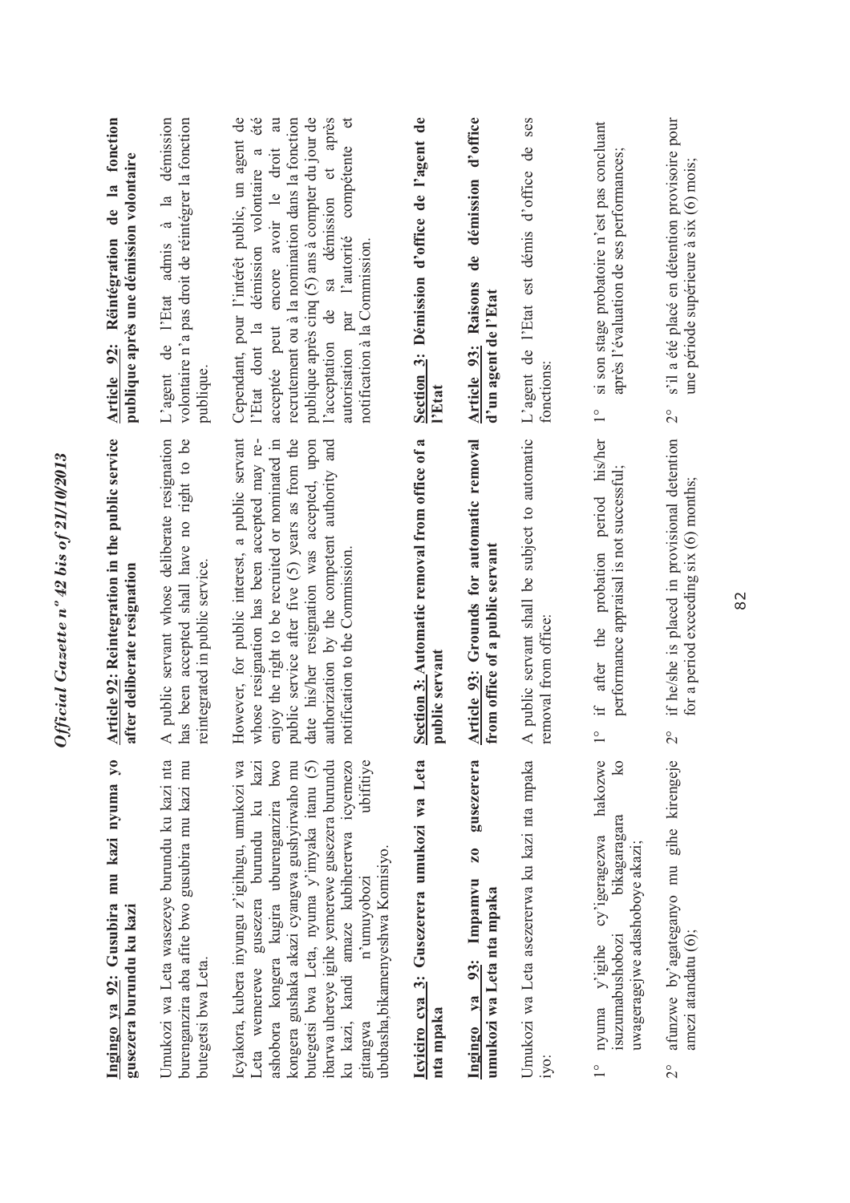**Ingingo ya 92: Gusubira mu kazi nyuma yo gusezera burundu ku kazi**

Umukozi wa Leta wasezeye burundu ku kazi nta burenganzira aba afite bwo gusubira mu kazi mu butegetsi bwa Leta.

Icyakora, kubera inyungu z'igihugu, umukozi wa Leta wemerewe gusezera burundu ku kazi ashobora kongera kugira uburenganzira bwo kongera gushaka akazi cyangwa gushyirwaho mu butegetsi bwa Leta, nyuma y'imyaka itanu (5) ibarwa uhereye igihe yemerewe gusezera burundu ku kazi, kandi amaze kubiherwa icyemezo gitangwa n'umuyobozi ubifitiye ububasha,bikamenyeshwa Komisiyo.

**Icyiciro cya 3: Gusezerera umukozi wa Leta nta mpaka**

**Ingingo ya 93: Impamvu zo gusezerera umukozi wa Leta nta mpaka**

Umukozi wa Leta asezererwa ku kazi nta mpaka iyo:

1° nyuma y'igihe cy'igeragezwa hakozwe isuzumabushobozi bikagaragara ko uwageragejwe adashoboye akazi;

2° afunzwe by'agateganyo mu gihe kirengeje amezi atandatu (6);

**Article 92: Reintegration in the public service after deliberate resignation**

A public servant whose deliberate resignation has been accepted shall have no right to be reintegrated in public service.

However, for public interest, a public servant whose resignation has been accepted may re-enjoy the right to be recruited or nominated in public service after five (5) years as from the date his/her resignation was accepted, upon authorization by the competent authority and notification to the Commission.

**Section 3: Automatic removal from office of a public servant**

**Article 93: Grounds for automatic removal from office of a public servant**

A public servant shall be subject to automatic removal from office:

1° if after the probation period his/her performance appraisal is not successful;

2° if he/she is placed in provisional detention for a period exceeding six (6) months;

**Article 92: Réintégration de la fonction publique après une démission volontaire**

L'agent de l'Etat admis à la démission volontaire n'a pas droit de réintégrer la fonction publique.

Cependant, pour l'intérêt public, un agent de l'Etat dont la démission volontaire a été acceptée peut encore avoir le droit au recrutement ou à la nomination dans la fonction publique après cinq (5) ans à compter du jour de l'acceptation de sa démission et après autorisation par l'autorité compétente et notification à la Commission.

**Section 3: Démission d'office de l'agent de l'Etat**

**Article 93: Raisons de démission d'office d'un agent de l'Etat**

L'agent de l'Etat est démis d'office de ses fonctions:

1° si son stage probatoire n'est pas concluant après l'évaluation de ses performances;

2° s'il a été placé en détention provisoire pour une période supérieure à six (6) mois;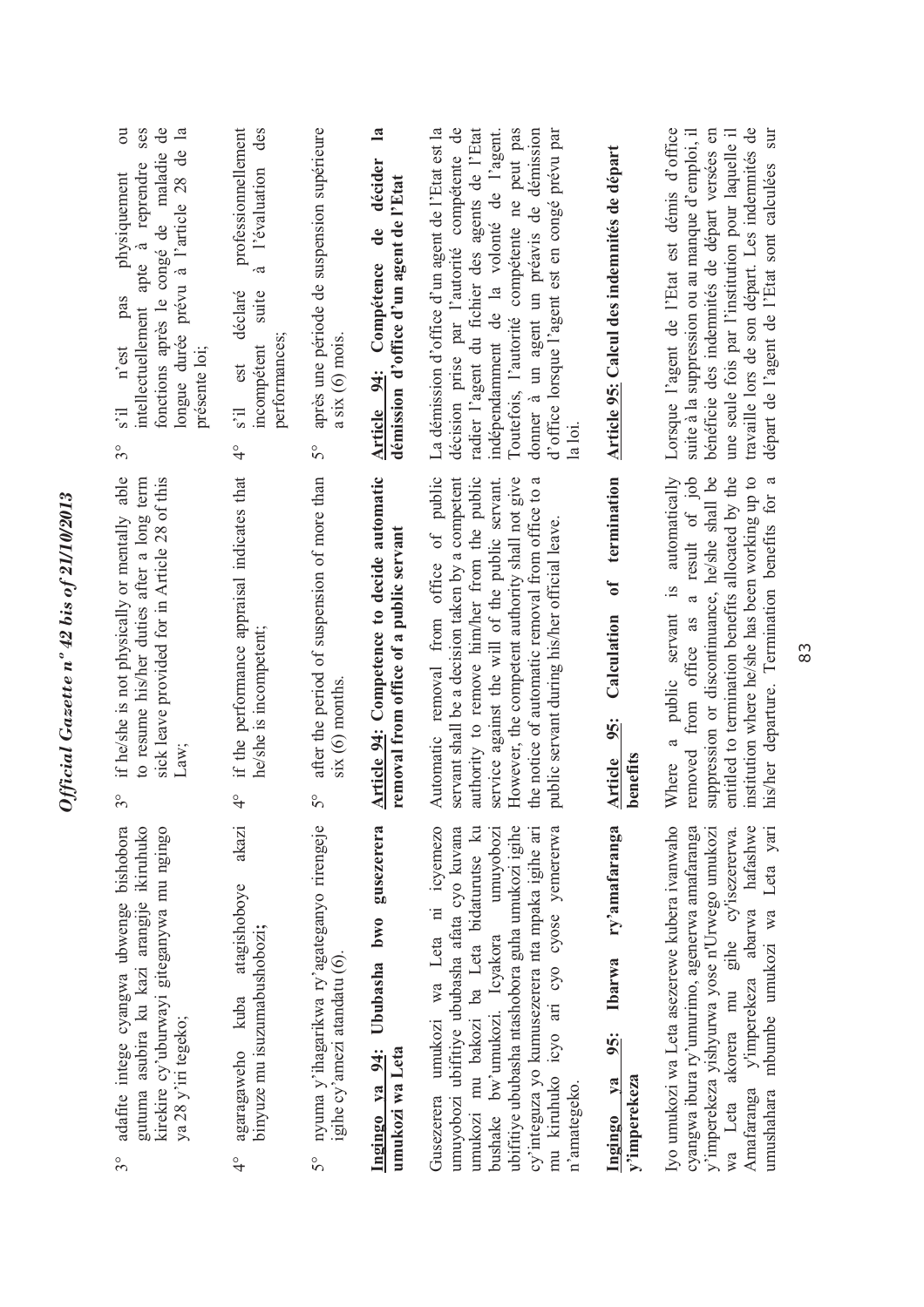3° adafite intege cyangwa ubwenge bishobora gutuma asubira ku kazi arangije ikiruhuko kirekire cy'uburwayi giteganywa mu ngingo ya 28 y'iri tegeko;

4° agaragaweho kuba atagishoboye akazi binyuze mu isuzumabushobozi;

5° nyuma y'ihagarikwa ry'agateganyo rirengeje igihe cy'amezi atandatu (6).

**Ingingo ya 94: Ububasha bwo gusezerera umukozi wa Leta**

Gusezerera umukozi wa Leta ni icyemezo umuyobozi ubifitiye ububasha afata cyo kuvana umukozi mu bakozi ba Leta bidaturutse ku bushake bw'umukozi. Icyakora umuyobozi ubifitiye ububasha ntashobora guha umukozi igihe cy'integuza yo kumusezerera nta mpaka igihe ari mu kiruhuko icyo ari cyo cyose yemererwa n'amategeko.

**Ingingo ya 95: Ibarwa ry'amafaranga y'imperekeza**

Iyo umukozi wa Leta asezerewe kubera ivanwaho cyangwa ibura ry'umurimo, agenerwa amafaranga y'imperekeza yishyurwa yose n'Urwego umukozi wa Leta akorera mu gihe cy'isezererwa. Amafaranga y'imperekeza abarwa hafashwe umushahara mbumbe umukozi wa Leta yari

3° if he/she is not physically or mentally able to resume his/her duties after a long term sick leave provided for in Article 28 of this Law;

4° if the performance appraisal indicates that he/she is incompetent;

5° after the period of suspension of more than six (6) months.

**Article 94: Competence to decide automatic removal from office of a public servant**

Automatic removal from office of public servant shall be a decision taken by a competent authority to remove him/her from the public service against the will of the public servant. However, the competent authority shall not give the notice of automatic removal from office to a public servant during his/her official leave.

**Article 95: Calculation of termination benefits**

Where a public servant is automatically removed from office as a result of job suppression or discontinuance, he/she shall be entitled to termination benefits allocated by the institution where he/she has been working up to his/her departure. Termination benefits for a

3° s'il n'est pas physiquement ou intellectuellement apte à reprendre ses fonctions après le congé de maladie de longue durée prévu à l'article 28 de la présente loi;

4° s'il est déclaré professionnellement incompétent suite à l'évaluation des performances;

5° après une période de suspension supérieure a six (6) mois.

**Article 94: Compétence de décider la démission d'office d'un agent de l'Etat**

La démission d'office d'un agent de l'Etat est la décision prise par l'autorité compétente de radier l'agent du fichier des agents de l'Etat indépendamment de la volonté de l'agent. Toutefois, l'autorité compétente ne peut pas donner à un agent un préavis de démission d'office lorsque l'agent est en congé prévu par la loi.

**Article 95: Calcul des indemnités de départ**

Lorsque l'agent de l'Etat est démis d'office suite à la suppression ou au manque d'emploi, il bénéficie des indemnités de départ versées en une seule fois par l'institution pour laquelle il travaille lors de son départ. Les indemnités de départ de l'agent de l'Etat sont calculées sur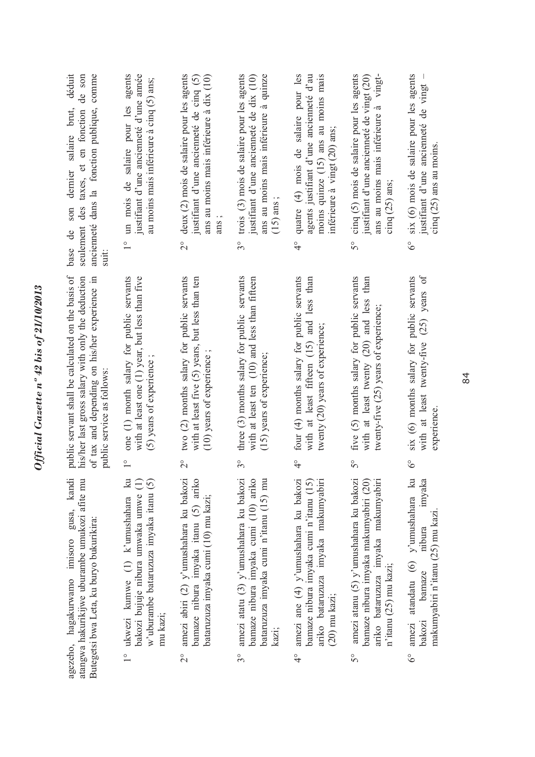agezeho, hagakurwamo imisoro gusa, kandi atangwa hakurikijwe uburambe umukozi afite mu Butegetsi bwa Leta, ku buryo bukurikira:

1° ukwezi kumwe (1) k'umushahara ku bakozi bujuje nibura umwaka umwe (1) w'uburambe bataruzuza imyaka itanu (5) mu kazi;

2° amezi abiri (2) y'umushahara ku bakozi bamaze nibura imyaka itanu (5) ariko bataruzuza imyaka cumi (10) mu kazi;

3° amezi atatu (3) y'umushahara ku bakozi bamaze nibura imyaka cumi (10) ariko bataruzuza imyaka cumi n'itanu (15) mu kazi;

4° amezi ane (4) y'umushahara ku bakozi bamaze nibura imyaka cumi n'itanu (15) ariko bataruzuza imyaka makumyabiri (20) mu kazi;

5° amezi atanu (5) y'umushahara ku bakozi bamaze nibura imyaka makumyabiri (20) ariko bataruzuza imyaka makumyabiri n'itanu (25) mu kazi;

6° amezi atandatu (6) y'umushahara ku bakozi bamaze nibura imyaka makumyabiri n'itanu (25) mu kazi.

public servant shall be calculated on the basis of his/her last gross salary with only the deduction of tax and depending on his/her experience in public service as follows:

1° one (1) month salary for public servants with at least one (1) year, but less than five (5) years of experience ;

2° two (2) months salary for public servants with at least five (5) years, but less than ten (10) years of experience ;

3° three (3) months salary for public servants with at least ten (10) and less than fifteen (15) years of experience;

4° four (4) months salary for public servants with at least fifteen (15) and less than twenty (20) years of experience;

5° five (5) months salary for public servants with at least twenty (20) and less than twenty-five (25) years of experience;

6° six (6) months salary for public servants with at least twenty-five (25) years of experience.

base de son dernier salaire brut, déduit seulement des taxes, et en fonction de son ancienneté dans la fonction publique, comme suit:

1° un mois de salaire pour les agents justifiant d'une ancienneté d'une année au moins mais inférieure à cinq (5) ans;

2° deux (2) mois de salaire pour les agents justifiant d'une ancienneté de cinq (5) ans au moins mais inférieure à dix (10) ans ;

3° trois (3) mois de salaire pour les agents justifiant d'une ancienneté de dix (10) ans au moins mais inférieure à quinze (15) ans ;

4° quatre (4) mois de salaire pour les agents justifiant d'une ancienneté d'au moins quinze (15) ans au moins mais inférieure à vingt (20) ans;

5° cinq (5) mois de salaire pour les agents justifiant d'une ancienneté de vingt (20) ans au moins mais inférieure à vingt-cinq (25) ans;

6° six (6) mois de salaire pour les agents justifiant d'une ancienneté de vingt – cinq (25) ans au moins.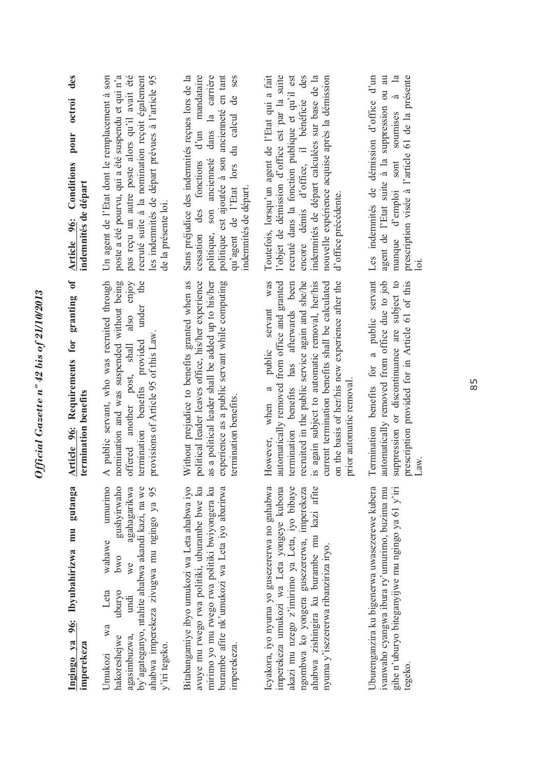**Ingingo ya 96: Ibyubahirizwa mu gutanga imperekeza**

Umukozi wa Leta wahawe umurimo hakoreshejwe uburyo bwo gushyirwaho agasimbuzwa, undi we agahagarikwa by'agateganyo, ntahite ahabwa akandi kazi, na we ahabwa imperekeza zivugwa mu ngingo ya 95 y'iri tegeko.

Bitabangamiye ibyo umukozi wa Leta ahabwa iyo avuye mu rwego rwa politiki, uburambe bwe ku mirimo yo mu rwego rwa politiki bwiyongera ku burambe afite nk'umukozi wa Leta iyo abarirwa imperekeza.

Icyakora, iyo nyuma yo gusezererwa no guhabwa imperekeza umukozi wa Leta yongeye kubona akazi mu nzego z'imirimo ya Leta, iyo bibaye ngombwa ko yongera gusezererwa, imperekeza ahabwa zishingira ku burambe mu kazi afite nyuma y'isezererwa ribanziriza iryo.

Uburenganzira ku bigenerwa uwasezerewe kubera ivanwaho cyangwa ibura ry'umurimo, buzima mu gihe n'uburyo biteganyijwe mu ngingo ya 61 y'iri tegeko.

**Article 96: Requirements for granting of termination benefits**

A public servant, who was recruited through nomination and was suspended without being offered another post, shall also enjoy termination benefits provided under the provisions of Article 95 of this Law.

Without prejudice to benefits granted when as political leader leaves office, his/her experience as a political leader shall be added up to his/her experience as a public servant while computing termination benefits.

However, when a public servant was automatically removed from office and granted termination benefits has afterwards been recruited in the public service again and she/he is again subject to automatic removal, her/his current termination benefits shall be calculated on the basis of her/his new experience after the prior automatic removal.

Termination benefits for a public servant automatically removed from office due to job suppression or discontinuance are subject to prescription provided for in Article 61 of this Law.

**Article 96: Conditions pour octroi des indemnités de départ**

Un agent de l'Etat dont le remplacement à son poste a été pourvu, qui a été suspendu et qui n'a pas reçu un autre poste alors qu'il avait été recruté suite à la nomination reçoit également les indemnités de départ prévues à l'article 95 de la présente loi.

Sans préjudice des indemnités reçues lors de la cessation des fonctions d'un mandataire politique, son ancienneté dans la carrière politique est ajoutée à son ancienneté en tant qu'agent de l'Etat lors du calcul de ses indemnités de départ.

Toutefois, lorsqu'un agent de l'Etat qui a fait l'objet de démission d'office est par la suite recruté dans la fonction publique et qu'il est encore démis d'office, il bénéficie des indemnités de départ calculées sur base de la nouvelle expérience acquise après la démission d'office précédente.

Les indemnités de démission d'office d'un agent de l'Etat suite à la suppression ou au manque d'emploi sont soumises à la prescription visée à l'article 61 de la présente loi.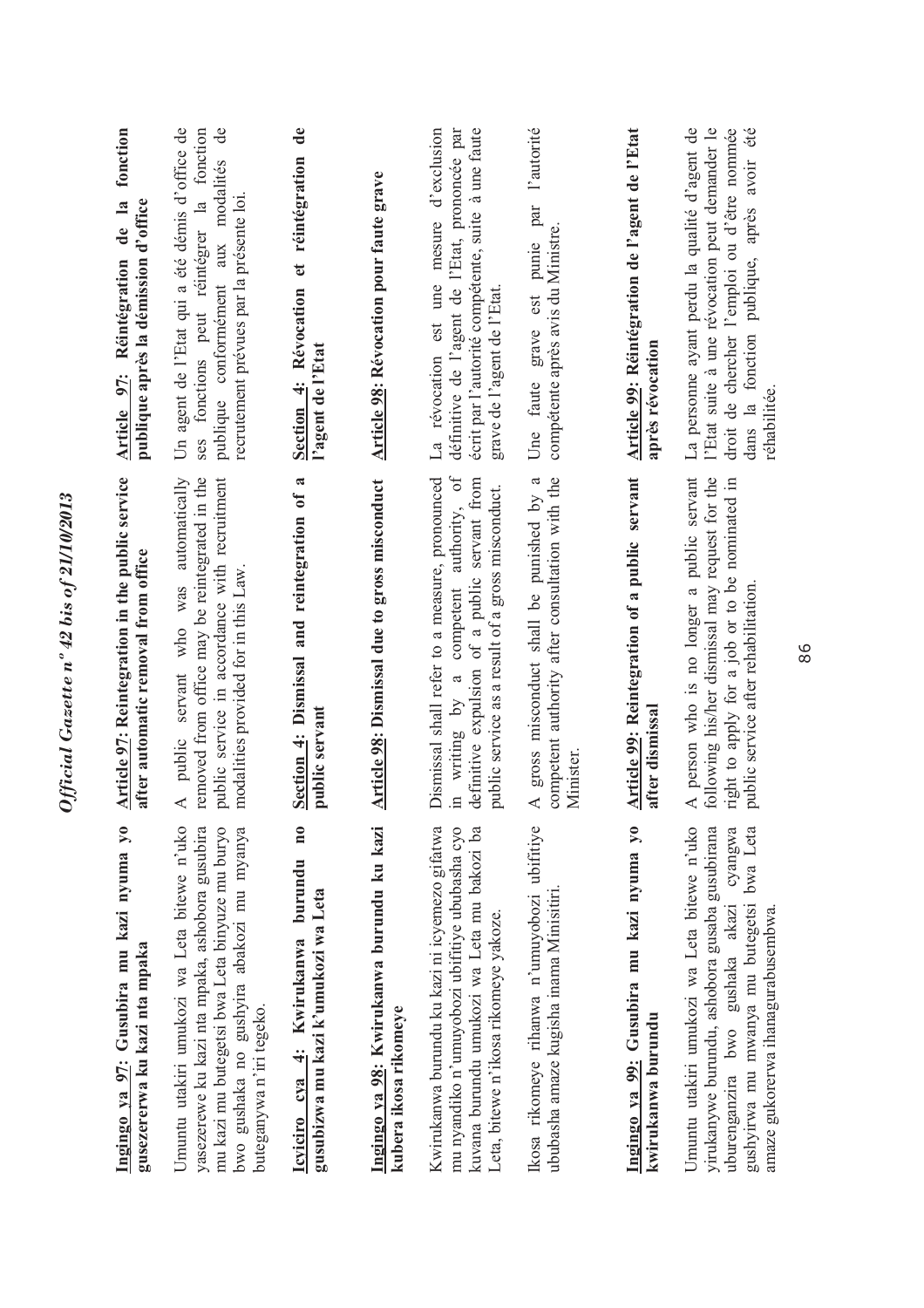**Ingingo ya 97: Gusubira mu kazi nyuma yo gusezererwa ku kazi nta mpaka**

Umuntu utakiri umukozi wa Leta bitewe n'uko yasezerewe ku kazi nta mpaka, ashobora gusubira mu kazi mu butegetsi bwa Leta binyuze mu buryo bwo gushaka no gushyira abakozi mu myanya buteganywa n'iri tegeko.

**Icyiciro cya 4: Kwirukanwa burundu no gusubizwa mu kazi k'umukozi wa Leta**

**Ingingo ya 98: Kwirukanwa burundu ku kazi kubera ikosa rikomeye**

Kwirukanwa burundu ku kazi ni icyemezo gifatwa mu nyandiko n'umuyobozi ubifitiye ububasha cyo kuvana burundu umukozi wa Leta mu bakozi ba Leta, bitewe n'ikosa rikomeye yakoze.

Ikosa rikomeye rihanwa n'umuyobozi ubifitiye ububasha amaze kugisha inama Minisitiri.

**Ingingo ya 99: Gusubira mu kazi nyuma yo kwirukanwa burundu**

Umuntu utakiri umukozi wa Leta bitewe n'uko yirukanywe burundu, ashobora gusaba gusubirana uburenganzira bwo gushaka akazi cyangwa gushyirwa mu mwanya mu butegetsi bwa Leta amaze gukorerwa ihanagurabusembwa.

**Article 97: Reintegration in the public service after automatic removal from office**

A public servant who was automatically removed from office may be reintegrated in the public service in accordance with recruitment modalities provided for in this Law.

**Section 4: Dismissal and reintegration of a public servant**

**Article 98: Dismissal due to gross misconduct**

Dismissal shall refer to a measure, pronounced in writing by a competent authority, of definitive expulsion of a public servant from public service as a result of a gross misconduct.

A gross misconduct shall be punished by a competent authority after consultation with the Minister.

**Article 99: Reintegration of a public servant after dismissal**

A person who is no longer a public servant following his/her dismissal may request for the right to apply for a job or to be nominated in public service after rehabilitation.

**Article 97: Réintégration de la fonction publique après la démission d'office**

Un agent de l'Etat qui a été démis d'office de ses fonctions peut réintégrer la fonction publique conformément aux modalités de recrutement prévues par la présente loi.

**Section 4: Révocation et réintégration de l'agent de l'Etat**

**Article 98: Révocation pour faute grave**

La révocation est une mesure d'exclusion définitive de l'agent de l'Etat, prononcée par écrit par l'autorité compétente, suite à une faute grave de l'agent de l'Etat.

Une faute grave est punie par l'autorité compétente après avis du Ministre.

**Article 99: Réintégration de l'agent de l'Etat après révocation**

La personne ayant perdu la qualité d'agent de l'Etat suite à une révocation peut demander le droit de chercher l'emploi ou d'être nommée dans la fonction publique, après avoir été réhabilitée.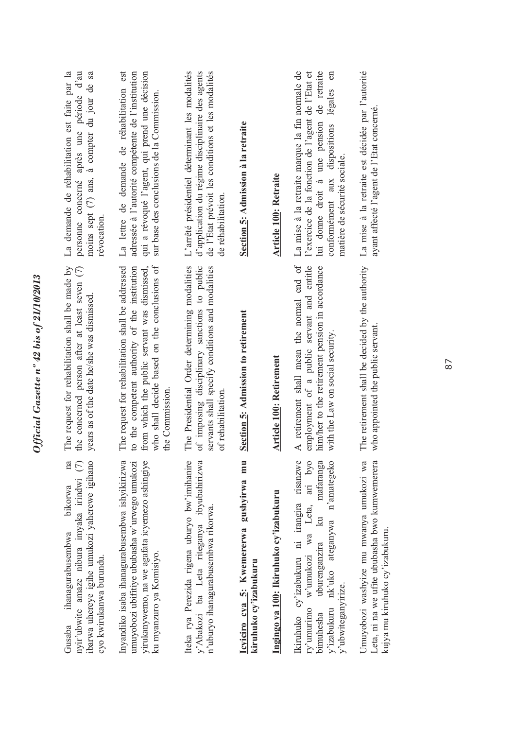Gusaba ihanagurabusembwa bikorwa na nyir'ubwite amaze nibura imyaka irindwi (7) ibarwa uhereye igihe umukozi yaherewe igihano cyo kwirukanwa burundu.

Inyandiko isaba ihanagurabusembwa ishyikirizwa umuyobozi ubifitiye ububasha w'urwego umukozi yirukanywemo, na we agafata icyemezo ashingiye ku myanzuro ya Komisiyo.

Iteka rya Perezida rigena uburyo bw'imihanire y'Abakozi ba Leta riteganya ibyubahirizwa n'uburyo ihanagurabusembwa rikorwa.

**Icyiciro cya 5: Kwemererwa gushyirwa mu kiruhuko cy'izabukuru**

**Ingingo ya 100: Ikiruhuko cy'izabukuru**

Ikiruhuko cy'izabukuru ni irangira risanzwe ry'umurimo w'umukozi wa Leta, ari byo bimuhesha uburenganzira ku mafaranga y'izabukuru nk'uko ateganywa n'amategeko y'ubwiteganyirize.

Umuyobozi washyize mu mwanya umukozi wa Leta, ni na we ufite ububasha bwo kumwemerera kujya mu kiruhuko cy'izabukuru.

The request for rehabilitation shall be made by the concerned person after at least seven (7) years as of the date he/she was dismissed.

The request for rehabilitation shall be addressed to the competent authority of the institution from which the public servant was dismissed, who shall decide based on the conclusions of the Commission.

The Presidential Order determining modalities of imposing disciplinary sanctions to public servants shall specify conditions and modalities of rehabilitation.

**Section 5: Admission to retirement**

**Article 100: Retirement**

A retirement shall mean the normal end of employment of a public servant and entitle him/her to the retirement pension in accordance with the Law on social security.

The retirement shall be decided by the authority who appointed the public servant.

La demande de réhabilitation est faite par la personne concerné après une période d'au moins sept (7) ans, à compter du jour de sa révocation.

La lettre de demande de réhabilitation est adressée à l'autorité compétente de l'institution qui a révoqué l'agent, qui prend une décision sur base des conclusions de la Commission.

L'arrêté présidentiel déterminant les modalités d'application du régime disciplinaire des agents de l'Etat prévoit les conditions et les modalités de réhabilitation.

**Section 5: Admission à la retraite**

**Article 100: Retraite**

La mise à la retraite marque la fin normale de l'exercice de la fonction de l'agent de l'Etat et lui donne droit à une pension de retraite conformément aux dispositions légales en matière de sécurité sociale.

La mise à la retraite est décidée par l'autorité ayant affecté l'agent de l'Etat concerné.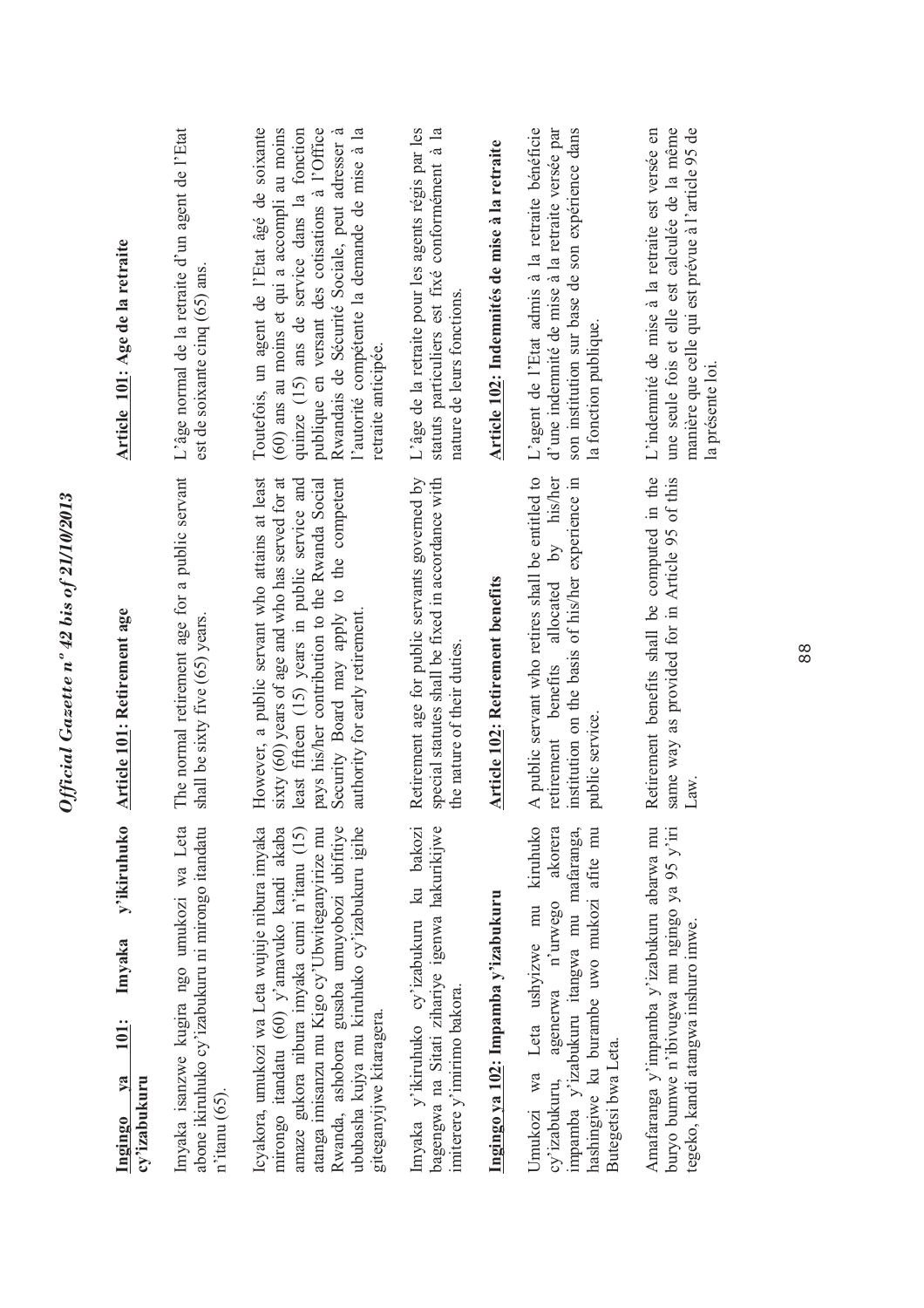**Ingingo ya 101: Imyaka y'ikiruhuko cy'izabukuru**

Imyaka isanzwe kugira ngo umukozi wa Leta abone ikiruhuko cy'izabukuru ni mirongo itandatu n'itanu (65).

Icyakora, umukozi wa Leta wujuje nibura imyaka mirongo itandatu (60) y'amavuko kandi akaba amaze gukora nibura imyaka cumi n'itanu (15) atanga imisanzu mu Kigo cy'Ubwiteganyirize mu Rwanda, ashobora gusaba umuyobozi ubifitiye ububasha kujya mu kiruhuko cy'izabukuru igihe giteganyijwe kitaragera.

Imyaka y'ikiruhuko cy'izabukuru ku bakozi bagengwa na Sitati zihariye igenwa hakurikijwe imiterere y'imirimo bakora.

**Ingingo ya 102: Impamba y'izabukuru**

Umukozi wa Leta ushyizwe mu kiruhuko cy'izabukuru, agenerwa n'urwego akorera impamba y'izabukuru itangwa mu mafaranga, hashingiwe ku burambe uwo mukozi afite mu Butegetsi bwa Leta.

Amafaranga y'impamba y'izabukuru abarwa mu buryo bumwe n'ibivugwa mu ngingo ya 95 y'iri tegeko, kandi atangwa inshuro imwe.

**Article 101: Retirement age**

The normal retirement age for a public servant shall be sixty five (65) years.

However, a public servant who attains at least sixty (60) years of age and who has served for at least fifteen (15) years in public service and pays his/her contribution to the Rwanda Social Security Board may apply to the competent authority for early retirement.

Retirement age for public servants governed by special statutes shall be fixed in accordance with the nature of their duties.

**Article 102: Retirement benefits**

A public servant who retires shall be entitled to retirement benefits allocated by his/her institution on the basis of his/her experience in public service.

Retirement benefits shall be computed in the same way as provided for in Article 95 of this Law.

**Article 101: Age de la retraite**

L'âge normal de la retraite d'un agent de l'Etat est de soixante cinq (65) ans.

Toutefois, un agent de l'Etat âgé de soixante (60) ans au moins et qui a accompli au moins quinze (15) ans de service dans la fonction publique en versant des cotisations à l'Office Rwandais de Sécurité Sociale, peut adresser à l'autorité compétente la demande de mise à la retraite anticipée.

L'âge de la retraite pour les agents régis par les statuts particuliers est fixé conformément à la nature de leurs fonctions.

**Article 102: Indemnités de mise à la retraite**

L'agent de l'Etat admis à la retraite bénéficie d'une indemnité de mise à la retraite versée par son institution sur base de son expérience dans la fonction publique.

L'indemnité de mise à la retraite est versée en une seule fois et elle est calculée de la même manière que celle qui est prévue à l'article 95 de la présente loi.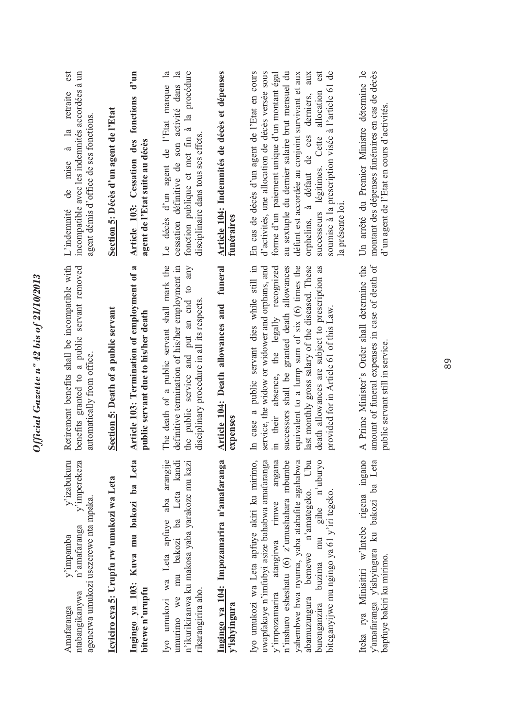Amafaranga y'impamba y'izabukuru ntabangikanywa n'amafaranga y'imperekeza agenerwa umukozi usezerewe nta mpaka.

## Icyiciro cya 5: Urupfu rw'umukozi wa Leta

### Ingingo ya 103: Kuva mu bakozi ba Leta bitewe n'urupfu

Iyo umukozi wa Leta apfuye aba arangije umurimo we mu bakozi ba Leta kandi n'ikurikiranwa ku makosa yaba yarakoze mu kazi rikarangirira aho.

### Ingingo ya 104: Impozamarira n'amafaranga y'ishyingura

Iyo umukozi wa Leta apfuye akiri ku mirimo, uwapfakaye n'imfubyi asize bahabwa amafaranga y'impozamarira atangirwa rimwe angana n'inshuro esheshatu (6) z'umushahara mbumbe yahembwe bwa nyuma, yaba atabafite agahabwa abamuzungura bemewe n'amategeko. Ubu burenganzira buzima mu gihe n'uburyo biteganyijwe mu ngingo ya 61 y'iri tegeko.

Iteka rya Minisitiri w'Intebe rigena ingano y'amafaranga y'ishyingura ku bakozi ba Leta bapfuye bakiri ku mirimo.

Retirement benefits shall be incompatible with benefits granted to a public servant removed automatically from office.

## Section 5: Death of a public servant

### Article 103: Termination of employment of a public servant due to his/her death

The death of a public servant shall mark the definitive termination of his/her employment in the public service and put an end to any disciplinary procedure in all its respects.

### Article 104: Death allowances and funeral expenses

In case a public servant dies while still in service, the widow or widower and orphans, and in their absence, the legally recognized successors shall be granted death allowances equivalent to a lump sum of six (6) times the last monthly gross salary of the diseased. These death allowances are subject to prescription as provided for in Article 61 of this Law.

A Prime Minister's Order shall determine the amount of funeral expenses in case of death of public servant still in service.

L'indemnité de mise à la retraite est incompatible avec les indemnités accordées à un agent démis d'office de ses fonctions.

## Section 5: Décès d'un agent de l'Etat

### Article 103: Cessation des fonctions d'un agent de l'Etat suite au décès

Le décès d'un agent de l'Etat marque la cessation définitive de son activité dans la fonction publique et met fin à la procédure disciplinaire dans tous ses effets.

### Article 104: Indemnités de décès et dépenses funéraires

En cas de décès d'un agent de l'Etat en cours d'activités, une allocation de décès versée sous forme d'un paiement unique d'un montant égal au sextuple du dernier salaire brut mensuel du défunt est accordée au conjoint survivant et aux orphelins, à défaut de ces derniers, aux successeurs légitimes. Cette allocation est soumise à la prescription visée à l'article 61 de la présente loi.

Un arrêté du Premier Ministre détermine le montant des dépenses funéraires en cas de décès d'un agent de l'Etat en cours d'activités.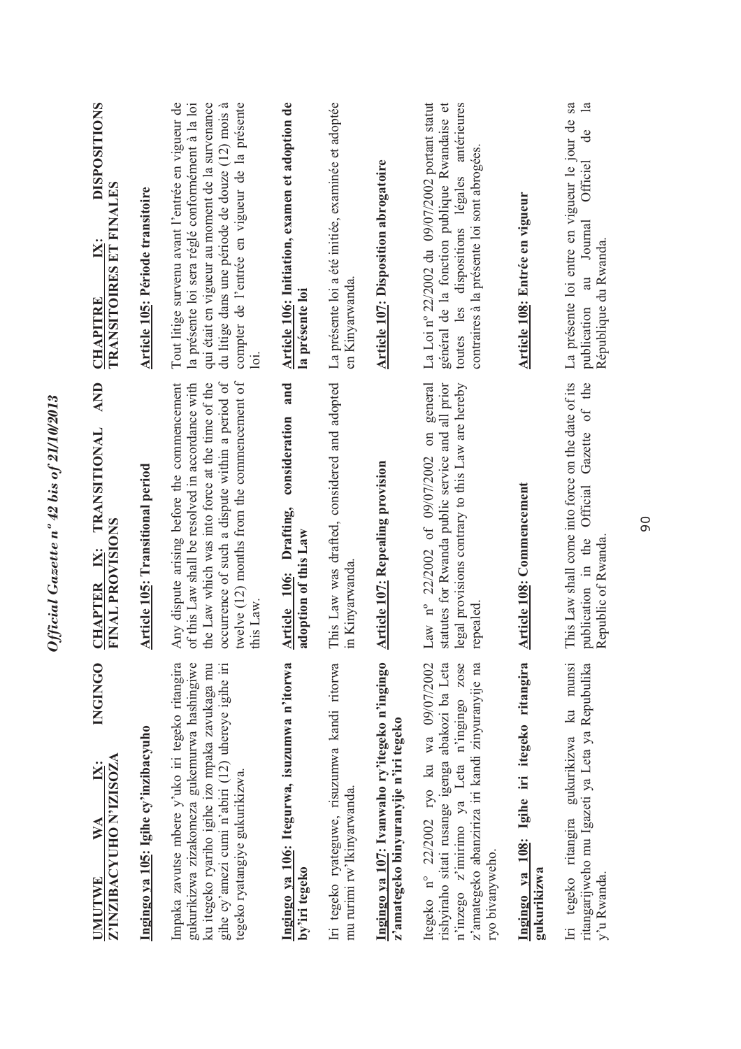**UMUTWE WA IX: INGINGO Z'INZIBACYUHO N'IZISOZA**

**Ingingo ya 105: Igihe cy'inzibacyuho**

Imanza zavutse mbere y'uko iri tegeko ritangira gukurikizwa zizakomeza gukemurwa hashingiwe ku itegeko ryariho igihe izo manza zavukaga mu gihe cy'amezi cumi n'abiri (12) uhereye igihe iri tegeko ryatangiye gukurikizwa.

**Ingingo ya 106: Itegurwa, isuzumwa n'itorwa by'iri tegeko**

Iri tegeko ryateguwe, risuzumwa kandi ritorwa mu rurimi rw'Ikinyarwanda.

**Ingingo ya 107: Ivanwaho ry'itegeko n'ingingo z'amategeko binyuranyije n'iri tegeko**

Itegeko n° 22/2002 ryo ku wa 09/07/2002 rishyiraho sitati rusange igenga abakozi ba Leta n'inzego z'imirimo ya Leta n'ingingo zose z'amategeko abanziriza iri kandi zinyuranyije na ryo bivanyweho.

**Ingingo ya 108: Igihe iri itegeko ritangira gukurikizwa**

Iri tegeko ritangira gukurikizwa ku munsi ritangarijweho mu Igazeti ya Leta ya Repubulika y'u Rwanda.

**CHAPTER IX: TRANSITIONAL AND FINAL PROVISIONS**

**Article 105: Transitional period**

Any dispute arising before the commencement of this Law shall be resolved in accordance with the Law which was into force at the time of the occurrence of such a dispute within a period of twelve (12) months from the commencement of this Law.

**Article 106: Drafting, consideration and adoption of this Law**

This Law was drafted, considered and adopted in Kinyarwanda.

**Article 107: Repealing provision**

Law n° 22/2002 of 09/07/2002 on general statutes for Rwanda public service and all prior legal provisions contrary to this Law are hereby repealed.

**Article 108: Commencement**

This Law shall come into force on the date of its publication in the Official Gazette of the Republic of Rwanda.

**CHAPITRE IX: DISPOSITIONS TRANSITOIRES ET FINALES**

**Article 105: Période transitoire**

Tout litige survenu avant l'entrée en vigueur de la présente loi sera réglé conformément à la loi qui était en vigueur au moment de la survenance du litige dans une période de douze (12) mois à compter de l'entrée en vigueur de la présente loi.

**Article 106: Initiation, examen et adoption de la présente loi**

La présente loi a été initiée, examinée et adoptée en Kinyarwanda.

**Article 107: Disposition abrogatoire**

La Loi nº 22/2002 du 09/07/2002 portant statut général de la fonction publique Rwandaise et toutes les dispositions légales antérieures contraires à la présente loi sont abrogées.

**Article 108: Entrée en vigueur**

La présente loi entre en vigueur le jour de sa publication au Journal Officiel de la République du Rwanda.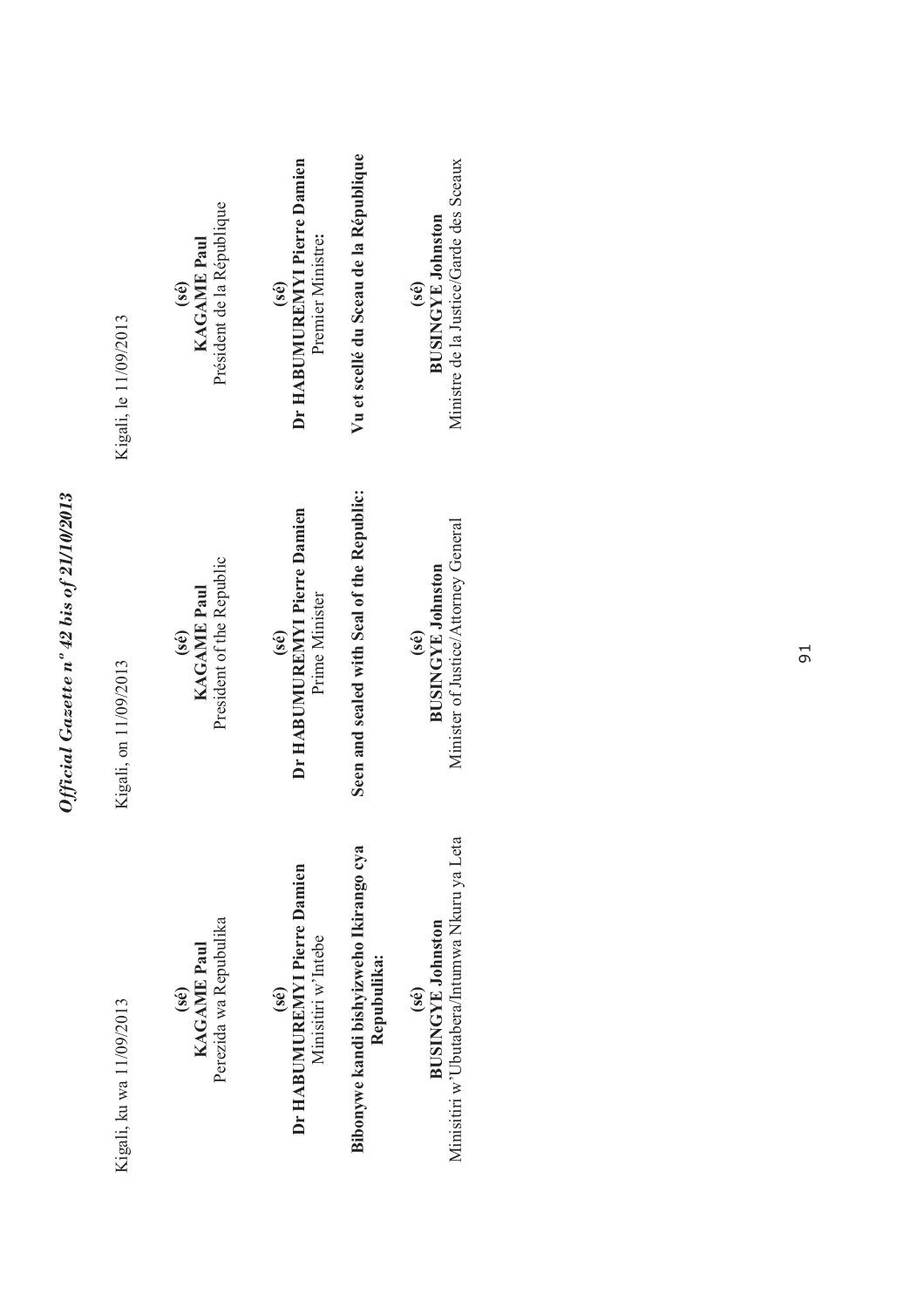Kigali, ku wa 11/09/2013

**(sé)**
**KAGAME Paul**
Perezida wa Repubulika

**(sé)**
**Dr HABUMUREMYI Pierre Damien**
Minisitiri w'Intebe

**Bibonywe kandi bishyizweho Ikirango cya Repubulika:**

**(sé)**
**BUSINGYE Johnston**
Minisitiri w'Ubutabera/Intumwa Nkuru ya Leta

Kigali, on 11/09/2013

**(sé)**
**KAGAME Paul**
President of the Republic

**(sé)**
**Dr HABUMUREMYI Pierre Damien**
Prime Minister

**Seen and sealed with Seal of the Republic:**

**(sé)**
**BUSINGYE Johnston**
Minister of Justice/Attorney General

Kigali, le 11/09/2013

**(sé)**
**KAGAME Paul**
Président de la République

**(sé)**
**Dr HABUMUREMYI Pierre Damien**
Premier Ministre

**Vu et scellé du Sceau de la République**

**(sé)**
**BUSINGYE Johnston**
Ministre de la Justice/Garde des Sceaux